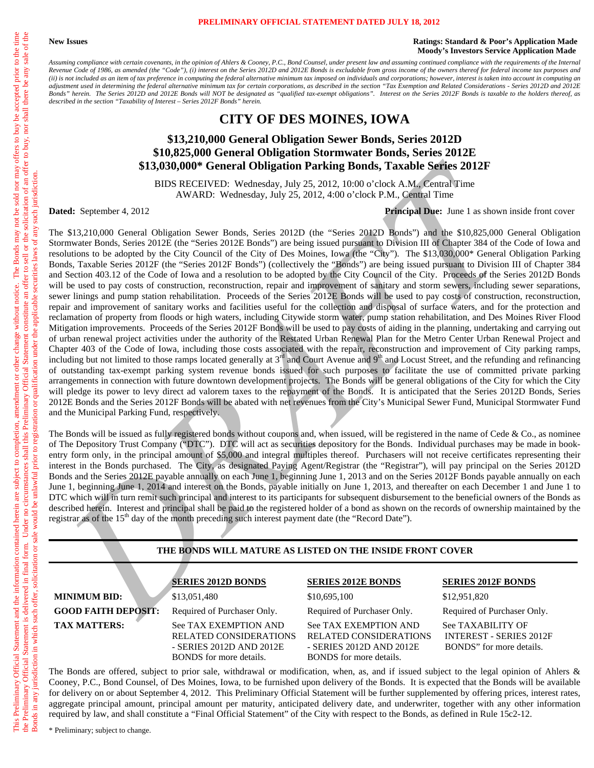**PRELIMINARY OFFICIAL STATEMENT DATED JULY 18, 2012**

This Preliminary Official Statement and the information contained herein are subject to completion, amendment or other change without notice. The Bonds may not be sold nor may offers to buy be accepted prior to the time the Preliminary Official Statement is delivered in final form. Under no circumstances shall this Preliminary Official Statement constitute an offer to sell or the solicitation of an offer to buy, nor shall there be any sale of the Bonds in any jurisdiction in which such offer, solicitation or sale would be unlawful prior to registration or qualification under the applicable securities laws of any such jurisdiction.

**New Issues**

**Ratings: Standard & Poor's Application Made**
**Moody's Investors Service Application Made**

*Assuming compliance with certain covenants, in the opinion of Ahlers & Cooney, P.C., Bond Counsel, under present law and assuming continued compliance with the requirements of the Internal Revenue Code of 1986, as amended (the "Code"), (i) interest on the Series 2012D and 2012E Bonds is excludable from gross income of the owners thereof for federal income tax purposes and (ii) is not included as an item of tax preference in computing the federal alternative minimum tax imposed on individuals and corporations; however, interest is taken into account in computing an adjustment used in determining the federal alternative minimum tax for certain corporations, as described in the section "Tax Exemption and Related Considerations - Series 2012D and 2012E Bonds" herein. The Series 2012D and 2012E Bonds will NOT be designated as "qualified tax-exempt obligations". Interest on the Series 2012F Bonds is taxable to the holders thereof, as described in the section "Taxability of Interest – Series 2012F Bonds" herein.*

# CITY OF DES MOINES, IOWA

## $13,210,000 General Obligation Sewer Bonds, Series 2012D
## $10,825,000 General Obligation Stormwater Bonds, Series 2012E
## $13,030,000* General Obligation Parking Bonds, Taxable Series 2012F

BIDS RECEIVED: Wednesday, July 25, 2012, 10:00 o'clock A.M., Central Time
AWARD: Wednesday, July 25, 2012, 4:00 o'clock P.M., Central Time

**Dated:** September 4, 2012 **Principal Due:** June 1 as shown inside front cover

The $13,210,000 General Obligation Sewer Bonds, Series 2012D (the "Series 2012D Bonds") and the $10,825,000 General Obligation Stormwater Bonds, Series 2012E (the "Series 2012E Bonds") are being issued pursuant to Division III of Chapter 384 of the Code of Iowa and resolutions to be adopted by the City Council of the City of Des Moines, Iowa (the "City"). The $13,030,000* General Obligation Parking Bonds, Taxable Series 2012F (the "Series 2012F Bonds") (collectively the "Bonds") are being issued pursuant to Division III of Chapter 384 and Section 403.12 of the Code of Iowa and a resolution to be adopted by the City Council of the City. Proceeds of the Series 2012D Bonds will be used to pay costs of construction, reconstruction, repair and improvement of sanitary and storm sewers, including sewer separations, sewer linings and pump station rehabilitation. Proceeds of the Series 2012E Bonds will be used to pay costs of construction, reconstruction, repair and improvement of sanitary works and facilities useful for the collection and disposal of surface waters, and for the protection and reclamation of property from floods or high waters, including Citywide storm water, pump station rehabilitation, and Des Moines River Flood Mitigation improvements. Proceeds of the Series 2012F Bonds will be used to pay costs of aiding in the planning, undertaking and carrying out of urban renewal project activities under the authority of the Restated Urban Renewal Plan for the Metro Center Urban Renewal Project and Chapter 403 of the Code of Iowa, including those costs associated with the repair, reconstruction and improvement of City parking ramps, including but not limited to those ramps located generally at 3rd and Court Avenue and 9th and Locust Street, and the refunding and refinancing of outstanding tax-exempt parking system revenue bonds issued for such purposes to facilitate the use of committed private parking arrangements in connection with future downtown development projects. The Bonds will be general obligations of the City for which the City will pledge its power to levy direct ad valorem taxes to the repayment of the Bonds. It is anticipated that the Series 2012D Bonds, Series 2012E Bonds and the Series 2012F Bonds will be abated with net revenues from the City's Municipal Sewer Fund, Municipal Stormwater Fund and the Municipal Parking Fund, respectively.

The Bonds will be issued as fully registered bonds without coupons and, when issued, will be registered in the name of Cede & Co., as nominee of The Depository Trust Company ("DTC"). DTC will act as securities depository for the Bonds. Individual purchases may be made in book-entry form only, in the principal amount of $5,000 and integral multiples thereof. Purchasers will not receive certificates representing their interest in the Bonds purchased. The City, as designated Paying Agent/Registrar (the "Registrar"), will pay principal on the Series 2012D Bonds and the Series 2012E payable annually on each June 1, beginning June 1, 2013 and on the Series 2012F Bonds payable annually on each June 1, beginning June 1, 2014 and interest on the Bonds, payable initially on June 1, 2013, and thereafter on each December 1 and June 1 to DTC which will in turn remit such principal and interest to its participants for subsequent disbursement to the beneficial owners of the Bonds as described herein. Interest and principal shall be paid to the registered holder of a bond as shown on the records of ownership maintained by the registrar as of the 15th day of the month preceding such interest payment date (the "Record Date").

**THE BONDS WILL MATURE AS LISTED ON THE INSIDE FRONT COVER**

| | SERIES 2012D BONDS | SERIES 2012E BONDS | SERIES 2012F BONDS |
|---|---|---|---|
| **MINIMUM BID:** | $13,051,480 | $10,695,100 | $12,951,820 |
| **GOOD FAITH DEPOSIT:** | Required of Purchaser Only. | Required of Purchaser Only. | Required of Purchaser Only. |
| **TAX MATTERS:** | See TAX EXEMPTION AND RELATED CONSIDERATIONS - SERIES 2012D AND 2012E BONDS for more details. | See TAX EXEMPTION AND RELATED CONSIDERATIONS - SERIES 2012D AND 2012E BONDS for more details. | See TAXABILITY OF INTEREST - SERIES 2012F BONDS" for more details. |

The Bonds are offered, subject to prior sale, withdrawal or modification, when, as, and if issued subject to the legal opinion of Ahlers & Cooney, P.C., Bond Counsel, of Des Moines, Iowa, to be furnished upon delivery of the Bonds. It is expected that the Bonds will be available for delivery on or about September 4, 2012. This Preliminary Official Statement will be further supplemented by offering prices, interest rates, aggregate principal amount, principal amount per maturity, anticipated delivery date, and underwriter, together with any other information required by law, and shall constitute a "Final Official Statement" of the City with respect to the Bonds, as defined in Rule 15c2-12.

\* Preliminary; subject to change.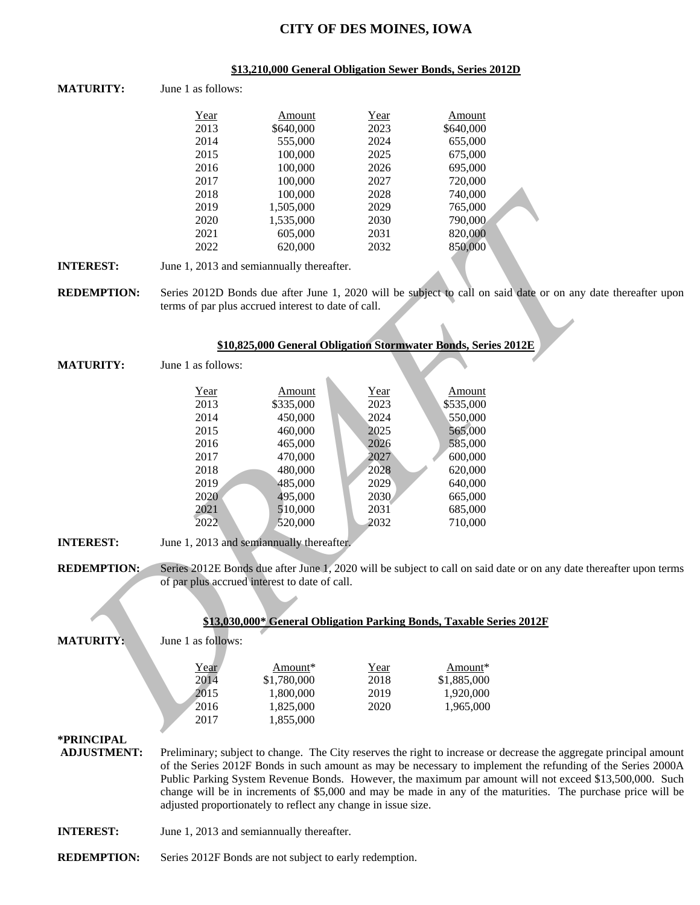# CITY OF DES MOINES, IOWA

## $13,210,000 General Obligation Sewer Bonds, Series 2012D

**MATURITY:** June 1 as follows:

| Year | Amount | Year | Amount |
|---|---|---|---|
| 2013 | $640,000 | 2023 | $640,000 |
| 2014 | 555,000 | 2024 | 655,000 |
| 2015 | 100,000 | 2025 | 675,000 |
| 2016 | 100,000 | 2026 | 695,000 |
| 2017 | 100,000 | 2027 | 720,000 |
| 2018 | 100,000 | 2028 | 740,000 |
| 2019 | 1,505,000 | 2029 | 765,000 |
| 2020 | 1,535,000 | 2030 | 790,000 |
| 2021 | 605,000 | 2031 | 820,000 |
| 2022 | 620,000 | 2032 | 850,000 |

**INTEREST:** June 1, 2013 and semiannually thereafter.

**REDEMPTION:** Series 2012D Bonds due after June 1, 2020 will be subject to call on said date or on any date thereafter upon terms of par plus accrued interest to date of call.

## $10,825,000 General Obligation Stormwater Bonds, Series 2012E

**MATURITY:** June 1 as follows:

| Year | Amount | Year | Amount |
|---|---|---|---|
| 2013 | $335,000 | 2023 | $535,000 |
| 2014 | 450,000 | 2024 | 550,000 |
| 2015 | 460,000 | 2025 | 565,000 |
| 2016 | 465,000 | 2026 | 585,000 |
| 2017 | 470,000 | 2027 | 600,000 |
| 2018 | 480,000 | 2028 | 620,000 |
| 2019 | 485,000 | 2029 | 640,000 |
| 2020 | 495,000 | 2030 | 665,000 |
| 2021 | 510,000 | 2031 | 685,000 |
| 2022 | 520,000 | 2032 | 710,000 |

**INTEREST:** June 1, 2013 and semiannually thereafter.

**REDEMPTION:** Series 2012E Bonds due after June 1, 2020 will be subject to call on said date or on any date thereafter upon terms of par plus accrued interest to date of call.

## $13,030,000* General Obligation Parking Bonds, Taxable Series 2012F

**MATURITY:** June 1 as follows:

| Year | Amount* | Year | Amount* |
|---|---|---|---|
| 2014 | $1,780,000 | 2018 | $1,885,000 |
| 2015 | 1,800,000 | 2019 | 1,920,000 |
| 2016 | 1,825,000 | 2020 | 1,965,000 |
| 2017 | 1,855,000 | | |

**\*PRINCIPAL ADJUSTMENT:** Preliminary; subject to change. The City reserves the right to increase or decrease the aggregate principal amount of the Series 2012F Bonds in such amount as may be necessary to implement the refunding of the Series 2000A Public Parking System Revenue Bonds. However, the maximum par amount will not exceed $13,500,000. Such change will be in increments of $5,000 and may be made in any of the maturities. The purchase price will be adjusted proportionately to reflect any change in issue size.

**INTEREST:** June 1, 2013 and semiannually thereafter.

**REDEMPTION:** Series 2012F Bonds are not subject to early redemption.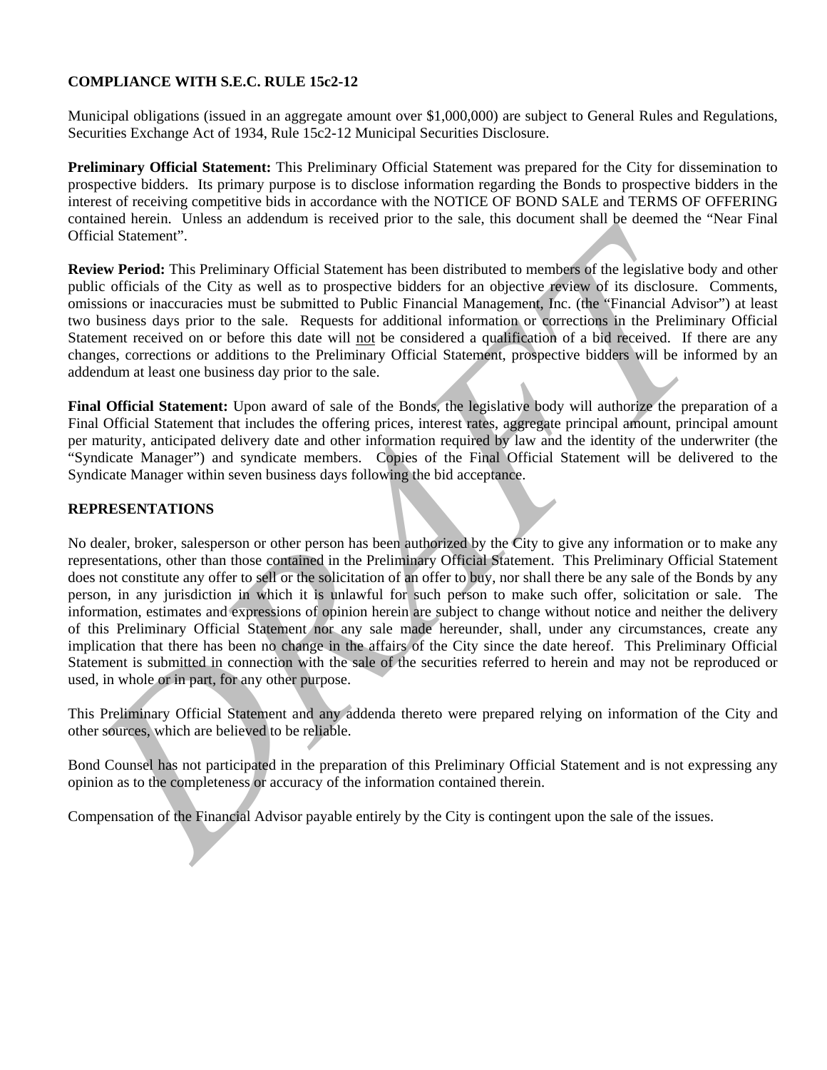## COMPLIANCE WITH S.E.C. RULE 15c2-12

Municipal obligations (issued in an aggregate amount over $1,000,000) are subject to General Rules and Regulations, Securities Exchange Act of 1934, Rule 15c2-12 Municipal Securities Disclosure.

**Preliminary Official Statement:** This Preliminary Official Statement was prepared for the City for dissemination to prospective bidders. Its primary purpose is to disclose information regarding the Bonds to prospective bidders in the interest of receiving competitive bids in accordance with the NOTICE OF BOND SALE and TERMS OF OFFERING contained herein. Unless an addendum is received prior to the sale, this document shall be deemed the "Near Final Official Statement".

**Review Period:** This Preliminary Official Statement has been distributed to members of the legislative body and other public officials of the City as well as to prospective bidders for an objective review of its disclosure. Comments, omissions or inaccuracies must be submitted to Public Financial Management, Inc. (the "Financial Advisor") at least two business days prior to the sale. Requests for additional information or corrections in the Preliminary Official Statement received on or before this date will not be considered a qualification of a bid received. If there are any changes, corrections or additions to the Preliminary Official Statement, prospective bidders will be informed by an addendum at least one business day prior to the sale.

**Final Official Statement:** Upon award of sale of the Bonds, the legislative body will authorize the preparation of a Final Official Statement that includes the offering prices, interest rates, aggregate principal amount, principal amount per maturity, anticipated delivery date and other information required by law and the identity of the underwriter (the "Syndicate Manager") and syndicate members. Copies of the Final Official Statement will be delivered to the Syndicate Manager within seven business days following the bid acceptance.

## REPRESENTATIONS

No dealer, broker, salesperson or other person has been authorized by the City to give any information or to make any representations, other than those contained in the Preliminary Official Statement. This Preliminary Official Statement does not constitute any offer to sell or the solicitation of an offer to buy, nor shall there be any sale of the Bonds by any person, in any jurisdiction in which it is unlawful for such person to make such offer, solicitation or sale. The information, estimates and expressions of opinion herein are subject to change without notice and neither the delivery of this Preliminary Official Statement nor any sale made hereunder, shall, under any circumstances, create any implication that there has been no change in the affairs of the City since the date hereof. This Preliminary Official Statement is submitted in connection with the sale of the securities referred to herein and may not be reproduced or used, in whole or in part, for any other purpose.

This Preliminary Official Statement and any addenda thereto were prepared relying on information of the City and other sources, which are believed to be reliable.

Bond Counsel has not participated in the preparation of this Preliminary Official Statement and is not expressing any opinion as to the completeness or accuracy of the information contained therein.

Compensation of the Financial Advisor payable entirely by the City is contingent upon the sale of the issues.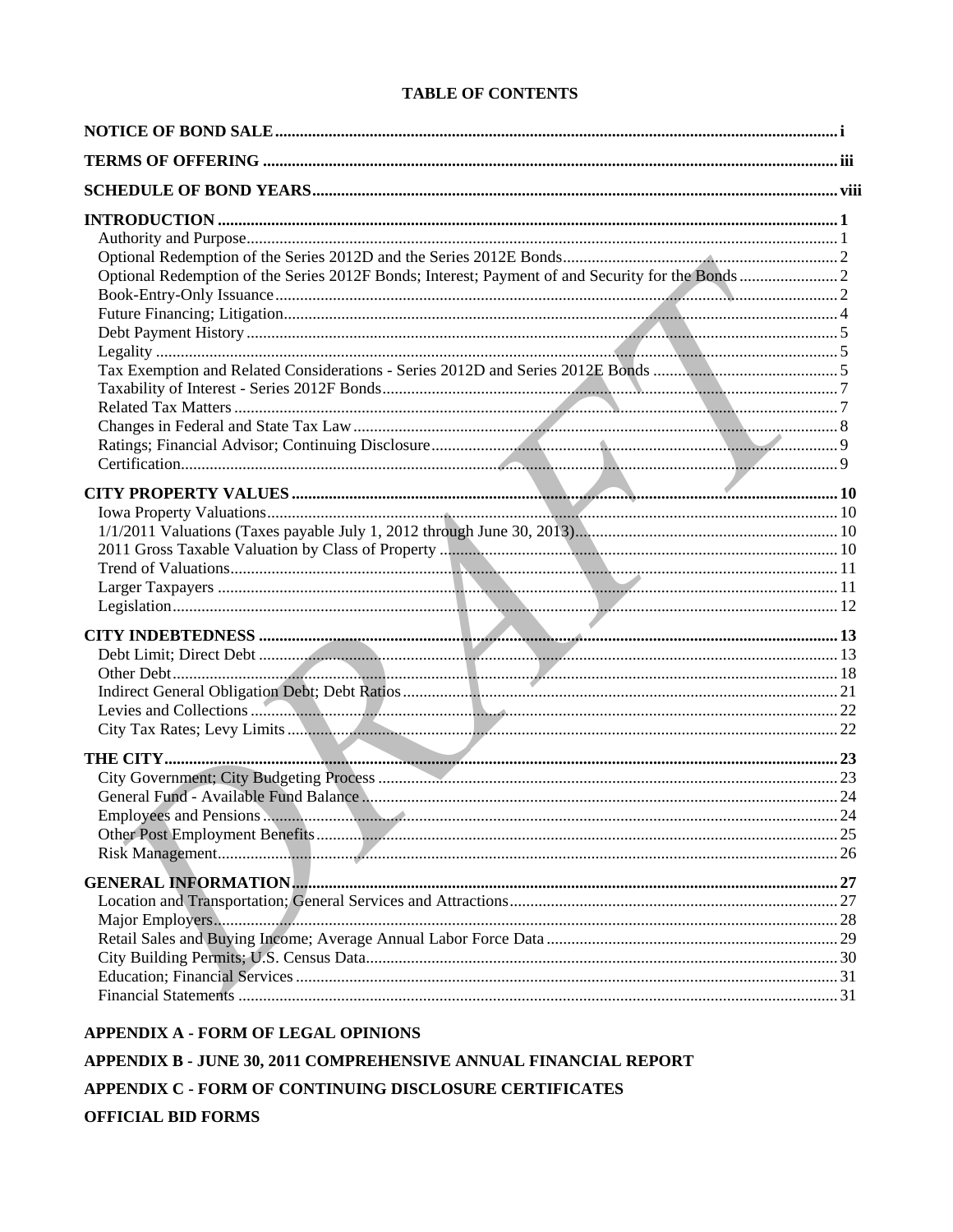# TABLE OF CONTENTS

| | |
|---|---|
| **NOTICE OF BOND SALE** | **i** |
| **TERMS OF OFFERING** | **iii** |
| **SCHEDULE OF BOND YEARS** | **viii** |
| **INTRODUCTION** | **1** |
| Authority and Purpose | 1 |
| Optional Redemption of the Series 2012D and the Series 2012E Bonds | 2 |
| Optional Redemption of the Series 2012F Bonds; Interest; Payment of and Security for the Bonds | 2 |
| Book-Entry-Only Issuance | 2 |
| Future Financing; Litigation | 4 |
| Debt Payment History | 5 |
| Legality | 5 |
| Tax Exemption and Related Considerations - Series 2012D and Series 2012E Bonds | 5 |
| Taxability of Interest - Series 2012F Bonds | 7 |
| Related Tax Matters | 7 |
| Changes in Federal and State Tax Law | 8 |
| Ratings; Financial Advisor; Continuing Disclosure | 9 |
| Certification | 9 |
| **CITY PROPERTY VALUES** | **10** |
| Iowa Property Valuations | 10 |
| 1/1/2011 Valuations (Taxes payable July 1, 2012 through June 30, 2013) | 10 |
| 2011 Gross Taxable Valuation by Class of Property | 10 |
| Trend of Valuations | 11 |
| Larger Taxpayers | 11 |
| Legislation | 12 |
| **CITY INDEBTEDNESS** | **13** |
| Debt Limit; Direct Debt | 13 |
| Other Debt | 18 |
| Indirect General Obligation Debt; Debt Ratios | 21 |
| Levies and Collections | 22 |
| City Tax Rates; Levy Limits | 22 |
| **THE CITY** | **23** |
| City Government; City Budgeting Process | 23 |
| General Fund - Available Fund Balance | 24 |
| Employees and Pensions | 24 |
| Other Post Employment Benefits | 25 |
| Risk Management | 26 |
| **GENERAL INFORMATION** | **27** |
| Location and Transportation; General Services and Attractions | 27 |
| Major Employers | 28 |
| Retail Sales and Buying Income; Average Annual Labor Force Data | 29 |
| City Building Permits; U.S. Census Data | 30 |
| Education; Financial Services | 31 |
| Financial Statements | 31 |

**APPENDIX A - FORM OF LEGAL OPINIONS**

**APPENDIX B - JUNE 30, 2011 COMPREHENSIVE ANNUAL FINANCIAL REPORT**

**APPENDIX C - FORM OF CONTINUING DISCLOSURE CERTIFICATES**

**OFFICIAL BID FORMS**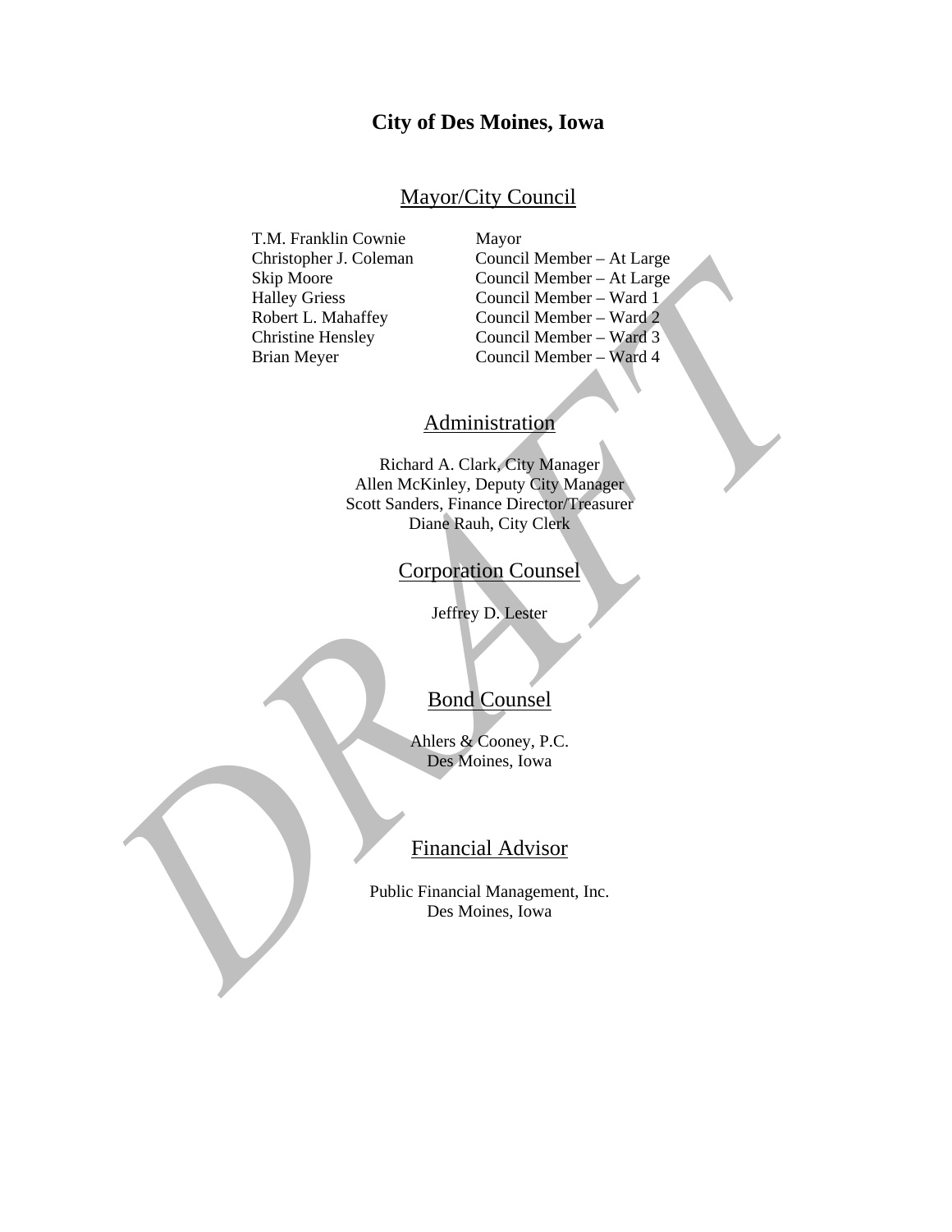# City of Des Moines, Iowa

## Mayor/City Council

| | |
|---|---|
| T.M. Franklin Cownie | Mayor |
| Christopher J. Coleman | Council Member – At Large |
| Skip Moore | Council Member – At Large |
| Halley Griess | Council Member – Ward 1 |
| Robert L. Mahaffey | Council Member – Ward 2 |
| Christine Hensley | Council Member – Ward 3 |
| Brian Meyer | Council Member – Ward 4 |

## Administration

Richard A. Clark, City Manager
Allen McKinley, Deputy City Manager
Scott Sanders, Finance Director/Treasurer
Diane Rauh, City Clerk

## Corporation Counsel

Jeffrey D. Lester

## Bond Counsel

Ahlers & Cooney, P.C.
Des Moines, Iowa

## Financial Advisor

Public Financial Management, Inc.
Des Moines, Iowa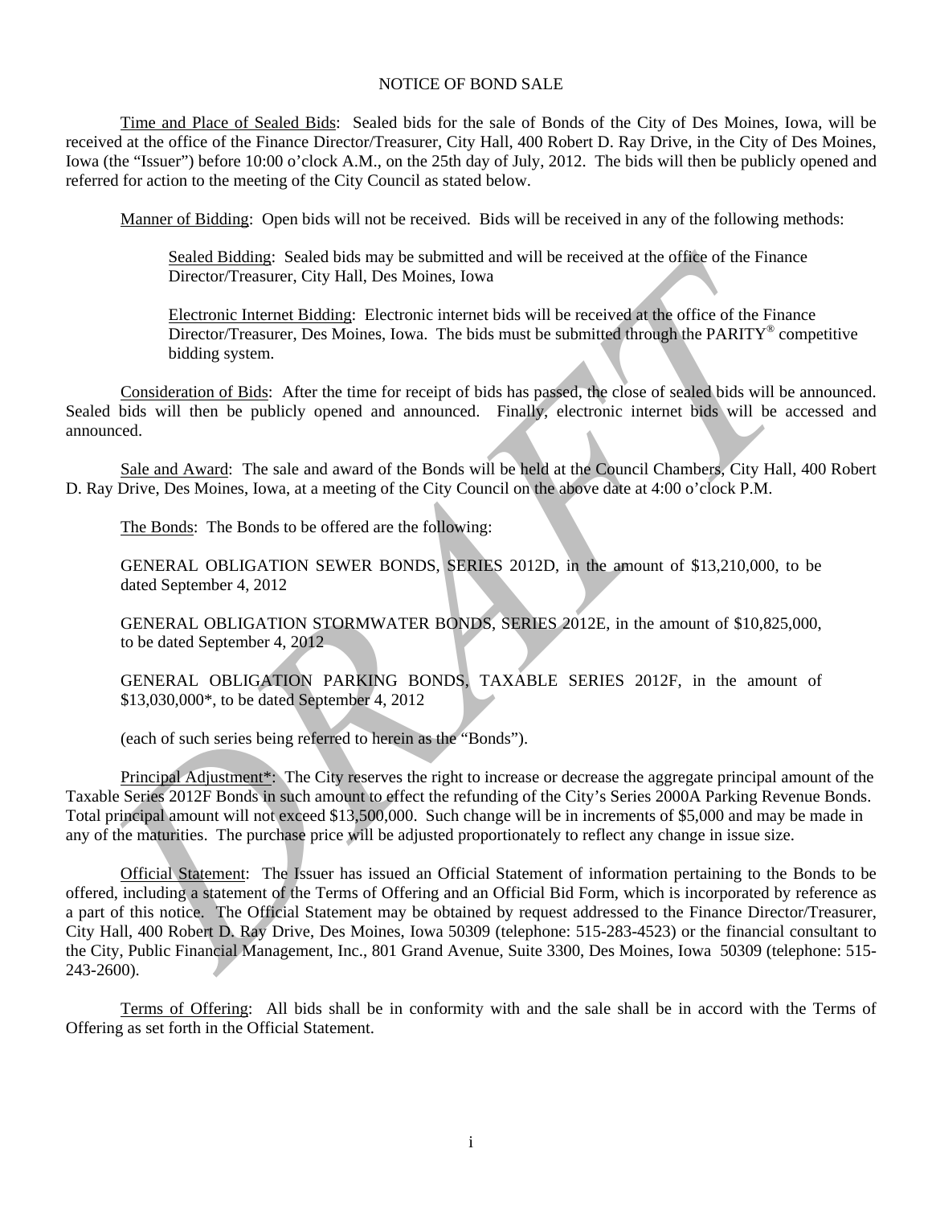# NOTICE OF BOND SALE

<u>Time and Place of Sealed Bids</u>: Sealed bids for the sale of Bonds of the City of Des Moines, Iowa, will be received at the office of the Finance Director/Treasurer, City Hall, 400 Robert D. Ray Drive, in the City of Des Moines, Iowa (the "Issuer") before 10:00 o'clock A.M., on the 25th day of July, 2012. The bids will then be publicly opened and referred for action to the meeting of the City Council as stated below.

<u>Manner of Bidding</u>: Open bids will not be received. Bids will be received in any of the following methods:

> <u>Sealed Bidding</u>: Sealed bids may be submitted and will be received at the office of the Finance Director/Treasurer, City Hall, Des Moines, Iowa
>
> <u>Electronic Internet Bidding</u>: Electronic internet bids will be received at the office of the Finance Director/Treasurer, Des Moines, Iowa. The bids must be submitted through the PARITY® competitive bidding system.

<u>Consideration of Bids</u>: After the time for receipt of bids has passed, the close of sealed bids will be announced. Sealed bids will then be publicly opened and announced. Finally, electronic internet bids will be accessed and announced.

<u>Sale and Award</u>: The sale and award of the Bonds will be held at the Council Chambers, City Hall, 400 Robert D. Ray Drive, Des Moines, Iowa, at a meeting of the City Council on the above date at 4:00 o'clock P.M.

<u>The Bonds</u>: The Bonds to be offered are the following:

> GENERAL OBLIGATION SEWER BONDS, SERIES 2012D, in the amount of $13,210,000, to be dated September 4, 2012
>
> GENERAL OBLIGATION STORMWATER BONDS, SERIES 2012E, in the amount of $10,825,000, to be dated September 4, 2012
>
> GENERAL OBLIGATION PARKING BONDS, TAXABLE SERIES 2012F, in the amount of $13,030,000*, to be dated September 4, 2012
>
> (each of such series being referred to herein as the "Bonds").

<u>Principal Adjustment*</u>: The City reserves the right to increase or decrease the aggregate principal amount of the Taxable Series 2012F Bonds in such amount to effect the refunding of the City's Series 2000A Parking Revenue Bonds. Total principal amount will not exceed $13,500,000. Such change will be in increments of $5,000 and may be made in any of the maturities. The purchase price will be adjusted proportionately to reflect any change in issue size.

<u>Official Statement</u>: The Issuer has issued an Official Statement of information pertaining to the Bonds to be offered, including a statement of the Terms of Offering and an Official Bid Form, which is incorporated by reference as a part of this notice. The Official Statement may be obtained by request addressed to the Finance Director/Treasurer, City Hall, 400 Robert D. Ray Drive, Des Moines, Iowa 50309 (telephone: 515-283-4523) or the financial consultant to the City, Public Financial Management, Inc., 801 Grand Avenue, Suite 3300, Des Moines, Iowa 50309 (telephone: 515-243-2600).

<u>Terms of Offering</u>: All bids shall be in conformity with and the sale shall be in accord with the Terms of Offering as set forth in the Official Statement.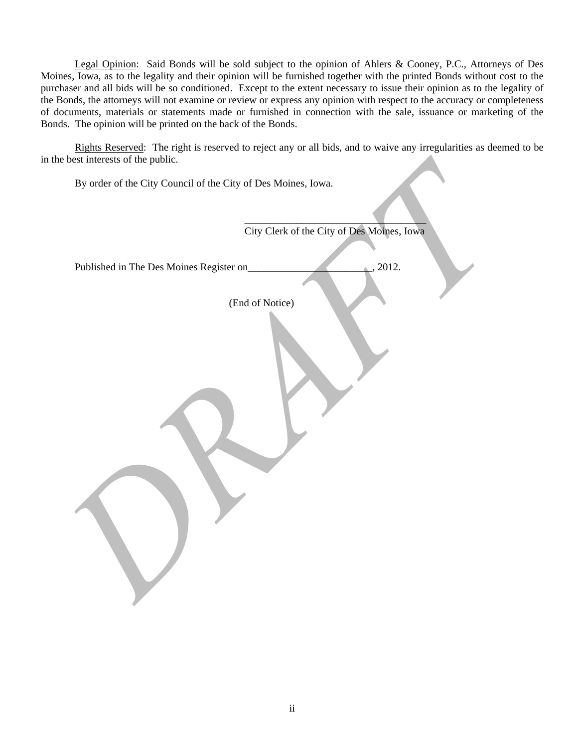<u>Legal Opinion</u>: Said Bonds will be sold subject to the opinion of Ahlers & Cooney, P.C., Attorneys of Des Moines, Iowa, as to the legality and their opinion will be furnished together with the printed Bonds without cost to the purchaser and all bids will be so conditioned. Except to the extent necessary to issue their opinion as to the legality of the Bonds, the attorneys will not examine or review or express any opinion with respect to the accuracy or completeness of documents, materials or statements made or furnished in connection with the sale, issuance or marketing of the Bonds. The opinion will be printed on the back of the Bonds.

<u>Rights Reserved</u>: The right is reserved to reject any or all bids, and to waive any irregularities as deemed to be in the best interests of the public.

By order of the City Council of the City of Des Moines, Iowa.

\_\_\_\_\_\_\_\_\_\_\_\_\_\_\_\_\_\_\_\_\_\_\_\_\_\_\_\_\_\_\_\_\_\_\_\_
City Clerk of the City of Des Moines, Iowa

Published in The Des Moines Register on\_\_\_\_\_\_\_\_\_\_\_\_\_\_\_\_\_\_\_\_\_\_\_\_, 2012.

(End of Notice)

DRAFT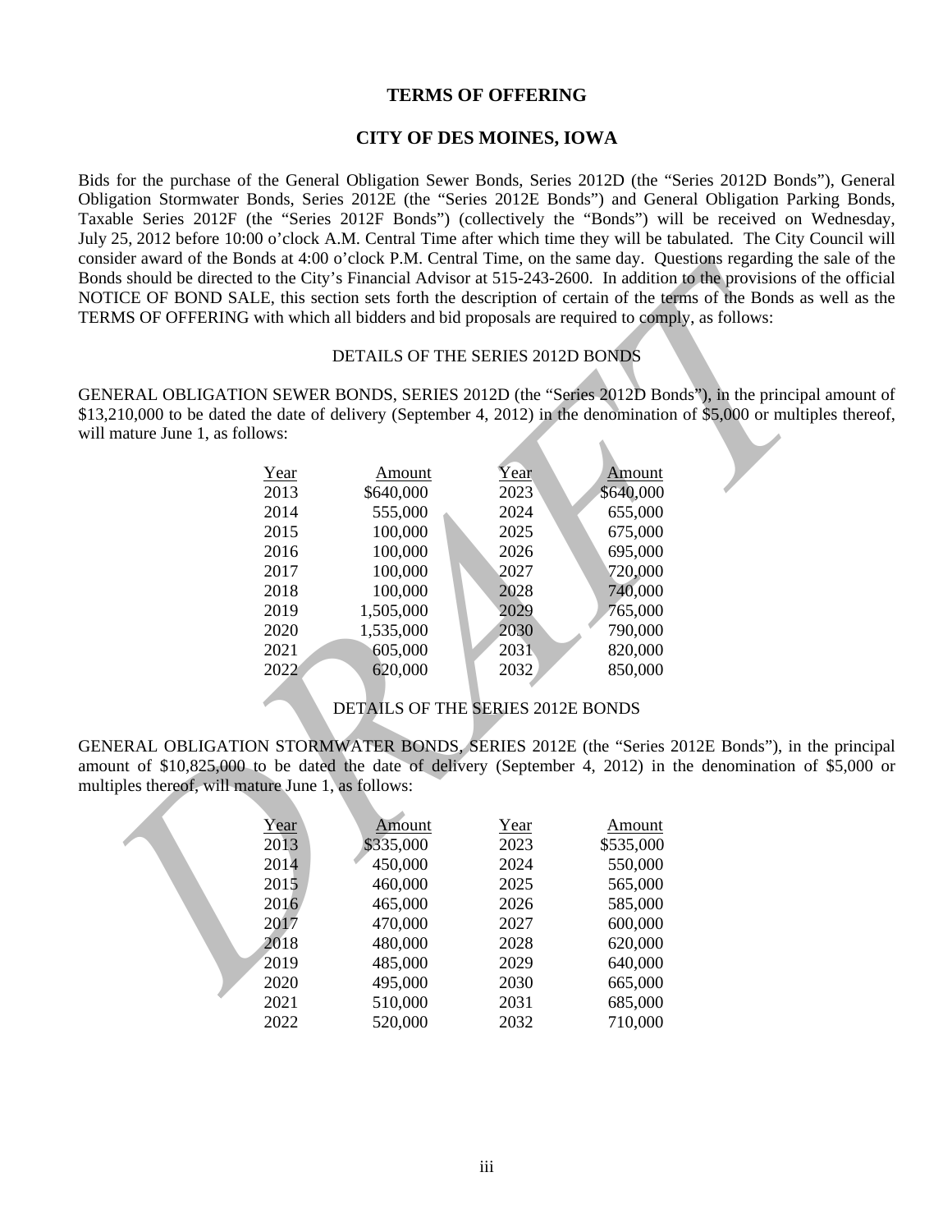## TERMS OF OFFERING

## CITY OF DES MOINES, IOWA

Bids for the purchase of the General Obligation Sewer Bonds, Series 2012D (the "Series 2012D Bonds"), General Obligation Stormwater Bonds, Series 2012E (the "Series 2012E Bonds") and General Obligation Parking Bonds, Taxable Series 2012F (the "Series 2012F Bonds") (collectively the "Bonds") will be received on Wednesday, July 25, 2012 before 10:00 o'clock A.M. Central Time after which time they will be tabulated. The City Council will consider award of the Bonds at 4:00 o'clock P.M. Central Time, on the same day. Questions regarding the sale of the Bonds should be directed to the City's Financial Advisor at 515-243-2600. In addition to the provisions of the official NOTICE OF BOND SALE, this section sets forth the description of certain of the terms of the Bonds as well as the TERMS OF OFFERING with which all bidders and bid proposals are required to comply, as follows:

### DETAILS OF THE SERIES 2012D BONDS

GENERAL OBLIGATION SEWER BONDS, SERIES 2012D (the "Series 2012D Bonds"), in the principal amount of $13,210,000 to be dated the date of delivery (September 4, 2012) in the denomination of $5,000 or multiples thereof, will mature June 1, as follows:

| Year | Amount | Year | Amount |
|---|---|---|---|
| 2013 | $640,000 | 2023 | $640,000 |
| 2014 | 555,000 | 2024 | 655,000 |
| 2015 | 100,000 | 2025 | 675,000 |
| 2016 | 100,000 | 2026 | 695,000 |
| 2017 | 100,000 | 2027 | 720,000 |
| 2018 | 100,000 | 2028 | 740,000 |
| 2019 | 1,505,000 | 2029 | 765,000 |
| 2020 | 1,535,000 | 2030 | 790,000 |
| 2021 | 605,000 | 2031 | 820,000 |
| 2022 | 620,000 | 2032 | 850,000 |

### DETAILS OF THE SERIES 2012E BONDS

GENERAL OBLIGATION STORMWATER BONDS, SERIES 2012E (the "Series 2012E Bonds"), in the principal amount of $10,825,000 to be dated the date of delivery (September 4, 2012) in the denomination of $5,000 or multiples thereof, will mature June 1, as follows:

| Year | Amount | Year | Amount |
|---|---|---|---|
| 2013 | $335,000 | 2023 | $535,000 |
| 2014 | 450,000 | 2024 | 550,000 |
| 2015 | 460,000 | 2025 | 565,000 |
| 2016 | 465,000 | 2026 | 585,000 |
| 2017 | 470,000 | 2027 | 600,000 |
| 2018 | 480,000 | 2028 | 620,000 |
| 2019 | 485,000 | 2029 | 640,000 |
| 2020 | 495,000 | 2030 | 665,000 |
| 2021 | 510,000 | 2031 | 685,000 |
| 2022 | 520,000 | 2032 | 710,000 |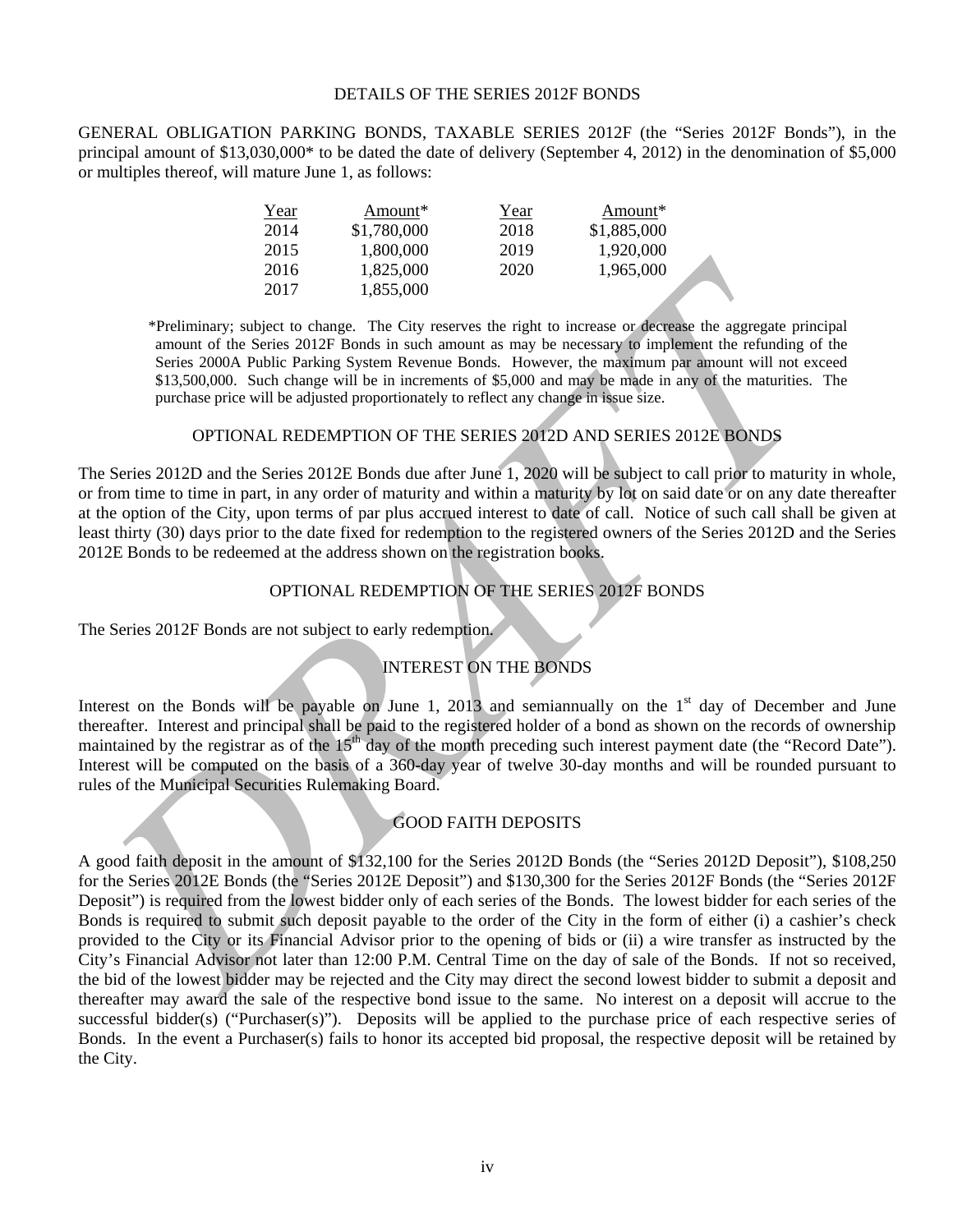## DETAILS OF THE SERIES 2012F BONDS

GENERAL OBLIGATION PARKING BONDS, TAXABLE SERIES 2012F (the "Series 2012F Bonds"), in the principal amount of $13,030,000* to be dated the date of delivery (September 4, 2012) in the denomination of $5,000 or multiples thereof, will mature June 1, as follows:

| Year | Amount* | Year | Amount* |
|---|---|---|---|
| 2014 | $1,780,000 | 2018 | $1,885,000 |
| 2015 | 1,800,000 | 2019 | 1,920,000 |
| 2016 | 1,825,000 | 2020 | 1,965,000 |
| 2017 | 1,855,000 | | |

*Preliminary; subject to change. The City reserves the right to increase or decrease the aggregate principal amount of the Series 2012F Bonds in such amount as may be necessary to implement the refunding of the Series 2000A Public Parking System Revenue Bonds. However, the maximum par amount will not exceed $13,500,000. Such change will be in increments of $5,000 and may be made in any of the maturities. The purchase price will be adjusted proportionately to reflect any change in issue size.

## OPTIONAL REDEMPTION OF THE SERIES 2012D AND SERIES 2012E BONDS

The Series 2012D and the Series 2012E Bonds due after June 1, 2020 will be subject to call prior to maturity in whole, or from time to time in part, in any order of maturity and within a maturity by lot on said date or on any date thereafter at the option of the City, upon terms of par plus accrued interest to date of call. Notice of such call shall be given at least thirty (30) days prior to the date fixed for redemption to the registered owners of the Series 2012D and the Series 2012E Bonds to be redeemed at the address shown on the registration books.

## OPTIONAL REDEMPTION OF THE SERIES 2012F BONDS

The Series 2012F Bonds are not subject to early redemption.

## INTEREST ON THE BONDS

Interest on the Bonds will be payable on June 1, 2013 and semiannually on the 1st day of December and June thereafter. Interest and principal shall be paid to the registered holder of a bond as shown on the records of ownership maintained by the registrar as of the 15th day of the month preceding such interest payment date (the "Record Date"). Interest will be computed on the basis of a 360-day year of twelve 30-day months and will be rounded pursuant to rules of the Municipal Securities Rulemaking Board.

## GOOD FAITH DEPOSITS

A good faith deposit in the amount of $132,100 for the Series 2012D Bonds (the "Series 2012D Deposit"), $108,250 for the Series 2012E Bonds (the "Series 2012E Deposit") and $130,300 for the Series 2012F Bonds (the "Series 2012F Deposit") is required from the lowest bidder only of each series of the Bonds. The lowest bidder for each series of the Bonds is required to submit such deposit payable to the order of the City in the form of either (i) a cashier's check provided to the City or its Financial Advisor prior to the opening of bids or (ii) a wire transfer as instructed by the City's Financial Advisor not later than 12:00 P.M. Central Time on the day of sale of the Bonds. If not so received, the bid of the lowest bidder may be rejected and the City may direct the second lowest bidder to submit a deposit and thereafter may award the sale of the respective bond issue to the same. No interest on a deposit will accrue to the successful bidder(s) ("Purchaser(s)"). Deposits will be applied to the purchase price of each respective series of Bonds. In the event a Purchaser(s) fails to honor its accepted bid proposal, the respective deposit will be retained by the City.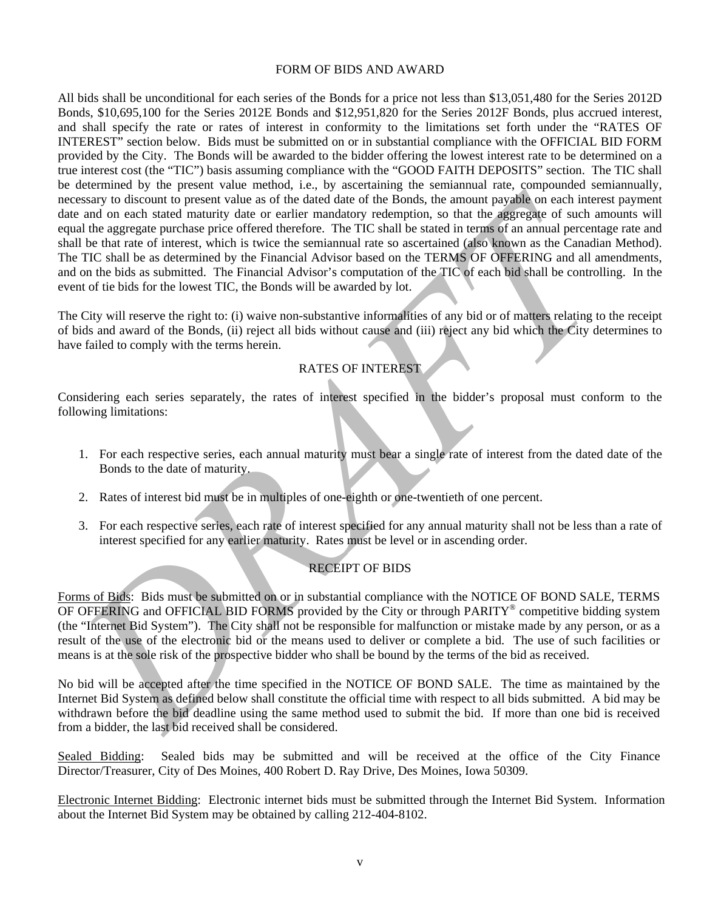## FORM OF BIDS AND AWARD

All bids shall be unconditional for each series of the Bonds for a price not less than $13,051,480 for the Series 2012D Bonds, $10,695,100 for the Series 2012E Bonds and $12,951,820 for the Series 2012F Bonds, plus accrued interest, and shall specify the rate or rates of interest in conformity to the limitations set forth under the "RATES OF INTEREST" section below. Bids must be submitted on or in substantial compliance with the OFFICIAL BID FORM provided by the City. The Bonds will be awarded to the bidder offering the lowest interest rate to be determined on a true interest cost (the "TIC") basis assuming compliance with the "GOOD FAITH DEPOSITS" section. The TIC shall be determined by the present value method, i.e., by ascertaining the semiannual rate, compounded semiannually, necessary to discount to present value as of the dated date of the Bonds, the amount payable on each interest payment date and on each stated maturity date or earlier mandatory redemption, so that the aggregate of such amounts will equal the aggregate purchase price offered therefore. The TIC shall be stated in terms of an annual percentage rate and shall be that rate of interest, which is twice the semiannual rate so ascertained (also known as the Canadian Method). The TIC shall be as determined by the Financial Advisor based on the TERMS OF OFFERING and all amendments, and on the bids as submitted. The Financial Advisor's computation of the TIC of each bid shall be controlling. In the event of tie bids for the lowest TIC, the Bonds will be awarded by lot.

The City will reserve the right to: (i) waive non-substantive informalities of any bid or of matters relating to the receipt of bids and award of the Bonds, (ii) reject all bids without cause and (iii) reject any bid which the City determines to have failed to comply with the terms herein.

## RATES OF INTEREST

Considering each series separately, the rates of interest specified in the bidder's proposal must conform to the following limitations:

1. For each respective series, each annual maturity must bear a single rate of interest from the dated date of the Bonds to the date of maturity.
2. Rates of interest bid must be in multiples of one-eighth or one-twentieth of one percent.
3. For each respective series, each rate of interest specified for any annual maturity shall not be less than a rate of interest specified for any earlier maturity. Rates must be level or in ascending order.

## RECEIPT OF BIDS

Forms of Bids: Bids must be submitted on or in substantial compliance with the NOTICE OF BOND SALE, TERMS OF OFFERING and OFFICIAL BID FORMS provided by the City or through PARITY® competitive bidding system (the "Internet Bid System"). The City shall not be responsible for malfunction or mistake made by any person, or as a result of the use of the electronic bid or the means used to deliver or complete a bid. The use of such facilities or means is at the sole risk of the prospective bidder who shall be bound by the terms of the bid as received.

No bid will be accepted after the time specified in the NOTICE OF BOND SALE. The time as maintained by the Internet Bid System as defined below shall constitute the official time with respect to all bids submitted. A bid may be withdrawn before the bid deadline using the same method used to submit the bid. If more than one bid is received from a bidder, the last bid received shall be considered.

Sealed Bidding: Sealed bids may be submitted and will be received at the office of the City Finance Director/Treasurer, City of Des Moines, 400 Robert D. Ray Drive, Des Moines, Iowa 50309.

Electronic Internet Bidding: Electronic internet bids must be submitted through the Internet Bid System. Information about the Internet Bid System may be obtained by calling 212-404-8102.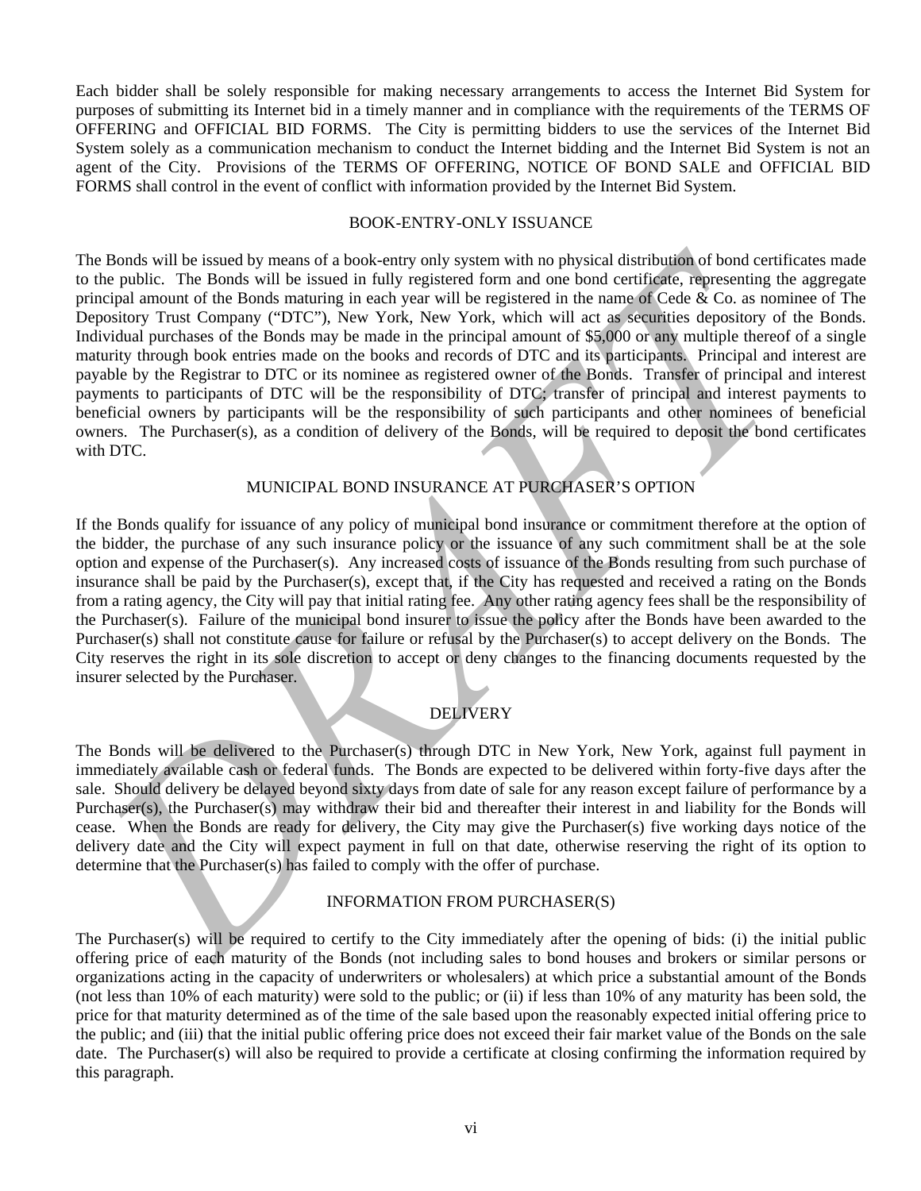Each bidder shall be solely responsible for making necessary arrangements to access the Internet Bid System for purposes of submitting its Internet bid in a timely manner and in compliance with the requirements of the TERMS OF OFFERING and OFFICIAL BID FORMS. The City is permitting bidders to use the services of the Internet Bid System solely as a communication mechanism to conduct the Internet bidding and the Internet Bid System is not an agent of the City. Provisions of the TERMS OF OFFERING, NOTICE OF BOND SALE and OFFICIAL BID FORMS shall control in the event of conflict with information provided by the Internet Bid System.

## BOOK-ENTRY-ONLY ISSUANCE

The Bonds will be issued by means of a book-entry only system with no physical distribution of bond certificates made to the public. The Bonds will be issued in fully registered form and one bond certificate, representing the aggregate principal amount of the Bonds maturing in each year will be registered in the name of Cede & Co. as nominee of The Depository Trust Company ("DTC"), New York, New York, which will act as securities depository of the Bonds. Individual purchases of the Bonds may be made in the principal amount of $5,000 or any multiple thereof of a single maturity through book entries made on the books and records of DTC and its participants. Principal and interest are payable by the Registrar to DTC or its nominee as registered owner of the Bonds. Transfer of principal and interest payments to participants of DTC will be the responsibility of DTC; transfer of principal and interest payments to beneficial owners by participants will be the responsibility of such participants and other nominees of beneficial owners. The Purchaser(s), as a condition of delivery of the Bonds, will be required to deposit the bond certificates with DTC.

## MUNICIPAL BOND INSURANCE AT PURCHASER'S OPTION

If the Bonds qualify for issuance of any policy of municipal bond insurance or commitment therefore at the option of the bidder, the purchase of any such insurance policy or the issuance of any such commitment shall be at the sole option and expense of the Purchaser(s). Any increased costs of issuance of the Bonds resulting from such purchase of insurance shall be paid by the Purchaser(s), except that, if the City has requested and received a rating on the Bonds from a rating agency, the City will pay that initial rating fee. Any other rating agency fees shall be the responsibility of the Purchaser(s). Failure of the municipal bond insurer to issue the policy after the Bonds have been awarded to the Purchaser(s) shall not constitute cause for failure or refusal by the Purchaser(s) to accept delivery on the Bonds. The City reserves the right in its sole discretion to accept or deny changes to the financing documents requested by the insurer selected by the Purchaser.

## DELIVERY

The Bonds will be delivered to the Purchaser(s) through DTC in New York, New York, against full payment in immediately available cash or federal funds. The Bonds are expected to be delivered within forty-five days after the sale. Should delivery be delayed beyond sixty days from date of sale for any reason except failure of performance by a Purchaser(s), the Purchaser(s) may withdraw their bid and thereafter their interest in and liability for the Bonds will cease. When the Bonds are ready for delivery, the City may give the Purchaser(s) five working days notice of the delivery date and the City will expect payment in full on that date, otherwise reserving the right of its option to determine that the Purchaser(s) has failed to comply with the offer of purchase.

## INFORMATION FROM PURCHASER(S)

The Purchaser(s) will be required to certify to the City immediately after the opening of bids: (i) the initial public offering price of each maturity of the Bonds (not including sales to bond houses and brokers or similar persons or organizations acting in the capacity of underwriters or wholesalers) at which price a substantial amount of the Bonds (not less than 10% of each maturity) were sold to the public; or (ii) if less than 10% of any maturity has been sold, the price for that maturity determined as of the time of the sale based upon the reasonably expected initial offering price to the public; and (iii) that the initial public offering price does not exceed their fair market value of the Bonds on the sale date. The Purchaser(s) will also be required to provide a certificate at closing confirming the information required by this paragraph.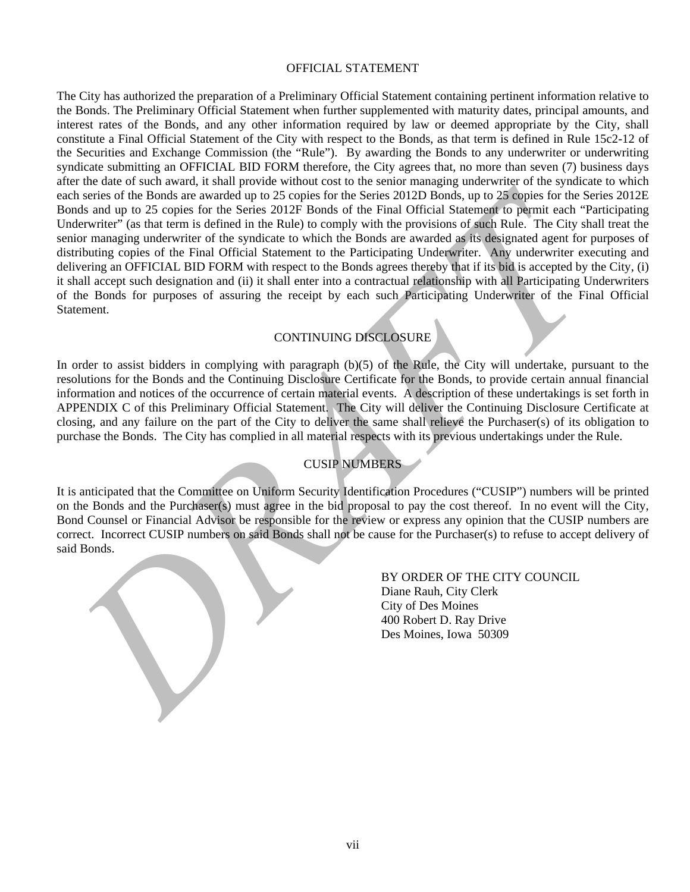## OFFICIAL STATEMENT

The City has authorized the preparation of a Preliminary Official Statement containing pertinent information relative to the Bonds. The Preliminary Official Statement when further supplemented with maturity dates, principal amounts, and interest rates of the Bonds, and any other information required by law or deemed appropriate by the City, shall constitute a Final Official Statement of the City with respect to the Bonds, as that term is defined in Rule 15c2-12 of the Securities and Exchange Commission (the "Rule"). By awarding the Bonds to any underwriter or underwriting syndicate submitting an OFFICIAL BID FORM therefore, the City agrees that, no more than seven (7) business days after the date of such award, it shall provide without cost to the senior managing underwriter of the syndicate to which each series of the Bonds are awarded up to 25 copies for the Series 2012D Bonds, up to 25 copies for the Series 2012E Bonds and up to 25 copies for the Series 2012F Bonds of the Final Official Statement to permit each "Participating Underwriter" (as that term is defined in the Rule) to comply with the provisions of such Rule. The City shall treat the senior managing underwriter of the syndicate to which the Bonds are awarded as its designated agent for purposes of distributing copies of the Final Official Statement to the Participating Underwriter. Any underwriter executing and delivering an OFFICIAL BID FORM with respect to the Bonds agrees thereby that if its bid is accepted by the City, (i) it shall accept such designation and (ii) it shall enter into a contractual relationship with all Participating Underwriters of the Bonds for purposes of assuring the receipt by each such Participating Underwriter of the Final Official Statement.

## CONTINUING DISCLOSURE

In order to assist bidders in complying with paragraph (b)(5) of the Rule, the City will undertake, pursuant to the resolutions for the Bonds and the Continuing Disclosure Certificate for the Bonds, to provide certain annual financial information and notices of the occurrence of certain material events. A description of these undertakings is set forth in APPENDIX C of this Preliminary Official Statement. The City will deliver the Continuing Disclosure Certificate at closing, and any failure on the part of the City to deliver the same shall relieve the Purchaser(s) of its obligation to purchase the Bonds. The City has complied in all material respects with its previous undertakings under the Rule.

## CUSIP NUMBERS

It is anticipated that the Committee on Uniform Security Identification Procedures ("CUSIP") numbers will be printed on the Bonds and the Purchaser(s) must agree in the bid proposal to pay the cost thereof. In no event will the City, Bond Counsel or Financial Advisor be responsible for the review or express any opinion that the CUSIP numbers are correct. Incorrect CUSIP numbers on said Bonds shall not be cause for the Purchaser(s) to refuse to accept delivery of said Bonds.

BY ORDER OF THE CITY COUNCIL
Diane Rauh, City Clerk
City of Des Moines
400 Robert D. Ray Drive
Des Moines, Iowa 50309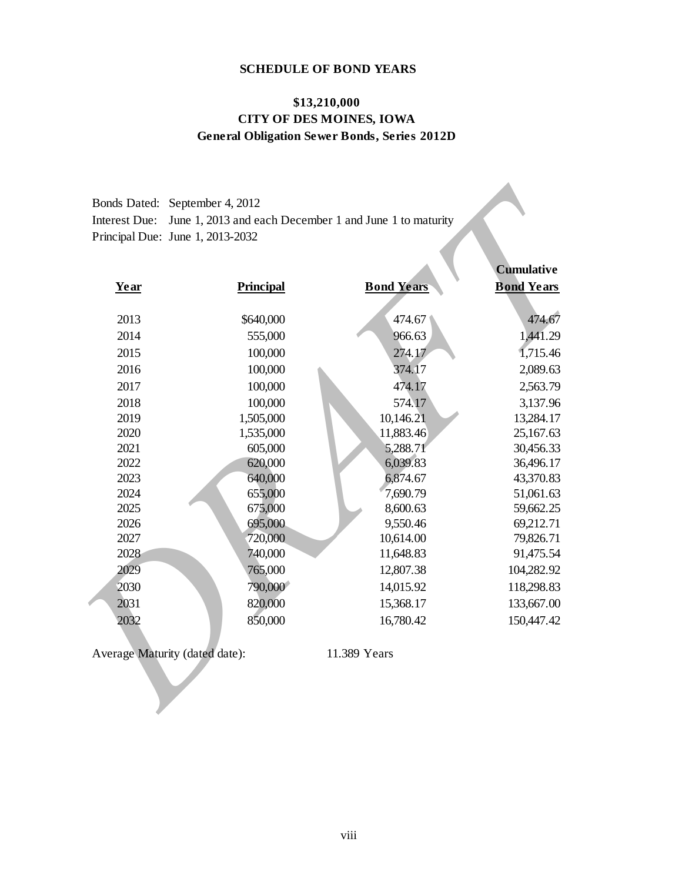## SCHEDULE OF BOND YEARS

### $13,210,000
### CITY OF DES MOINES, IOWA
### General Obligation Sewer Bonds, Series 2012D

Bonds Dated: September 4, 2012
Interest Due: June 1, 2013 and each December 1 and June 1 to maturity
Principal Due: June 1, 2013-2032

| Year | Principal | Bond Years | Cumulative Bond Years |
|---|---|---|---|
| 2013 | $640,000 | 474.67 | 474.67 |
| 2014 | 555,000 | 966.63 | 1,441.29 |
| 2015 | 100,000 | 274.17 | 1,715.46 |
| 2016 | 100,000 | 374.17 | 2,089.63 |
| 2017 | 100,000 | 474.17 | 2,563.79 |
| 2018 | 100,000 | 574.17 | 3,137.96 |
| 2019 | 1,505,000 | 10,146.21 | 13,284.17 |
| 2020 | 1,535,000 | 11,883.46 | 25,167.63 |
| 2021 | 605,000 | 5,288.71 | 30,456.33 |
| 2022 | 620,000 | 6,039.83 | 36,496.17 |
| 2023 | 640,000 | 6,874.67 | 43,370.83 |
| 2024 | 655,000 | 7,690.79 | 51,061.63 |
| 2025 | 675,000 | 8,600.63 | 59,662.25 |
| 2026 | 695,000 | 9,550.46 | 69,212.71 |
| 2027 | 720,000 | 10,614.00 | 79,826.71 |
| 2028 | 740,000 | 11,648.83 | 91,475.54 |
| 2029 | 765,000 | 12,807.38 | 104,282.92 |
| 2030 | 790,000 | 14,015.92 | 118,298.83 |
| 2031 | 820,000 | 15,368.17 | 133,667.00 |
| 2032 | 850,000 | 16,780.42 | 150,447.42 |

Average Maturity (dated date): 11.389 Years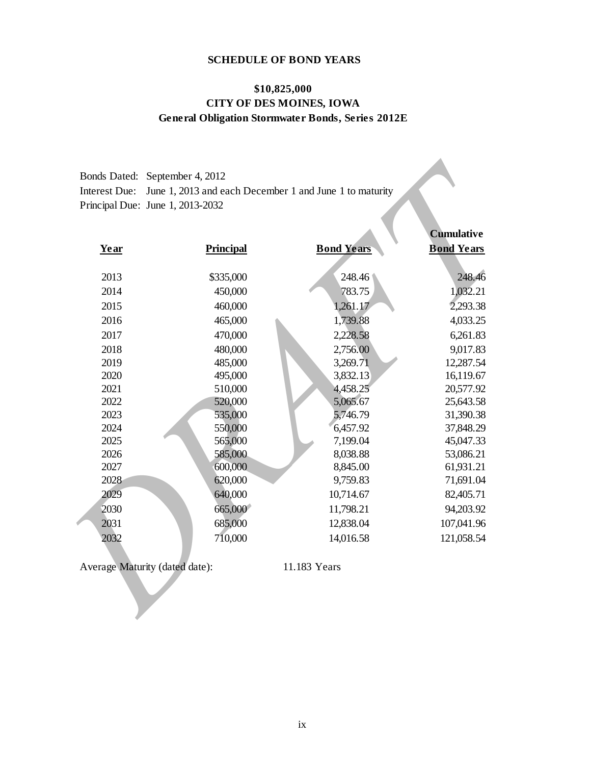## SCHEDULE OF BOND YEARS

### $10,825,000
### CITY OF DES MOINES, IOWA
### General Obligation Stormwater Bonds, Series 2012E

Bonds Dated: September 4, 2012
Interest Due: June 1, 2013 and each December 1 and June 1 to maturity
Principal Due: June 1, 2013-2032

| Year | Principal | Bond Years | Cumulative Bond Years |
|---|---|---|---|
| 2013 | $335,000 | 248.46 | 248.46 |
| 2014 | 450,000 | 783.75 | 1,032.21 |
| 2015 | 460,000 | 1,261.17 | 2,293.38 |
| 2016 | 465,000 | 1,739.88 | 4,033.25 |
| 2017 | 470,000 | 2,228.58 | 6,261.83 |
| 2018 | 480,000 | 2,756.00 | 9,017.83 |
| 2019 | 485,000 | 3,269.71 | 12,287.54 |
| 2020 | 495,000 | 3,832.13 | 16,119.67 |
| 2021 | 510,000 | 4,458.25 | 20,577.92 |
| 2022 | 520,000 | 5,065.67 | 25,643.58 |
| 2023 | 535,000 | 5,746.79 | 31,390.38 |
| 2024 | 550,000 | 6,457.92 | 37,848.29 |
| 2025 | 565,000 | 7,199.04 | 45,047.33 |
| 2026 | 585,000 | 8,038.88 | 53,086.21 |
| 2027 | 600,000 | 8,845.00 | 61,931.21 |
| 2028 | 620,000 | 9,759.83 | 71,691.04 |
| 2029 | 640,000 | 10,714.67 | 82,405.71 |
| 2030 | 665,000 | 11,798.21 | 94,203.92 |
| 2031 | 685,000 | 12,838.04 | 107,041.96 |
| 2032 | 710,000 | 14,016.58 | 121,058.54 |

Average Maturity (dated date): 11.183 Years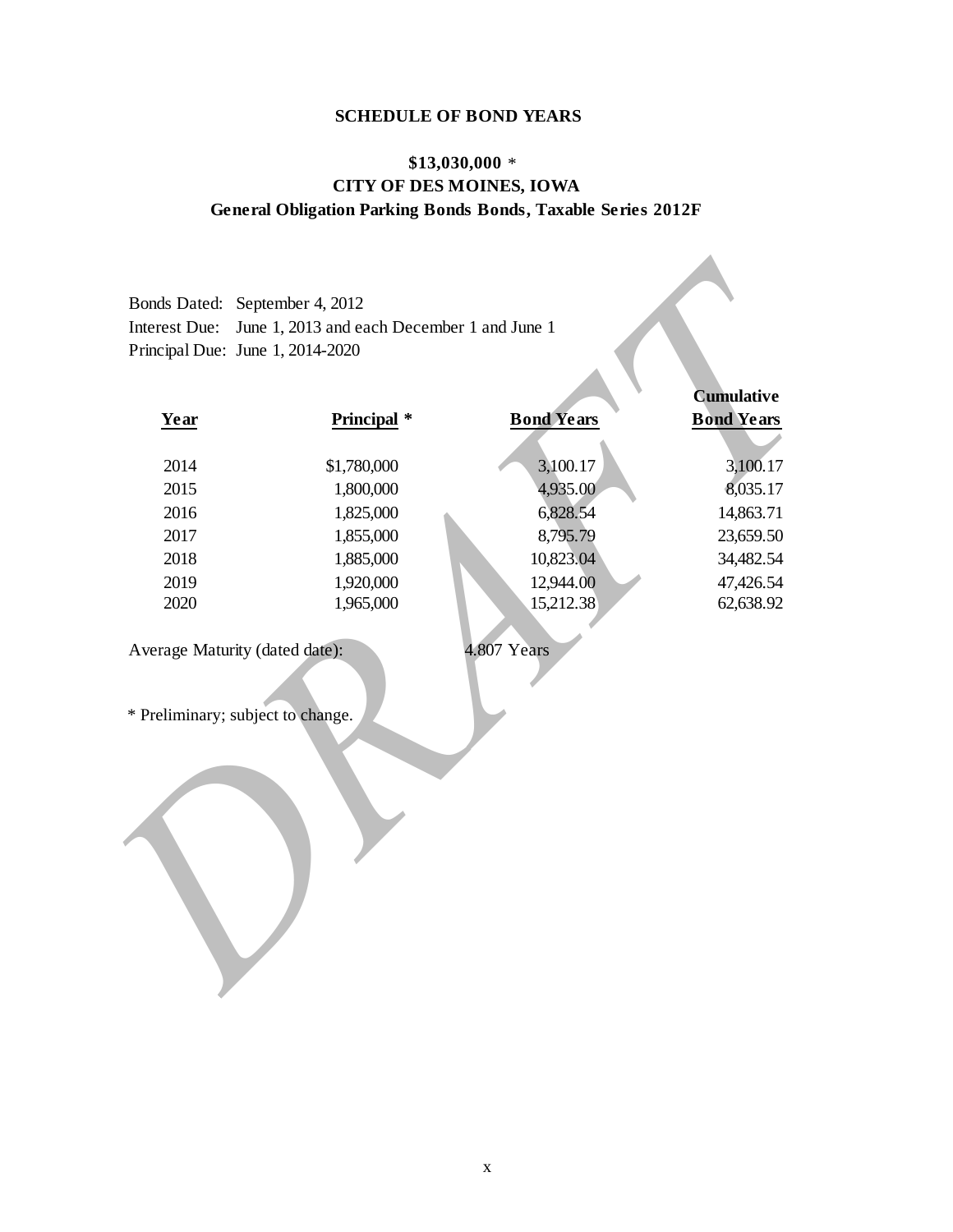## SCHEDULE OF BOND YEARS

### $13,030,000 *
### CITY OF DES MOINES, IOWA
### General Obligation Parking Bonds Bonds, Taxable Series 2012F

Bonds Dated: September 4, 2012
Interest Due: June 1, 2013 and each December 1 and June 1
Principal Due: June 1, 2014-2020

| Year | Principal * | Bond Years | Cumulative Bond Years |
|---|---|---|---|
| 2014 | $1,780,000 | 3,100.17 | 3,100.17 |
| 2015 | 1,800,000 | 4,935.00 | 8,035.17 |
| 2016 | 1,825,000 | 6,828.54 | 14,863.71 |
| 2017 | 1,855,000 | 8,795.79 | 23,659.50 |
| 2018 | 1,885,000 | 10,823.04 | 34,482.54 |
| 2019 | 1,920,000 | 12,944.00 | 47,426.54 |
| 2020 | 1,965,000 | 15,212.38 | 62,638.92 |

Average Maturity (dated date): 4.807 Years

* Preliminary; subject to change.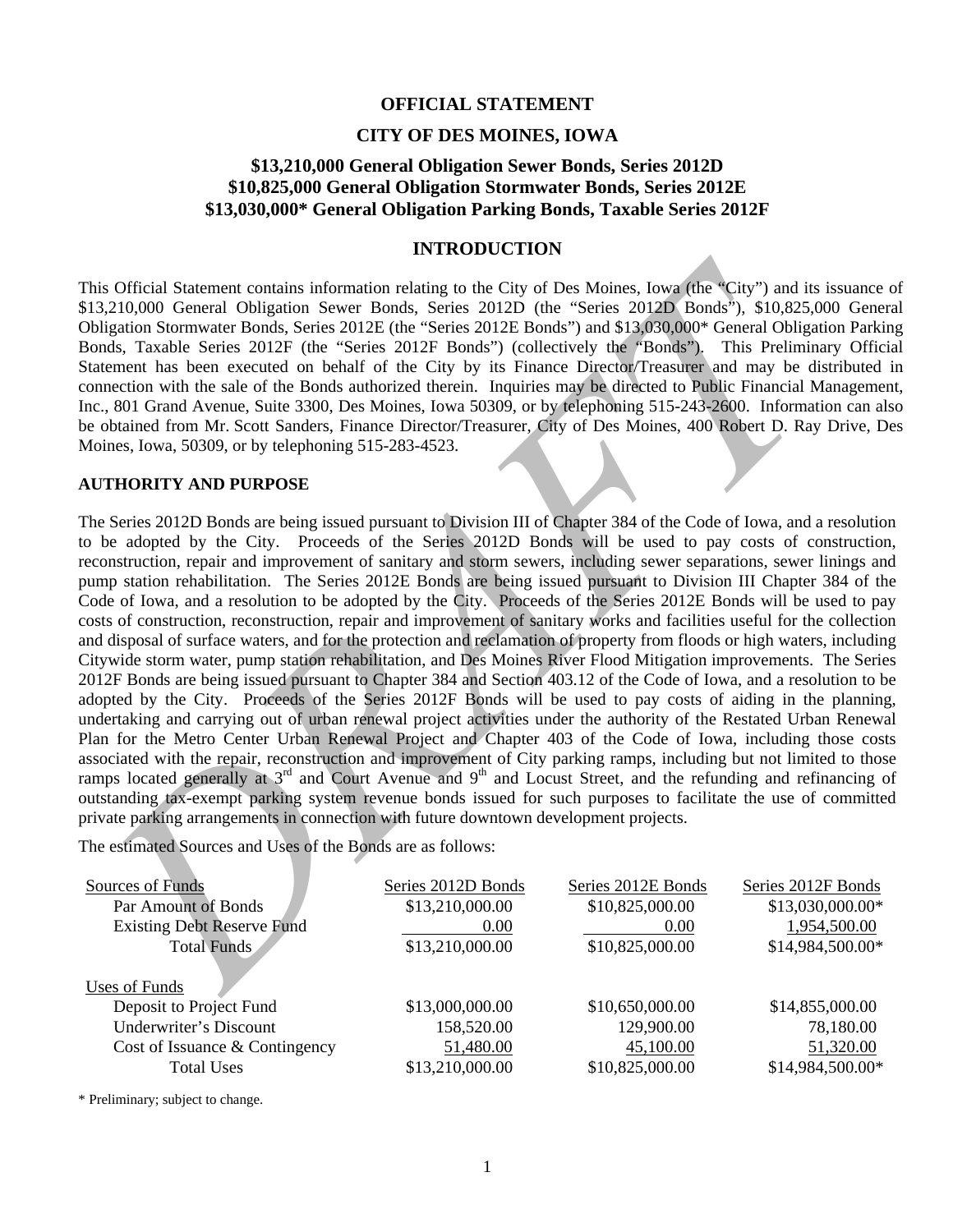# OFFICIAL STATEMENT

## CITY OF DES MOINES, IOWA

### $13,210,000 General Obligation Sewer Bonds, Series 2012D
### $10,825,000 General Obligation Stormwater Bonds, Series 2012E
### $13,030,000* General Obligation Parking Bonds, Taxable Series 2012F

## INTRODUCTION

This Official Statement contains information relating to the City of Des Moines, Iowa (the "City") and its issuance of $13,210,000 General Obligation Sewer Bonds, Series 2012D (the "Series 2012D Bonds"), $10,825,000 General Obligation Stormwater Bonds, Series 2012E (the "Series 2012E Bonds") and $13,030,000* General Obligation Parking Bonds, Taxable Series 2012F (the "Series 2012F Bonds") (collectively the "Bonds"). This Preliminary Official Statement has been executed on behalf of the City by its Finance Director/Treasurer and may be distributed in connection with the sale of the Bonds authorized therein. Inquiries may be directed to Public Financial Management, Inc., 801 Grand Avenue, Suite 3300, Des Moines, Iowa 50309, or by telephoning 515-243-2600. Information can also be obtained from Mr. Scott Sanders, Finance Director/Treasurer, City of Des Moines, 400 Robert D. Ray Drive, Des Moines, Iowa, 50309, or by telephoning 515-283-4523.

### AUTHORITY AND PURPOSE

The Series 2012D Bonds are being issued pursuant to Division III of Chapter 384 of the Code of Iowa, and a resolution to be adopted by the City. Proceeds of the Series 2012D Bonds will be used to pay costs of construction, reconstruction, repair and improvement of sanitary and storm sewers, including sewer separations, sewer linings and pump station rehabilitation. The Series 2012E Bonds are being issued pursuant to Division III Chapter 384 of the Code of Iowa, and a resolution to be adopted by the City. Proceeds of the Series 2012E Bonds will be used to pay costs of construction, reconstruction, repair and improvement of sanitary works and facilities useful for the collection and disposal of surface waters, and for the protection and reclamation of property from floods or high waters, including Citywide storm water, pump station rehabilitation, and Des Moines River Flood Mitigation improvements. The Series 2012F Bonds are being issued pursuant to Chapter 384 and Section 403.12 of the Code of Iowa, and a resolution to be adopted by the City. Proceeds of the Series 2012F Bonds will be used to pay costs of aiding in the planning, undertaking and carrying out of urban renewal project activities under the authority of the Restated Urban Renewal Plan for the Metro Center Urban Renewal Project and Chapter 403 of the Code of Iowa, including those costs associated with the repair, reconstruction and improvement of City parking ramps, including but not limited to those ramps located generally at 3rd and Court Avenue and 9th and Locust Street, and the refunding and refinancing of outstanding tax-exempt parking system revenue bonds issued for such purposes to facilitate the use of committed private parking arrangements in connection with future downtown development projects.

The estimated Sources and Uses of the Bonds are as follows:

| Sources of Funds | Series 2012D Bonds | Series 2012E Bonds | Series 2012F Bonds |
|---|---|---|---|
| Par Amount of Bonds | $13,210,000.00 | $10,825,000.00 | $13,030,000.00* |
| Existing Debt Reserve Fund | 0.00 | 0.00 | 1,954,500.00 |
| Total Funds | $13,210,000.00 | $10,825,000.00 | $14,984,500.00* |
| **Uses of Funds** | | | |
| Deposit to Project Fund | $13,000,000.00 | $10,650,000.00 | $14,855,000.00 |
| Underwriter's Discount | 158,520.00 | 129,900.00 | 78,180.00 |
| Cost of Issuance & Contingency | 51,480.00 | 45,100.00 | 51,320.00 |
| Total Uses | $13,210,000.00 | $10,825,000.00 | $14,984,500.00* |

\* Preliminary; subject to change.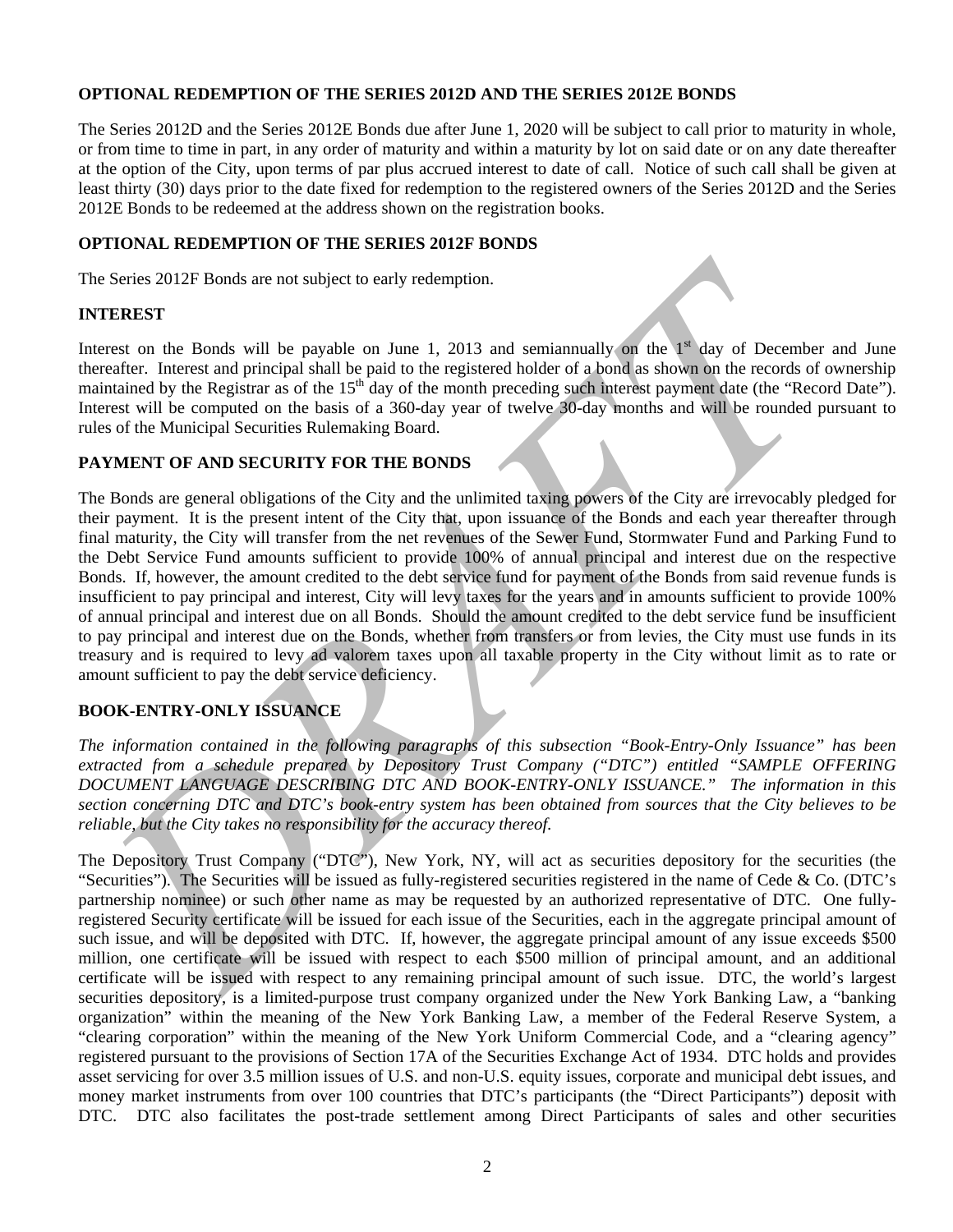**OPTIONAL REDEMPTION OF THE SERIES 2012D AND THE SERIES 2012E BONDS**

The Series 2012D and the Series 2012E Bonds due after June 1, 2020 will be subject to call prior to maturity in whole, or from time to time in part, in any order of maturity and within a maturity by lot on said date or on any date thereafter at the option of the City, upon terms of par plus accrued interest to date of call. Notice of such call shall be given at least thirty (30) days prior to the date fixed for redemption to the registered owners of the Series 2012D and the Series 2012E Bonds to be redeemed at the address shown on the registration books.

**OPTIONAL REDEMPTION OF THE SERIES 2012F BONDS**

The Series 2012F Bonds are not subject to early redemption.

**INTEREST**

Interest on the Bonds will be payable on June 1, 2013 and semiannually on the 1st day of December and June thereafter. Interest and principal shall be paid to the registered holder of a bond as shown on the records of ownership maintained by the Registrar as of the 15th day of the month preceding such interest payment date (the "Record Date"). Interest will be computed on the basis of a 360-day year of twelve 30-day months and will be rounded pursuant to rules of the Municipal Securities Rulemaking Board.

**PAYMENT OF AND SECURITY FOR THE BONDS**

The Bonds are general obligations of the City and the unlimited taxing powers of the City are irrevocably pledged for their payment. It is the present intent of the City that, upon issuance of the Bonds and each year thereafter through final maturity, the City will transfer from the net revenues of the Sewer Fund, Stormwater Fund and Parking Fund to the Debt Service Fund amounts sufficient to provide 100% of annual principal and interest due on the respective Bonds. If, however, the amount credited to the debt service fund for payment of the Bonds from said revenue funds is insufficient to pay principal and interest, City will levy taxes for the years and in amounts sufficient to provide 100% of annual principal and interest due on all Bonds. Should the amount credited to the debt service fund be insufficient to pay principal and interest due on the Bonds, whether from transfers or from levies, the City must use funds in its treasury and is required to levy ad valorem taxes upon all taxable property in the City without limit as to rate or amount sufficient to pay the debt service deficiency.

**BOOK-ENTRY-ONLY ISSUANCE**

*The information contained in the following paragraphs of this subsection "Book-Entry-Only Issuance" has been extracted from a schedule prepared by Depository Trust Company ("DTC") entitled "SAMPLE OFFERING DOCUMENT LANGUAGE DESCRIBING DTC AND BOOK-ENTRY-ONLY ISSUANCE." The information in this section concerning DTC and DTC's book-entry system has been obtained from sources that the City believes to be reliable, but the City takes no responsibility for the accuracy thereof.*

The Depository Trust Company ("DTC"), New York, NY, will act as securities depository for the securities (the "Securities"). The Securities will be issued as fully-registered securities registered in the name of Cede & Co. (DTC's partnership nominee) or such other name as may be requested by an authorized representative of DTC. One fully-registered Security certificate will be issued for each issue of the Securities, each in the aggregate principal amount of such issue, and will be deposited with DTC. If, however, the aggregate principal amount of any issue exceeds $500 million, one certificate will be issued with respect to each $500 million of principal amount, and an additional certificate will be issued with respect to any remaining principal amount of such issue. DTC, the world's largest securities depository, is a limited-purpose trust company organized under the New York Banking Law, a "banking organization" within the meaning of the New York Banking Law, a member of the Federal Reserve System, a "clearing corporation" within the meaning of the New York Uniform Commercial Code, and a "clearing agency" registered pursuant to the provisions of Section 17A of the Securities Exchange Act of 1934. DTC holds and provides asset servicing for over 3.5 million issues of U.S. and non-U.S. equity issues, corporate and municipal debt issues, and money market instruments from over 100 countries that DTC's participants (the "Direct Participants") deposit with DTC. DTC also facilitates the post-trade settlement among Direct Participants of sales and other securities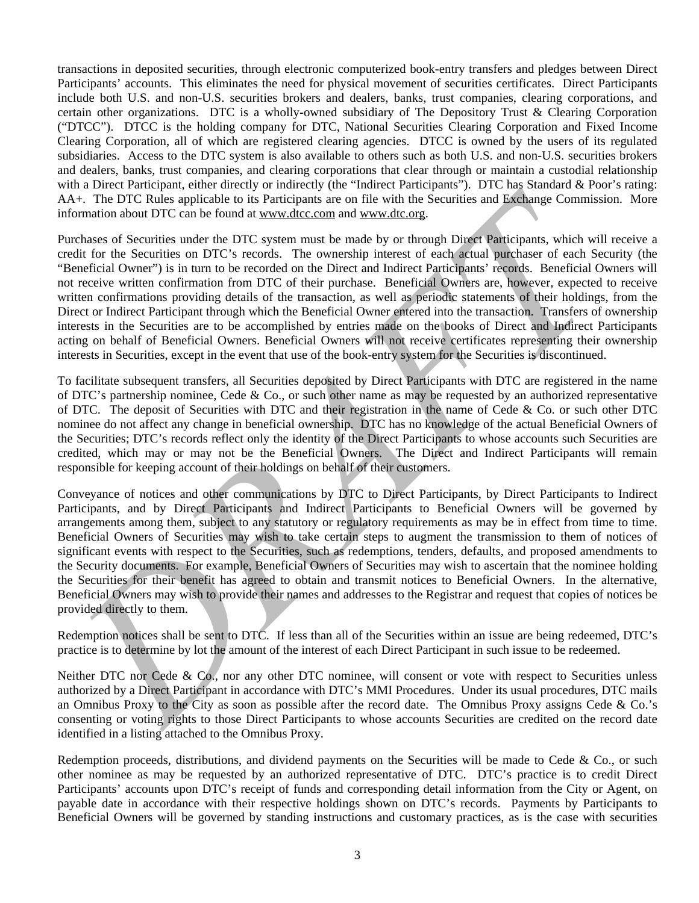transactions in deposited securities, through electronic computerized book-entry transfers and pledges between Direct Participants' accounts. This eliminates the need for physical movement of securities certificates. Direct Participants include both U.S. and non-U.S. securities brokers and dealers, banks, trust companies, clearing corporations, and certain other organizations. DTC is a wholly-owned subsidiary of The Depository Trust & Clearing Corporation ("DTCC"). DTCC is the holding company for DTC, National Securities Clearing Corporation and Fixed Income Clearing Corporation, all of which are registered clearing agencies. DTCC is owned by the users of its regulated subsidiaries. Access to the DTC system is also available to others such as both U.S. and non-U.S. securities brokers and dealers, banks, trust companies, and clearing corporations that clear through or maintain a custodial relationship with a Direct Participant, either directly or indirectly (the "Indirect Participants"). DTC has Standard & Poor's rating: AA+. The DTC Rules applicable to its Participants are on file with the Securities and Exchange Commission. More information about DTC can be found at www.dtcc.com and www.dtc.org.

Purchases of Securities under the DTC system must be made by or through Direct Participants, which will receive a credit for the Securities on DTC's records. The ownership interest of each actual purchaser of each Security (the "Beneficial Owner") is in turn to be recorded on the Direct and Indirect Participants' records. Beneficial Owners will not receive written confirmation from DTC of their purchase. Beneficial Owners are, however, expected to receive written confirmations providing details of the transaction, as well as periodic statements of their holdings, from the Direct or Indirect Participant through which the Beneficial Owner entered into the transaction. Transfers of ownership interests in the Securities are to be accomplished by entries made on the books of Direct and Indirect Participants acting on behalf of Beneficial Owners. Beneficial Owners will not receive certificates representing their ownership interests in Securities, except in the event that use of the book-entry system for the Securities is discontinued.

To facilitate subsequent transfers, all Securities deposited by Direct Participants with DTC are registered in the name of DTC's partnership nominee, Cede & Co., or such other name as may be requested by an authorized representative of DTC. The deposit of Securities with DTC and their registration in the name of Cede & Co. or such other DTC nominee do not affect any change in beneficial ownership. DTC has no knowledge of the actual Beneficial Owners of the Securities; DTC's records reflect only the identity of the Direct Participants to whose accounts such Securities are credited, which may or may not be the Beneficial Owners. The Direct and Indirect Participants will remain responsible for keeping account of their holdings on behalf of their customers.

Conveyance of notices and other communications by DTC to Direct Participants, by Direct Participants to Indirect Participants, and by Direct Participants and Indirect Participants to Beneficial Owners will be governed by arrangements among them, subject to any statutory or regulatory requirements as may be in effect from time to time. Beneficial Owners of Securities may wish to take certain steps to augment the transmission to them of notices of significant events with respect to the Securities, such as redemptions, tenders, defaults, and proposed amendments to the Security documents. For example, Beneficial Owners of Securities may wish to ascertain that the nominee holding the Securities for their benefit has agreed to obtain and transmit notices to Beneficial Owners. In the alternative, Beneficial Owners may wish to provide their names and addresses to the Registrar and request that copies of notices be provided directly to them.

Redemption notices shall be sent to DTC. If less than all of the Securities within an issue are being redeemed, DTC's practice is to determine by lot the amount of the interest of each Direct Participant in such issue to be redeemed.

Neither DTC nor Cede & Co., nor any other DTC nominee, will consent or vote with respect to Securities unless authorized by a Direct Participant in accordance with DTC's MMI Procedures. Under its usual procedures, DTC mails an Omnibus Proxy to the City as soon as possible after the record date. The Omnibus Proxy assigns Cede & Co.'s consenting or voting rights to those Direct Participants to whose accounts Securities are credited on the record date identified in a listing attached to the Omnibus Proxy.

Redemption proceeds, distributions, and dividend payments on the Securities will be made to Cede & Co., or such other nominee as may be requested by an authorized representative of DTC. DTC's practice is to credit Direct Participants' accounts upon DTC's receipt of funds and corresponding detail information from the City or Agent, on payable date in accordance with their respective holdings shown on DTC's records. Payments by Participants to Beneficial Owners will be governed by standing instructions and customary practices, as is the case with securities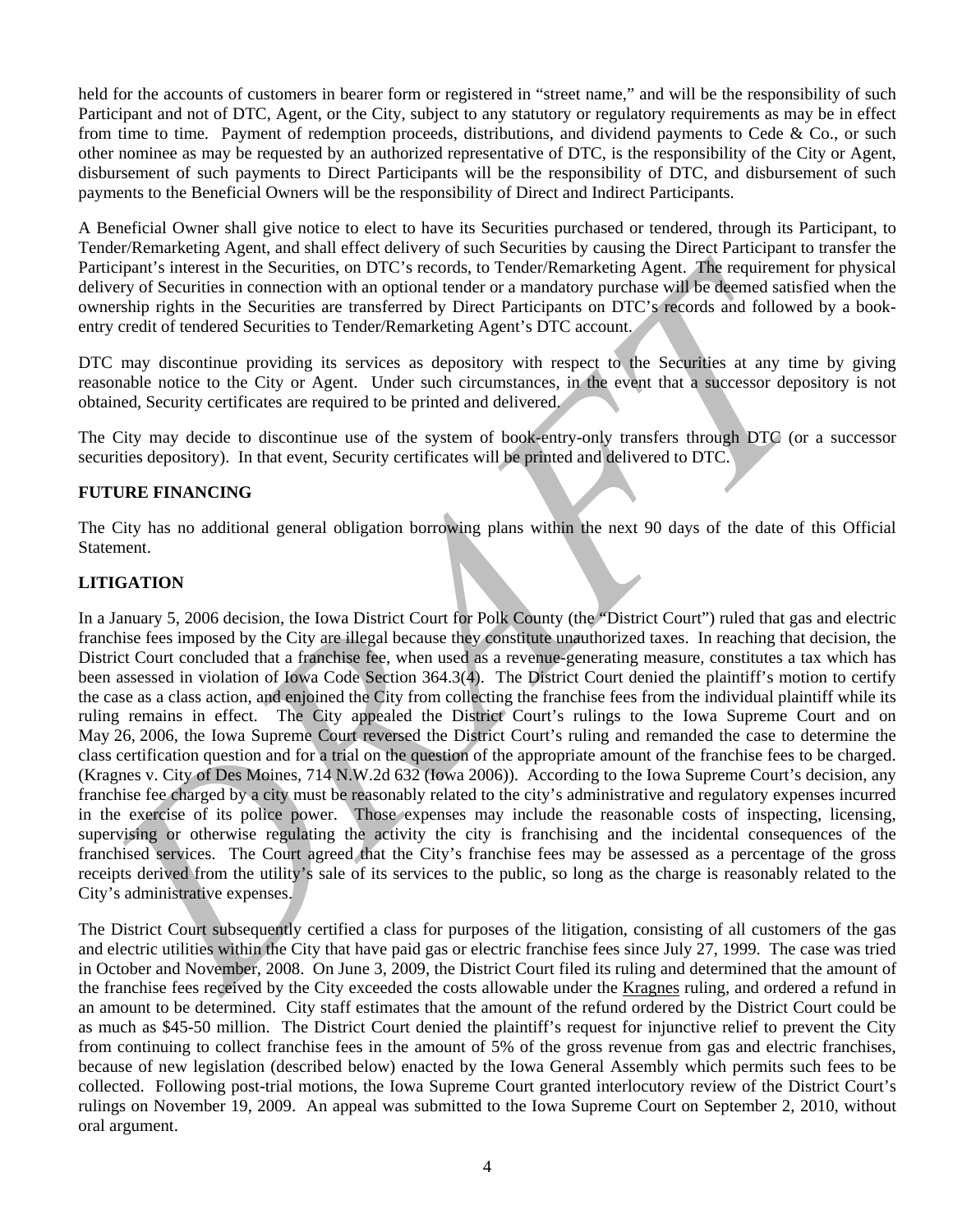held for the accounts of customers in bearer form or registered in "street name," and will be the responsibility of such Participant and not of DTC, Agent, or the City, subject to any statutory or regulatory requirements as may be in effect from time to time. Payment of redemption proceeds, distributions, and dividend payments to Cede & Co., or such other nominee as may be requested by an authorized representative of DTC, is the responsibility of the City or Agent, disbursement of such payments to Direct Participants will be the responsibility of DTC, and disbursement of such payments to the Beneficial Owners will be the responsibility of Direct and Indirect Participants.

A Beneficial Owner shall give notice to elect to have its Securities purchased or tendered, through its Participant, to Tender/Remarketing Agent, and shall effect delivery of such Securities by causing the Direct Participant to transfer the Participant's interest in the Securities, on DTC's records, to Tender/Remarketing Agent. The requirement for physical delivery of Securities in connection with an optional tender or a mandatory purchase will be deemed satisfied when the ownership rights in the Securities are transferred by Direct Participants on DTC's records and followed by a book-entry credit of tendered Securities to Tender/Remarketing Agent's DTC account.

DTC may discontinue providing its services as depository with respect to the Securities at any time by giving reasonable notice to the City or Agent. Under such circumstances, in the event that a successor depository is not obtained, Security certificates are required to be printed and delivered.

The City may decide to discontinue use of the system of book-entry-only transfers through DTC (or a successor securities depository). In that event, Security certificates will be printed and delivered to DTC.

## FUTURE FINANCING

The City has no additional general obligation borrowing plans within the next 90 days of the date of this Official Statement.

## LITIGATION

In a January 5, 2006 decision, the Iowa District Court for Polk County (the "District Court") ruled that gas and electric franchise fees imposed by the City are illegal because they constitute unauthorized taxes. In reaching that decision, the District Court concluded that a franchise fee, when used as a revenue-generating measure, constitutes a tax which has been assessed in violation of Iowa Code Section 364.3(4). The District Court denied the plaintiff's motion to certify the case as a class action, and enjoined the City from collecting the franchise fees from the individual plaintiff while its ruling remains in effect. The City appealed the District Court's rulings to the Iowa Supreme Court and on May 26, 2006, the Iowa Supreme Court reversed the District Court's ruling and remanded the case to determine the class certification question and for a trial on the question of the appropriate amount of the franchise fees to be charged. (Kragnes v. City of Des Moines, 714 N.W.2d 632 (Iowa 2006)). According to the Iowa Supreme Court's decision, any franchise fee charged by a city must be reasonably related to the city's administrative and regulatory expenses incurred in the exercise of its police power. Those expenses may include the reasonable costs of inspecting, licensing, supervising or otherwise regulating the activity the city is franchising and the incidental consequences of the franchised services. The Court agreed that the City's franchise fees may be assessed as a percentage of the gross receipts derived from the utility's sale of its services to the public, so long as the charge is reasonably related to the City's administrative expenses.

The District Court subsequently certified a class for purposes of the litigation, consisting of all customers of the gas and electric utilities within the City that have paid gas or electric franchise fees since July 27, 1999. The case was tried in October and November, 2008. On June 3, 2009, the District Court filed its ruling and determined that the amount of the franchise fees received by the City exceeded the costs allowable under the Kragnes ruling, and ordered a refund in an amount to be determined. City staff estimates that the amount of the refund ordered by the District Court could be as much as $45-50 million. The District Court denied the plaintiff's request for injunctive relief to prevent the City from continuing to collect franchise fees in the amount of 5% of the gross revenue from gas and electric franchises, because of new legislation (described below) enacted by the Iowa General Assembly which permits such fees to be collected. Following post-trial motions, the Iowa Supreme Court granted interlocutory review of the District Court's rulings on November 19, 2009. An appeal was submitted to the Iowa Supreme Court on September 2, 2010, without oral argument.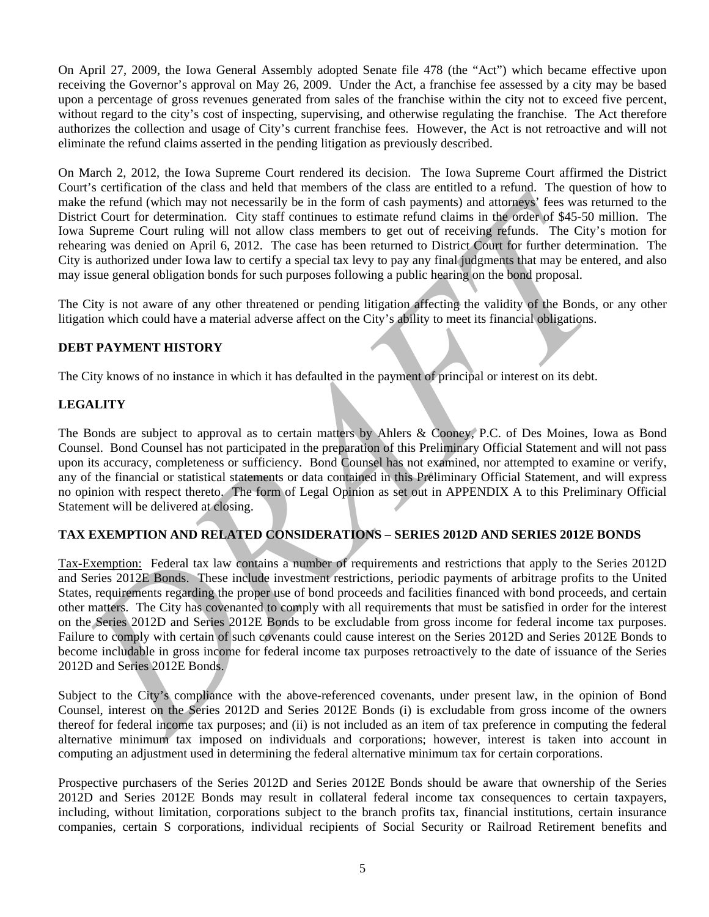On April 27, 2009, the Iowa General Assembly adopted Senate file 478 (the "Act") which became effective upon receiving the Governor's approval on May 26, 2009. Under the Act, a franchise fee assessed by a city may be based upon a percentage of gross revenues generated from sales of the franchise within the city not to exceed five percent, without regard to the city's cost of inspecting, supervising, and otherwise regulating the franchise. The Act therefore authorizes the collection and usage of City's current franchise fees. However, the Act is not retroactive and will not eliminate the refund claims asserted in the pending litigation as previously described.

On March 2, 2012, the Iowa Supreme Court rendered its decision. The Iowa Supreme Court affirmed the District Court's certification of the class and held that members of the class are entitled to a refund. The question of how to make the refund (which may not necessarily be in the form of cash payments) and attorneys' fees was returned to the District Court for determination. City staff continues to estimate refund claims in the order of $45-50 million. The Iowa Supreme Court ruling will not allow class members to get out of receiving refunds. The City's motion for rehearing was denied on April 6, 2012. The case has been returned to District Court for further determination. The City is authorized under Iowa law to certify a special tax levy to pay any final judgments that may be entered, and also may issue general obligation bonds for such purposes following a public hearing on the bond proposal.

The City is not aware of any other threatened or pending litigation affecting the validity of the Bonds, or any other litigation which could have a material adverse affect on the City's ability to meet its financial obligations.

## DEBT PAYMENT HISTORY

The City knows of no instance in which it has defaulted in the payment of principal or interest on its debt.

## LEGALITY

The Bonds are subject to approval as to certain matters by Ahlers & Cooney, P.C. of Des Moines, Iowa as Bond Counsel. Bond Counsel has not participated in the preparation of this Preliminary Official Statement and will not pass upon its accuracy, completeness or sufficiency. Bond Counsel has not examined, nor attempted to examine or verify, any of the financial or statistical statements or data contained in this Preliminary Official Statement, and will express no opinion with respect thereto. The form of Legal Opinion as set out in APPENDIX A to this Preliminary Official Statement will be delivered at closing.

## TAX EXEMPTION AND RELATED CONSIDERATIONS – SERIES 2012D AND SERIES 2012E BONDS

Tax-Exemption: Federal tax law contains a number of requirements and restrictions that apply to the Series 2012D and Series 2012E Bonds. These include investment restrictions, periodic payments of arbitrage profits to the United States, requirements regarding the proper use of bond proceeds and facilities financed with bond proceeds, and certain other matters. The City has covenanted to comply with all requirements that must be satisfied in order for the interest on the Series 2012D and Series 2012E Bonds to be excludable from gross income for federal income tax purposes. Failure to comply with certain of such covenants could cause interest on the Series 2012D and Series 2012E Bonds to become includable in gross income for federal income tax purposes retroactively to the date of issuance of the Series 2012D and Series 2012E Bonds.

Subject to the City's compliance with the above-referenced covenants, under present law, in the opinion of Bond Counsel, interest on the Series 2012D and Series 2012E Bonds (i) is excludable from gross income of the owners thereof for federal income tax purposes; and (ii) is not included as an item of tax preference in computing the federal alternative minimum tax imposed on individuals and corporations; however, interest is taken into account in computing an adjustment used in determining the federal alternative minimum tax for certain corporations.

Prospective purchasers of the Series 2012D and Series 2012E Bonds should be aware that ownership of the Series 2012D and Series 2012E Bonds may result in collateral federal income tax consequences to certain taxpayers, including, without limitation, corporations subject to the branch profits tax, financial institutions, certain insurance companies, certain S corporations, individual recipients of Social Security or Railroad Retirement benefits and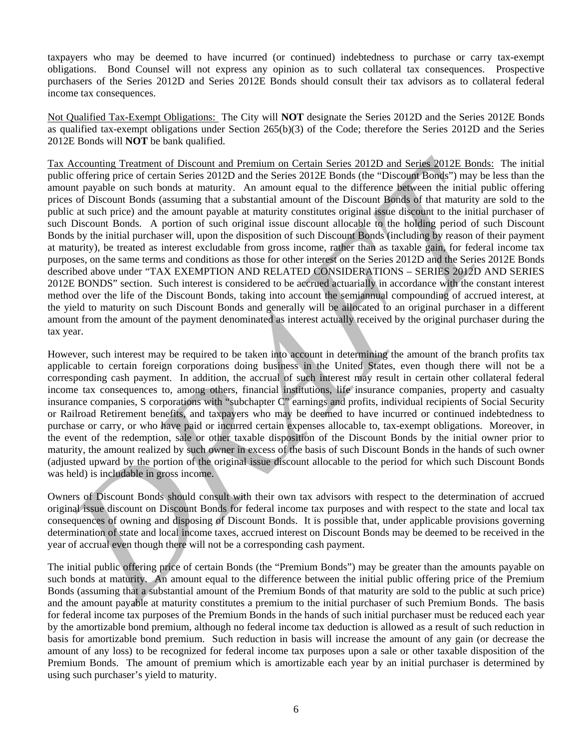taxpayers who may be deemed to have incurred (or continued) indebtedness to purchase or carry tax-exempt obligations. Bond Counsel will not express any opinion as to such collateral tax consequences. Prospective purchasers of the Series 2012D and Series 2012E Bonds should consult their tax advisors as to collateral federal income tax consequences.

Not Qualified Tax-Exempt Obligations: The City will **NOT** designate the Series 2012D and the Series 2012E Bonds as qualified tax-exempt obligations under Section 265(b)(3) of the Code; therefore the Series 2012D and the Series 2012E Bonds will **NOT** be bank qualified.

Tax Accounting Treatment of Discount and Premium on Certain Series 2012D and Series 2012E Bonds: The initial public offering price of certain Series 2012D and the Series 2012E Bonds (the "Discount Bonds") may be less than the amount payable on such bonds at maturity. An amount equal to the difference between the initial public offering prices of Discount Bonds (assuming that a substantial amount of the Discount Bonds of that maturity are sold to the public at such price) and the amount payable at maturity constitutes original issue discount to the initial purchaser of such Discount Bonds. A portion of such original issue discount allocable to the holding period of such Discount Bonds by the initial purchaser will, upon the disposition of such Discount Bonds (including by reason of their payment at maturity), be treated as interest excludable from gross income, rather than as taxable gain, for federal income tax purposes, on the same terms and conditions as those for other interest on the Series 2012D and the Series 2012E Bonds described above under "TAX EXEMPTION AND RELATED CONSIDERATIONS – SERIES 2012D AND SERIES 2012E BONDS" section. Such interest is considered to be accrued actuarially in accordance with the constant interest method over the life of the Discount Bonds, taking into account the semiannual compounding of accrued interest, at the yield to maturity on such Discount Bonds and generally will be allocated to an original purchaser in a different amount from the amount of the payment denominated as interest actually received by the original purchaser during the tax year.

However, such interest may be required to be taken into account in determining the amount of the branch profits tax applicable to certain foreign corporations doing business in the United States, even though there will not be a corresponding cash payment. In addition, the accrual of such interest may result in certain other collateral federal income tax consequences to, among others, financial institutions, life insurance companies, property and casualty insurance companies, S corporations with "subchapter C" earnings and profits, individual recipients of Social Security or Railroad Retirement benefits, and taxpayers who may be deemed to have incurred or continued indebtedness to purchase or carry, or who have paid or incurred certain expenses allocable to, tax-exempt obligations. Moreover, in the event of the redemption, sale or other taxable disposition of the Discount Bonds by the initial owner prior to maturity, the amount realized by such owner in excess of the basis of such Discount Bonds in the hands of such owner (adjusted upward by the portion of the original issue discount allocable to the period for which such Discount Bonds was held) is includable in gross income.

Owners of Discount Bonds should consult with their own tax advisors with respect to the determination of accrued original issue discount on Discount Bonds for federal income tax purposes and with respect to the state and local tax consequences of owning and disposing of Discount Bonds. It is possible that, under applicable provisions governing determination of state and local income taxes, accrued interest on Discount Bonds may be deemed to be received in the year of accrual even though there will not be a corresponding cash payment.

The initial public offering price of certain Bonds (the "Premium Bonds") may be greater than the amounts payable on such bonds at maturity. An amount equal to the difference between the initial public offering price of the Premium Bonds (assuming that a substantial amount of the Premium Bonds of that maturity are sold to the public at such price) and the amount payable at maturity constitutes a premium to the initial purchaser of such Premium Bonds. The basis for federal income tax purposes of the Premium Bonds in the hands of such initial purchaser must be reduced each year by the amortizable bond premium, although no federal income tax deduction is allowed as a result of such reduction in basis for amortizable bond premium. Such reduction in basis will increase the amount of any gain (or decrease the amount of any loss) to be recognized for federal income tax purposes upon a sale or other taxable disposition of the Premium Bonds. The amount of premium which is amortizable each year by an initial purchaser is determined by using such purchaser's yield to maturity.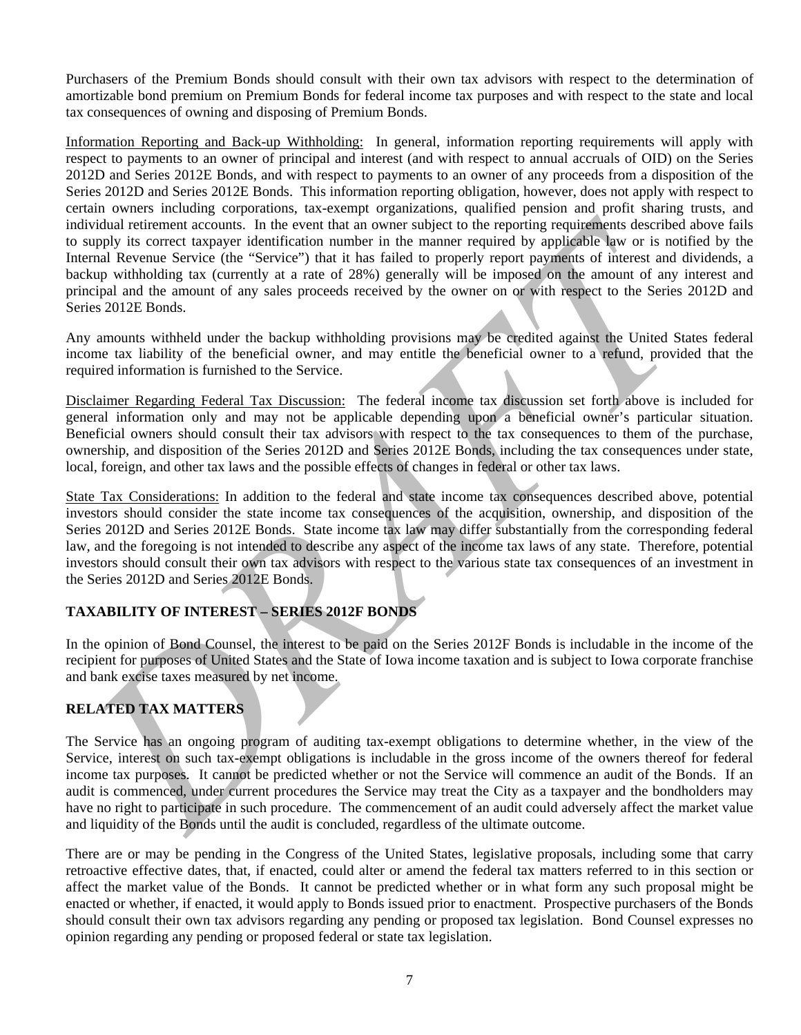Purchasers of the Premium Bonds should consult with their own tax advisors with respect to the determination of amortizable bond premium on Premium Bonds for federal income tax purposes and with respect to the state and local tax consequences of owning and disposing of Premium Bonds.

Information Reporting and Back-up Withholding: In general, information reporting requirements will apply with respect to payments to an owner of principal and interest (and with respect to annual accruals of OID) on the Series 2012D and Series 2012E Bonds, and with respect to payments to an owner of any proceeds from a disposition of the Series 2012D and Series 2012E Bonds. This information reporting obligation, however, does not apply with respect to certain owners including corporations, tax-exempt organizations, qualified pension and profit sharing trusts, and individual retirement accounts. In the event that an owner subject to the reporting requirements described above fails to supply its correct taxpayer identification number in the manner required by applicable law or is notified by the Internal Revenue Service (the "Service") that it has failed to properly report payments of interest and dividends, a backup withholding tax (currently at a rate of 28%) generally will be imposed on the amount of any interest and principal and the amount of any sales proceeds received by the owner on or with respect to the Series 2012D and Series 2012E Bonds.

Any amounts withheld under the backup withholding provisions may be credited against the United States federal income tax liability of the beneficial owner, and may entitle the beneficial owner to a refund, provided that the required information is furnished to the Service.

Disclaimer Regarding Federal Tax Discussion: The federal income tax discussion set forth above is included for general information only and may not be applicable depending upon a beneficial owner's particular situation. Beneficial owners should consult their tax advisors with respect to the tax consequences to them of the purchase, ownership, and disposition of the Series 2012D and Series 2012E Bonds, including the tax consequences under state, local, foreign, and other tax laws and the possible effects of changes in federal or other tax laws.

State Tax Considerations: In addition to the federal and state income tax consequences described above, potential investors should consider the state income tax consequences of the acquisition, ownership, and disposition of the Series 2012D and Series 2012E Bonds. State income tax law may differ substantially from the corresponding federal law, and the foregoing is not intended to describe any aspect of the income tax laws of any state. Therefore, potential investors should consult their own tax advisors with respect to the various state tax consequences of an investment in the Series 2012D and Series 2012E Bonds.

## TAXABILITY OF INTEREST – SERIES 2012F BONDS

In the opinion of Bond Counsel, the interest to be paid on the Series 2012F Bonds is includable in the income of the recipient for purposes of United States and the State of Iowa income taxation and is subject to Iowa corporate franchise and bank excise taxes measured by net income.

## RELATED TAX MATTERS

The Service has an ongoing program of auditing tax-exempt obligations to determine whether, in the view of the Service, interest on such tax-exempt obligations is includable in the gross income of the owners thereof for federal income tax purposes. It cannot be predicted whether or not the Service will commence an audit of the Bonds. If an audit is commenced, under current procedures the Service may treat the City as a taxpayer and the bondholders may have no right to participate in such procedure. The commencement of an audit could adversely affect the market value and liquidity of the Bonds until the audit is concluded, regardless of the ultimate outcome.

There are or may be pending in the Congress of the United States, legislative proposals, including some that carry retroactive effective dates, that, if enacted, could alter or amend the federal tax matters referred to in this section or affect the market value of the Bonds. It cannot be predicted whether or in what form any such proposal might be enacted or whether, if enacted, it would apply to Bonds issued prior to enactment. Prospective purchasers of the Bonds should consult their own tax advisors regarding any pending or proposed tax legislation. Bond Counsel expresses no opinion regarding any pending or proposed federal or state tax legislation.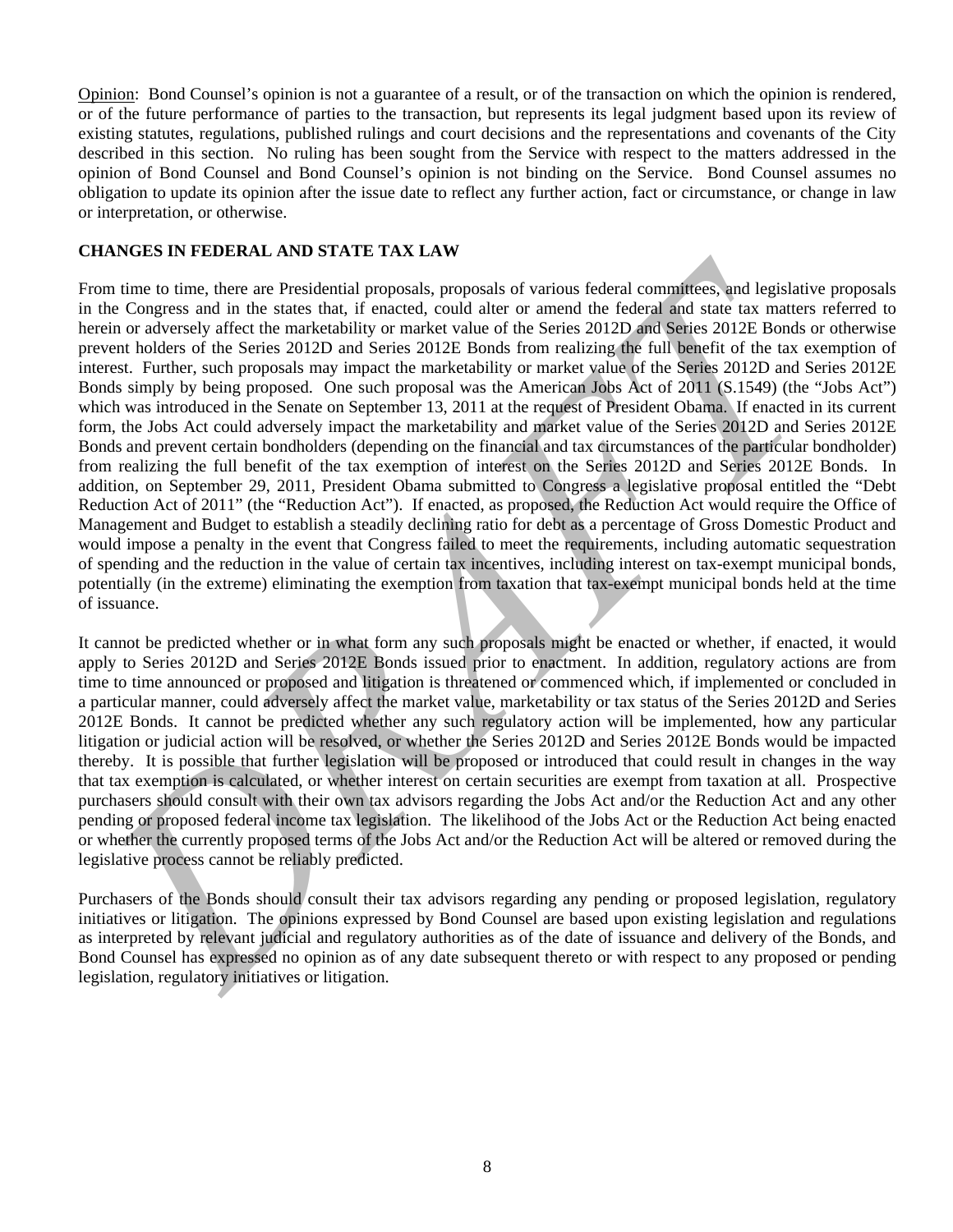Opinion: Bond Counsel's opinion is not a guarantee of a result, or of the transaction on which the opinion is rendered, or of the future performance of parties to the transaction, but represents its legal judgment based upon its review of existing statutes, regulations, published rulings and court decisions and the representations and covenants of the City described in this section. No ruling has been sought from the Service with respect to the matters addressed in the opinion of Bond Counsel and Bond Counsel's opinion is not binding on the Service. Bond Counsel assumes no obligation to update its opinion after the issue date to reflect any further action, fact or circumstance, or change in law or interpretation, or otherwise.

**CHANGES IN FEDERAL AND STATE TAX LAW**

From time to time, there are Presidential proposals, proposals of various federal committees, and legislative proposals in the Congress and in the states that, if enacted, could alter or amend the federal and state tax matters referred to herein or adversely affect the marketability or market value of the Series 2012D and Series 2012E Bonds or otherwise prevent holders of the Series 2012D and Series 2012E Bonds from realizing the full benefit of the tax exemption of interest. Further, such proposals may impact the marketability or market value of the Series 2012D and Series 2012E Bonds simply by being proposed. One such proposal was the American Jobs Act of 2011 (S.1549) (the "Jobs Act") which was introduced in the Senate on September 13, 2011 at the request of President Obama. If enacted in its current form, the Jobs Act could adversely impact the marketability and market value of the Series 2012D and Series 2012E Bonds and prevent certain bondholders (depending on the financial and tax circumstances of the particular bondholder) from realizing the full benefit of the tax exemption of interest on the Series 2012D and Series 2012E Bonds. In addition, on September 29, 2011, President Obama submitted to Congress a legislative proposal entitled the "Debt Reduction Act of 2011" (the "Reduction Act"). If enacted, as proposed, the Reduction Act would require the Office of Management and Budget to establish a steadily declining ratio for debt as a percentage of Gross Domestic Product and would impose a penalty in the event that Congress failed to meet the requirements, including automatic sequestration of spending and the reduction in the value of certain tax incentives, including interest on tax-exempt municipal bonds, potentially (in the extreme) eliminating the exemption from taxation that tax-exempt municipal bonds held at the time of issuance.

It cannot be predicted whether or in what form any such proposals might be enacted or whether, if enacted, it would apply to Series 2012D and Series 2012E Bonds issued prior to enactment. In addition, regulatory actions are from time to time announced or proposed and litigation is threatened or commenced which, if implemented or concluded in a particular manner, could adversely affect the market value, marketability or tax status of the Series 2012D and Series 2012E Bonds. It cannot be predicted whether any such regulatory action will be implemented, how any particular litigation or judicial action will be resolved, or whether the Series 2012D and Series 2012E Bonds would be impacted thereby. It is possible that further legislation will be proposed or introduced that could result in changes in the way that tax exemption is calculated, or whether interest on certain securities are exempt from taxation at all. Prospective purchasers should consult with their own tax advisors regarding the Jobs Act and/or the Reduction Act and any other pending or proposed federal income tax legislation. The likelihood of the Jobs Act or the Reduction Act being enacted or whether the currently proposed terms of the Jobs Act and/or the Reduction Act will be altered or removed during the legislative process cannot be reliably predicted.

Purchasers of the Bonds should consult their tax advisors regarding any pending or proposed legislation, regulatory initiatives or litigation. The opinions expressed by Bond Counsel are based upon existing legislation and regulations as interpreted by relevant judicial and regulatory authorities as of the date of issuance and delivery of the Bonds, and Bond Counsel has expressed no opinion as of any date subsequent thereto or with respect to any proposed or pending legislation, regulatory initiatives or litigation.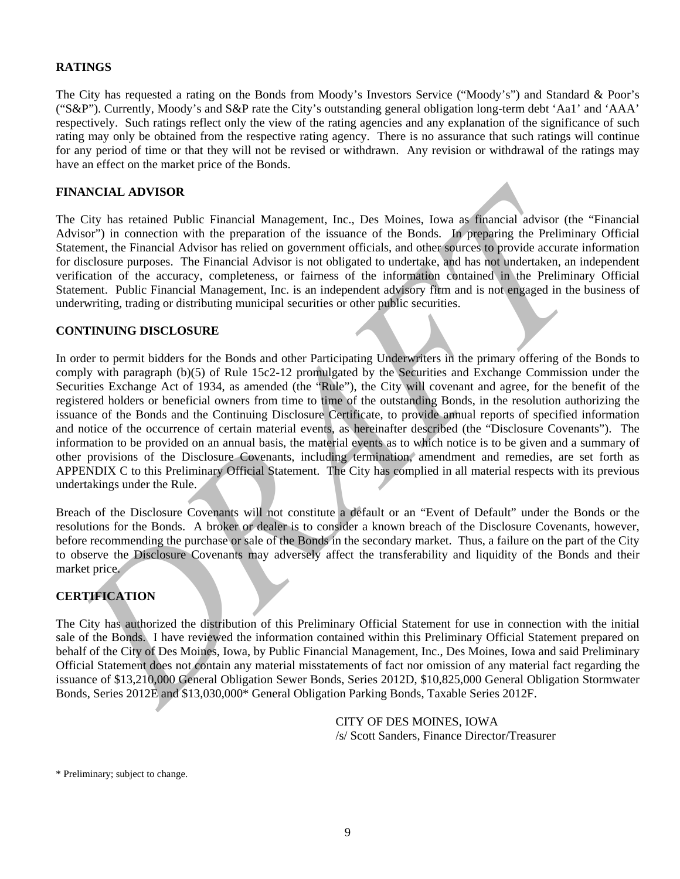## RATINGS

The City has requested a rating on the Bonds from Moody's Investors Service ("Moody's") and Standard & Poor's ("S&P"). Currently, Moody's and S&P rate the City's outstanding general obligation long-term debt 'Aa1' and 'AAA' respectively. Such ratings reflect only the view of the rating agencies and any explanation of the significance of such rating may only be obtained from the respective rating agency. There is no assurance that such ratings will continue for any period of time or that they will not be revised or withdrawn. Any revision or withdrawal of the ratings may have an effect on the market price of the Bonds.

## FINANCIAL ADVISOR

The City has retained Public Financial Management, Inc., Des Moines, Iowa as financial advisor (the "Financial Advisor") in connection with the preparation of the issuance of the Bonds. In preparing the Preliminary Official Statement, the Financial Advisor has relied on government officials, and other sources to provide accurate information for disclosure purposes. The Financial Advisor is not obligated to undertake, and has not undertaken, an independent verification of the accuracy, completeness, or fairness of the information contained in the Preliminary Official Statement. Public Financial Management, Inc. is an independent advisory firm and is not engaged in the business of underwriting, trading or distributing municipal securities or other public securities.

## CONTINUING DISCLOSURE

In order to permit bidders for the Bonds and other Participating Underwriters in the primary offering of the Bonds to comply with paragraph (b)(5) of Rule 15c2-12 promulgated by the Securities and Exchange Commission under the Securities Exchange Act of 1934, as amended (the "Rule"), the City will covenant and agree, for the benefit of the registered holders or beneficial owners from time to time of the outstanding Bonds, in the resolution authorizing the issuance of the Bonds and the Continuing Disclosure Certificate, to provide annual reports of specified information and notice of the occurrence of certain material events, as hereinafter described (the "Disclosure Covenants"). The information to be provided on an annual basis, the material events as to which notice is to be given and a summary of other provisions of the Disclosure Covenants, including termination, amendment and remedies, are set forth as APPENDIX C to this Preliminary Official Statement. The City has complied in all material respects with its previous undertakings under the Rule.

Breach of the Disclosure Covenants will not constitute a default or an "Event of Default" under the Bonds or the resolutions for the Bonds. A broker or dealer is to consider a known breach of the Disclosure Covenants, however, before recommending the purchase or sale of the Bonds in the secondary market. Thus, a failure on the part of the City to observe the Disclosure Covenants may adversely affect the transferability and liquidity of the Bonds and their market price.

## CERTIFICATION

The City has authorized the distribution of this Preliminary Official Statement for use in connection with the initial sale of the Bonds. I have reviewed the information contained within this Preliminary Official Statement prepared on behalf of the City of Des Moines, Iowa, by Public Financial Management, Inc., Des Moines, Iowa and said Preliminary Official Statement does not contain any material misstatements of fact nor omission of any material fact regarding the issuance of $13,210,000 General Obligation Sewer Bonds, Series 2012D, $10,825,000 General Obligation Stormwater Bonds, Series 2012E and $13,030,000* General Obligation Parking Bonds, Taxable Series 2012F.

CITY OF DES MOINES, IOWA
/s/ Scott Sanders, Finance Director/Treasurer

\* Preliminary; subject to change.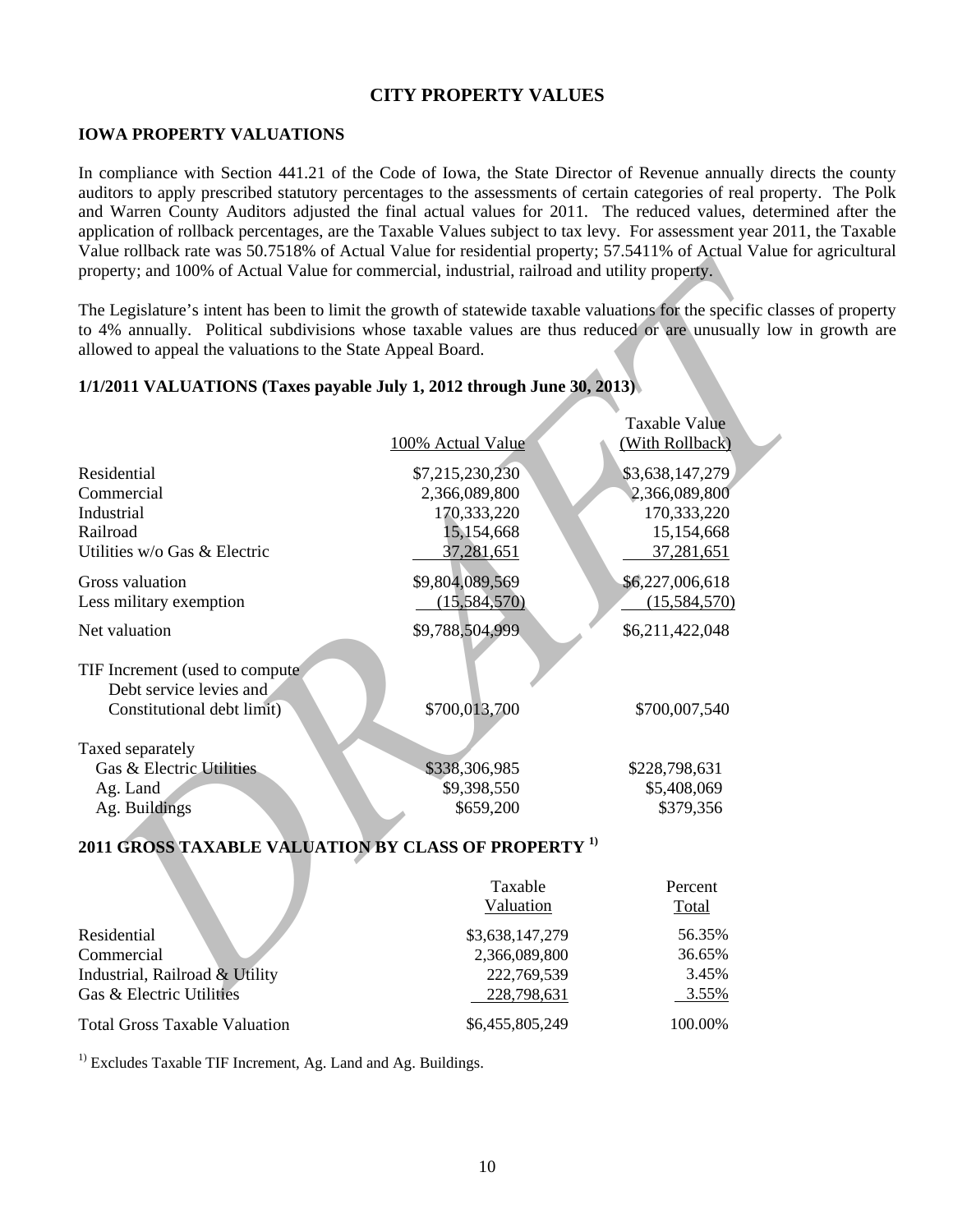# CITY PROPERTY VALUES

## IOWA PROPERTY VALUATIONS

In compliance with Section 441.21 of the Code of Iowa, the State Director of Revenue annually directs the county auditors to apply prescribed statutory percentages to the assessments of certain categories of real property. The Polk and Warren County Auditors adjusted the final actual values for 2011. The reduced values, determined after the application of rollback percentages, are the Taxable Values subject to tax levy. For assessment year 2011, the Taxable Value rollback rate was 50.7518% of Actual Value for residential property; 57.5411% of Actual Value for agricultural property; and 100% of Actual Value for commercial, industrial, railroad and utility property.

The Legislature's intent has been to limit the growth of statewide taxable valuations for the specific classes of property to 4% annually. Political subdivisions whose taxable values are thus reduced or are unusually low in growth are allowed to appeal the valuations to the State Appeal Board.

## 1/1/2011 VALUATIONS (Taxes payable July 1, 2012 through June 30, 2013)

| | 100% Actual Value | Taxable Value (With Rollback) |
|---|---|---|
| Residential | $7,215,230,230 | $3,638,147,279 |
| Commercial | 2,366,089,800 | 2,366,089,800 |
| Industrial | 170,333,220 | 170,333,220 |
| Railroad | 15,154,668 | 15,154,668 |
| Utilities w/o Gas & Electric | 37,281,651 | 37,281,651 |
| Gross valuation | $9,804,089,569 | $6,227,006,618 |
| Less military exemption | (15,584,570) | (15,584,570) |
| Net valuation | $9,788,504,999 | $6,211,422,048 |
| TIF Increment (used to compute Debt service levies and Constitutional debt limit) | $700,013,700 | $700,007,540 |
| Taxed separately | | |
| Gas & Electric Utilities | $338,306,985 | $228,798,631 |
| Ag. Land | $9,398,550 | $5,408,069 |
| Ag. Buildings | $659,200 | $379,356 |

## 2011 GROSS TAXABLE VALUATION BY CLASS OF PROPERTY [1)]

| | Taxable Valuation | Percent Total |
|---|---|---|
| Residential | $3,638,147,279 | 56.35% |
| Commercial | 2,366,089,800 | 36.65% |
| Industrial, Railroad & Utility | 222,769,539 | 3.45% |
| Gas & Electric Utilities | 228,798,631 | 3.55% |
| Total Gross Taxable Valuation | $6,455,805,249 | 100.00% |

[1)] Excludes Taxable TIF Increment, Ag. Land and Ag. Buildings.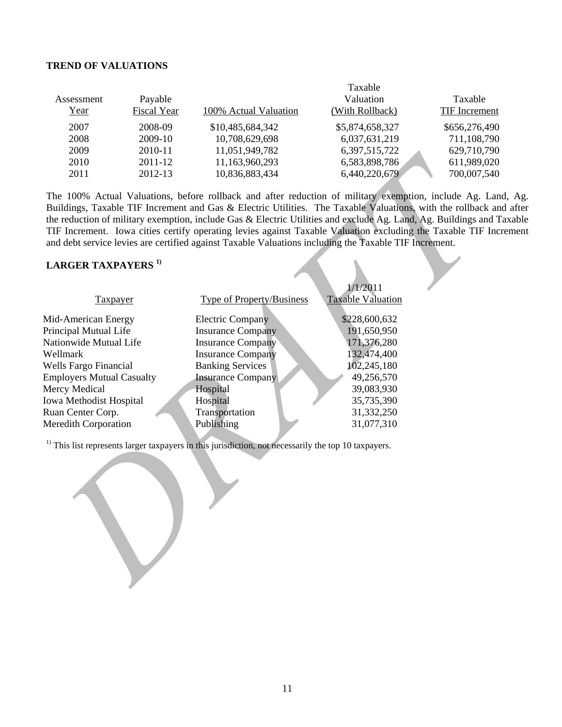### TREND OF VALUATIONS

| Assessment Year | Payable Fiscal Year | 100% Actual Valuation | Taxable Valuation (With Rollback) | Taxable TIF Increment |
|---|---|---|---|---|
| 2007 | 2008-09 | $10,485,684,342 | $5,874,658,327 | $656,276,490 |
| 2008 | 2009-10 | 10,708,629,698 | 6,037,631,219 | 711,108,790 |
| 2009 | 2010-11 | 11,051,949,782 | 6,397,515,722 | 629,710,790 |
| 2010 | 2011-12 | 11,163,960,293 | 6,583,898,786 | 611,989,020 |
| 2011 | 2012-13 | 10,836,883,434 | 6,440,220,679 | 700,007,540 |

The 100% Actual Valuations, before rollback and after reduction of military exemption, include Ag. Land, Ag. Buildings, Taxable TIF Increment and Gas & Electric Utilities. The Taxable Valuations, with the rollback and after the reduction of military exemption, include Gas & Electric Utilities and exclude Ag. Land, Ag. Buildings and Taxable TIF Increment. Iowa cities certify operating levies against Taxable Valuation excluding the Taxable TIF Increment and debt service levies are certified against Taxable Valuations including the Taxable TIF Increment.

### LARGER TAXPAYERS [1)]

| Taxpayer | Type of Property/Business | 1/1/2011 Taxable Valuation |
|---|---|---|
| Mid-American Energy | Electric Company | $228,600,632 |
| Principal Mutual Life | Insurance Company | 191,650,950 |
| Nationwide Mutual Life | Insurance Company | 171,376,280 |
| Wellmark | Insurance Company | 132,474,400 |
| Wells Fargo Financial | Banking Services | 102,245,180 |
| Employers Mutual Casualty | Insurance Company | 49,256,570 |
| Mercy Medical | Hospital | 39,083,930 |
| Iowa Methodist Hospital | Hospital | 35,735,390 |
| Ruan Center Corp. | Transportation | 31,332,250 |
| Meredith Corporation | Publishing | 31,077,310 |

[1)] This list represents larger taxpayers in this jurisdiction, not necessarily the top 10 taxpayers.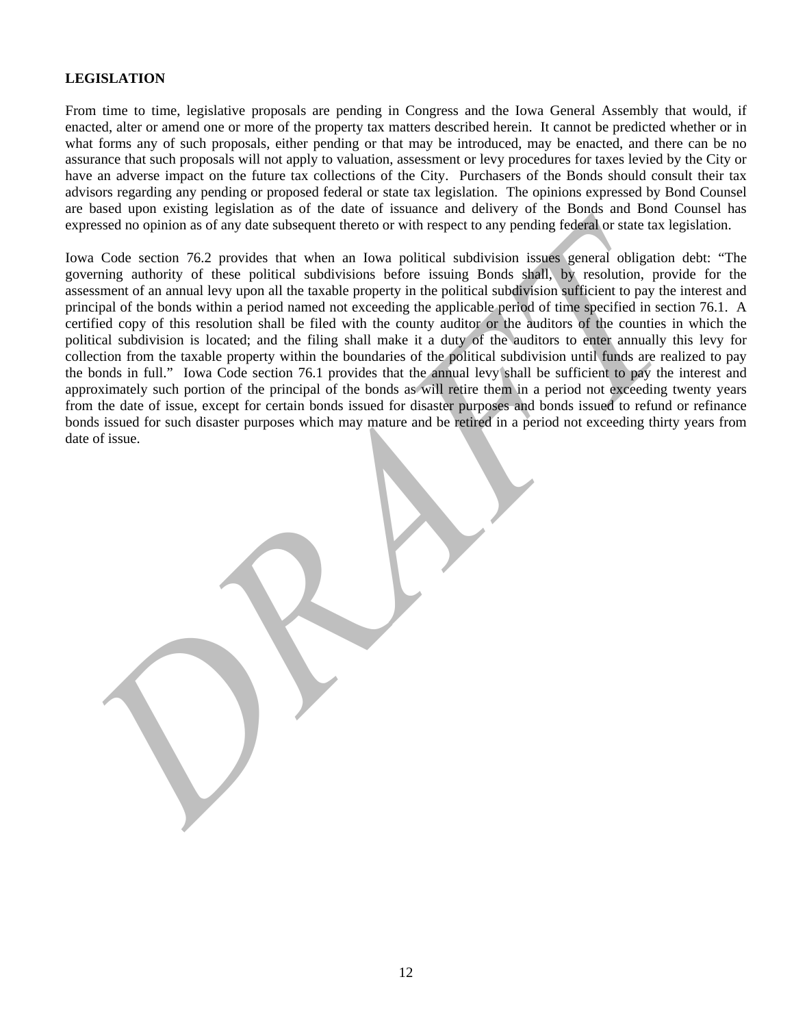## LEGISLATION

From time to time, legislative proposals are pending in Congress and the Iowa General Assembly that would, if enacted, alter or amend one or more of the property tax matters described herein. It cannot be predicted whether or in what forms any of such proposals, either pending or that may be introduced, may be enacted, and there can be no assurance that such proposals will not apply to valuation, assessment or levy procedures for taxes levied by the City or have an adverse impact on the future tax collections of the City. Purchasers of the Bonds should consult their tax advisors regarding any pending or proposed federal or state tax legislation. The opinions expressed by Bond Counsel are based upon existing legislation as of the date of issuance and delivery of the Bonds and Bond Counsel has expressed no opinion as of any date subsequent thereto or with respect to any pending federal or state tax legislation.

Iowa Code section 76.2 provides that when an Iowa political subdivision issues general obligation debt: "The governing authority of these political subdivisions before issuing Bonds shall, by resolution, provide for the assessment of an annual levy upon all the taxable property in the political subdivision sufficient to pay the interest and principal of the bonds within a period named not exceeding the applicable period of time specified in section 76.1. A certified copy of this resolution shall be filed with the county auditor or the auditors of the counties in which the political subdivision is located; and the filing shall make it a duty of the auditors to enter annually this levy for collection from the taxable property within the boundaries of the political subdivision until funds are realized to pay the bonds in full." Iowa Code section 76.1 provides that the annual levy shall be sufficient to pay the interest and approximately such portion of the principal of the bonds as will retire them in a period not exceeding twenty years from the date of issue, except for certain bonds issued for disaster purposes and bonds issued to refund or refinance bonds issued for such disaster purposes which may mature and be retired in a period not exceeding thirty years from date of issue.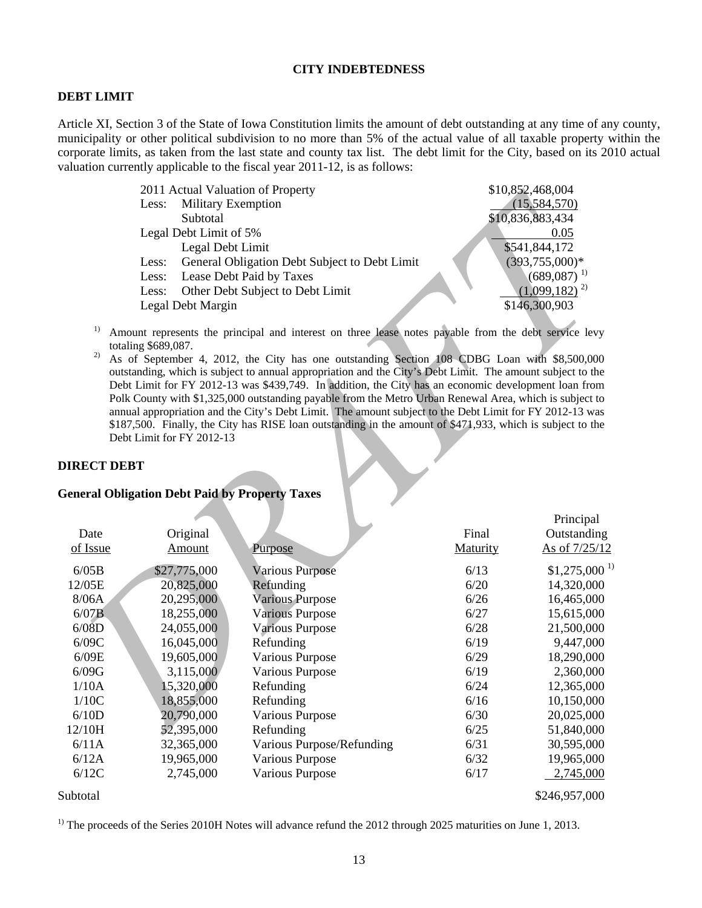## CITY INDEBTEDNESS

### DEBT LIMIT

Article XI, Section 3 of the State of Iowa Constitution limits the amount of debt outstanding at any time of any county, municipality or other political subdivision to no more than 5% of the actual value of all taxable property within the corporate limits, as taken from the last state and county tax list. The debt limit for the City, based on its 2010 actual valuation currently applicable to the fiscal year 2011-12, is as follows:

| | |
|---|---|
| 2011 Actual Valuation of Property | $10,852,468,004 |
| Less: Military Exemption | (15,584,570) |
| Subtotal | $10,836,883,434 |
| Legal Debt Limit of 5% | 0.05 |
| Legal Debt Limit | $541,844,172 |
| Less: General Obligation Debt Subject to Debt Limit | (393,755,000)* |
| Less: Lease Debt Paid by Taxes | (689,087) [1] |
| Less: Other Debt Subject to Debt Limit | (1,099,182) [2] |
| Legal Debt Margin | $146,300,903 |

[1] Amount represents the principal and interest on three lease notes payable from the debt service levy totaling $689,087.

[2] As of September 4, 2012, the City has one outstanding Section 108 CDBG Loan with $8,500,000 outstanding, which is subject to annual appropriation and the City's Debt Limit. The amount subject to the Debt Limit for FY 2012-13 was $439,749. In addition, the City has an economic development loan from Polk County with $1,325,000 outstanding payable from the Metro Urban Renewal Area, which is subject to annual appropriation and the City's Debt Limit. The amount subject to the Debt Limit for FY 2012-13 was $187,500. Finally, the City has RISE loan outstanding in the amount of $471,933, which is subject to the Debt Limit for FY 2012-13

### DIRECT DEBT

**General Obligation Debt Paid by Property Taxes**

| Date of Issue | Original Amount | Purpose | Final Maturity | Principal Outstanding As of 7/25/12 |
|---|---|---|---|---|
| 6/05B | $27,775,000 | Various Purpose | 6/13 | $1,275,000 [1] |
| 12/05E | 20,825,000 | Refunding | 6/20 | 14,320,000 |
| 8/06A | 20,295,000 | Various Purpose | 6/26 | 16,465,000 |
| 6/07B | 18,255,000 | Various Purpose | 6/27 | 15,615,000 |
| 6/08D | 24,055,000 | Various Purpose | 6/28 | 21,500,000 |
| 6/09C | 16,045,000 | Refunding | 6/19 | 9,447,000 |
| 6/09E | 19,605,000 | Various Purpose | 6/29 | 18,290,000 |
| 6/09G | 3,115,000 | Various Purpose | 6/19 | 2,360,000 |
| 1/10A | 15,320,000 | Refunding | 6/24 | 12,365,000 |
| 1/10C | 18,855,000 | Refunding | 6/16 | 10,150,000 |
| 6/10D | 20,790,000 | Various Purpose | 6/30 | 20,025,000 |
| 12/10H | 52,395,000 | Refunding | 6/25 | 51,840,000 |
| 6/11A | 32,365,000 | Various Purpose/Refunding | 6/31 | 30,595,000 |
| 6/12A | 19,965,000 | Various Purpose | 6/32 | 19,965,000 |
| 6/12C | 2,745,000 | Various Purpose | 6/17 | 2,745,000 |
| Subtotal | | | | $246,957,000 |

[1] The proceeds of the Series 2010H Notes will advance refund the 2012 through 2025 maturities on June 1, 2013.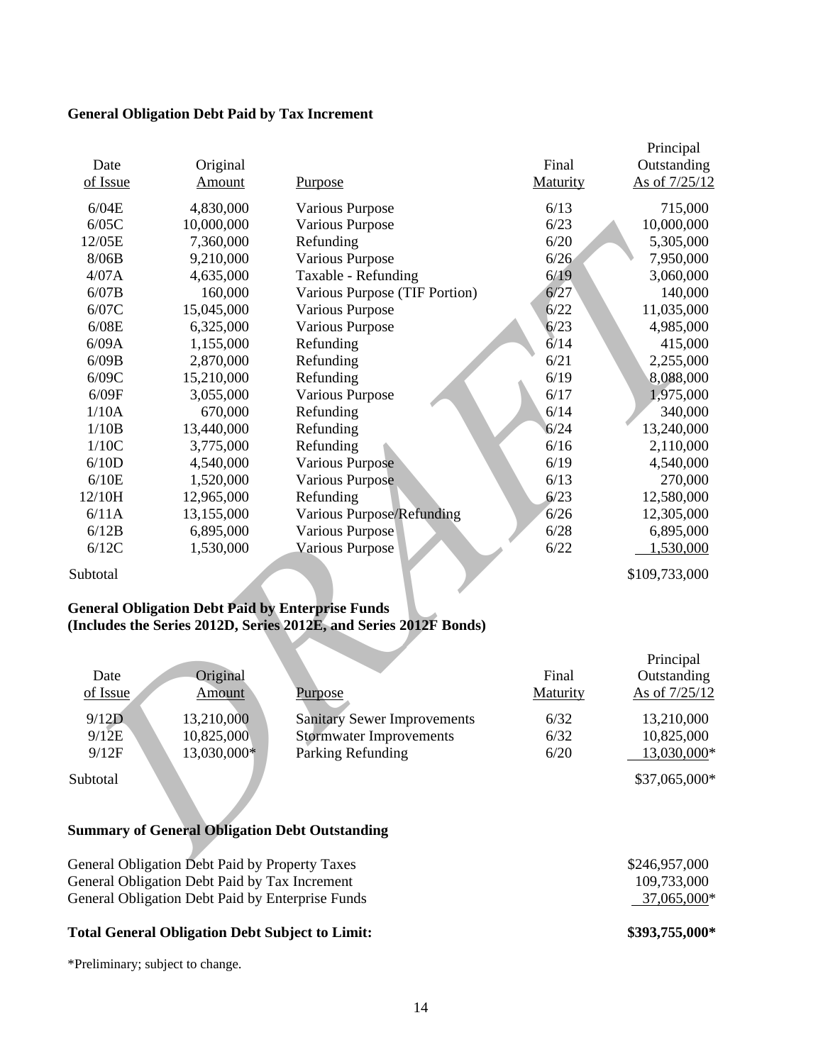**General Obligation Debt Paid by Tax Increment**

| Date of Issue | Original Amount | Purpose | Final Maturity | Principal Outstanding As of 7/25/12 |
|---|---|---|---|---|
| 6/04E | 4,830,000 | Various Purpose | 6/13 | 715,000 |
| 6/05C | 10,000,000 | Various Purpose | 6/23 | 10,000,000 |
| 12/05E | 7,360,000 | Refunding | 6/20 | 5,305,000 |
| 8/06B | 9,210,000 | Various Purpose | 6/26 | 7,950,000 |
| 4/07A | 4,635,000 | Taxable - Refunding | 6/19 | 3,060,000 |
| 6/07B | 160,000 | Various Purpose (TIF Portion) | 6/27 | 140,000 |
| 6/07C | 15,045,000 | Various Purpose | 6/22 | 11,035,000 |
| 6/08E | 6,325,000 | Various Purpose | 6/23 | 4,985,000 |
| 6/09A | 1,155,000 | Refunding | 6/14 | 415,000 |
| 6/09B | 2,870,000 | Refunding | 6/21 | 2,255,000 |
| 6/09C | 15,210,000 | Refunding | 6/19 | 8,088,000 |
| 6/09F | 3,055,000 | Various Purpose | 6/17 | 1,975,000 |
| 1/10A | 670,000 | Refunding | 6/14 | 340,000 |
| 1/10B | 13,440,000 | Refunding | 6/24 | 13,240,000 |
| 1/10C | 3,775,000 | Refunding | 6/16 | 2,110,000 |
| 6/10D | 4,540,000 | Various Purpose | 6/19 | 4,540,000 |
| 6/10E | 1,520,000 | Various Purpose | 6/13 | 270,000 |
| 12/10H | 12,965,000 | Refunding | 6/23 | 12,580,000 |
| 6/11A | 13,155,000 | Various Purpose/Refunding | 6/26 | 12,305,000 |
| 6/12B | 6,895,000 | Various Purpose | 6/28 | 6,895,000 |
| 6/12C | 1,530,000 | Various Purpose | 6/22 | 1,530,000 |
| Subtotal | | | | $109,733,000 |

**General Obligation Debt Paid by Enterprise Funds**
**(Includes the Series 2012D, Series 2012E, and Series 2012F Bonds)**

| Date of Issue | Original Amount | Purpose | Final Maturity | Principal Outstanding As of 7/25/12 |
|---|---|---|---|---|
| 9/12D | 13,210,000 | Sanitary Sewer Improvements | 6/32 | 13,210,000 |
| 9/12E | 10,825,000 | Stormwater Improvements | 6/32 | 10,825,000 |
| 9/12F | 13,030,000* | Parking Refunding | 6/20 | 13,030,000* |
| Subtotal | | | | $37,065,000* |

**Summary of General Obligation Debt Outstanding**

| | |
|---|---|
| General Obligation Debt Paid by Property Taxes | $246,957,000 |
| General Obligation Debt Paid by Tax Increment | 109,733,000 |
| General Obligation Debt Paid by Enterprise Funds | 37,065,000* |
| **Total General Obligation Debt Subject to Limit:** | **$393,755,000*** |

*Preliminary; subject to change.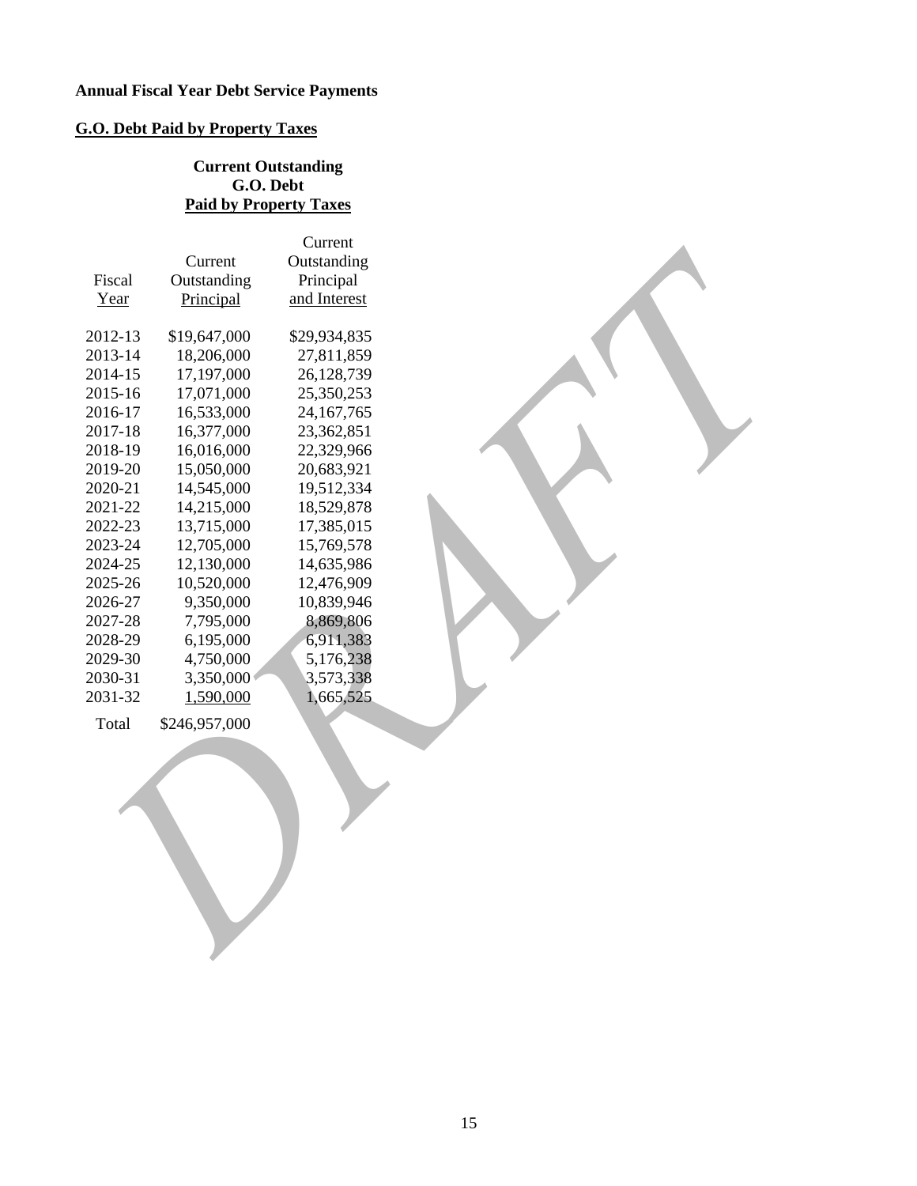**Annual Fiscal Year Debt Service Payments**

**G.O. Debt Paid by Property Taxes**

**Current Outstanding G.O. Debt Paid by Property Taxes**

| Fiscal Year | Current Outstanding Principal | Current Outstanding Principal and Interest |
|---|---|---|
| 2012-13 | $19,647,000 | $29,934,835 |
| 2013-14 | 18,206,000 | 27,811,859 |
| 2014-15 | 17,197,000 | 26,128,739 |
| 2015-16 | 17,071,000 | 25,350,253 |
| 2016-17 | 16,533,000 | 24,167,765 |
| 2017-18 | 16,377,000 | 23,362,851 |
| 2018-19 | 16,016,000 | 22,329,966 |
| 2019-20 | 15,050,000 | 20,683,921 |
| 2020-21 | 14,545,000 | 19,512,334 |
| 2021-22 | 14,215,000 | 18,529,878 |
| 2022-23 | 13,715,000 | 17,385,015 |
| 2023-24 | 12,705,000 | 15,769,578 |
| 2024-25 | 12,130,000 | 14,635,986 |
| 2025-26 | 10,520,000 | 12,476,909 |
| 2026-27 | 9,350,000 | 10,839,946 |
| 2027-28 | 7,795,000 | 8,869,806 |
| 2028-29 | 6,195,000 | 6,911,383 |
| 2029-30 | 4,750,000 | 5,176,238 |
| 2030-31 | 3,350,000 | 3,573,338 |
| 2031-32 | 1,590,000 | 1,665,525 |
| Total | $246,957,000 | |

DRAFT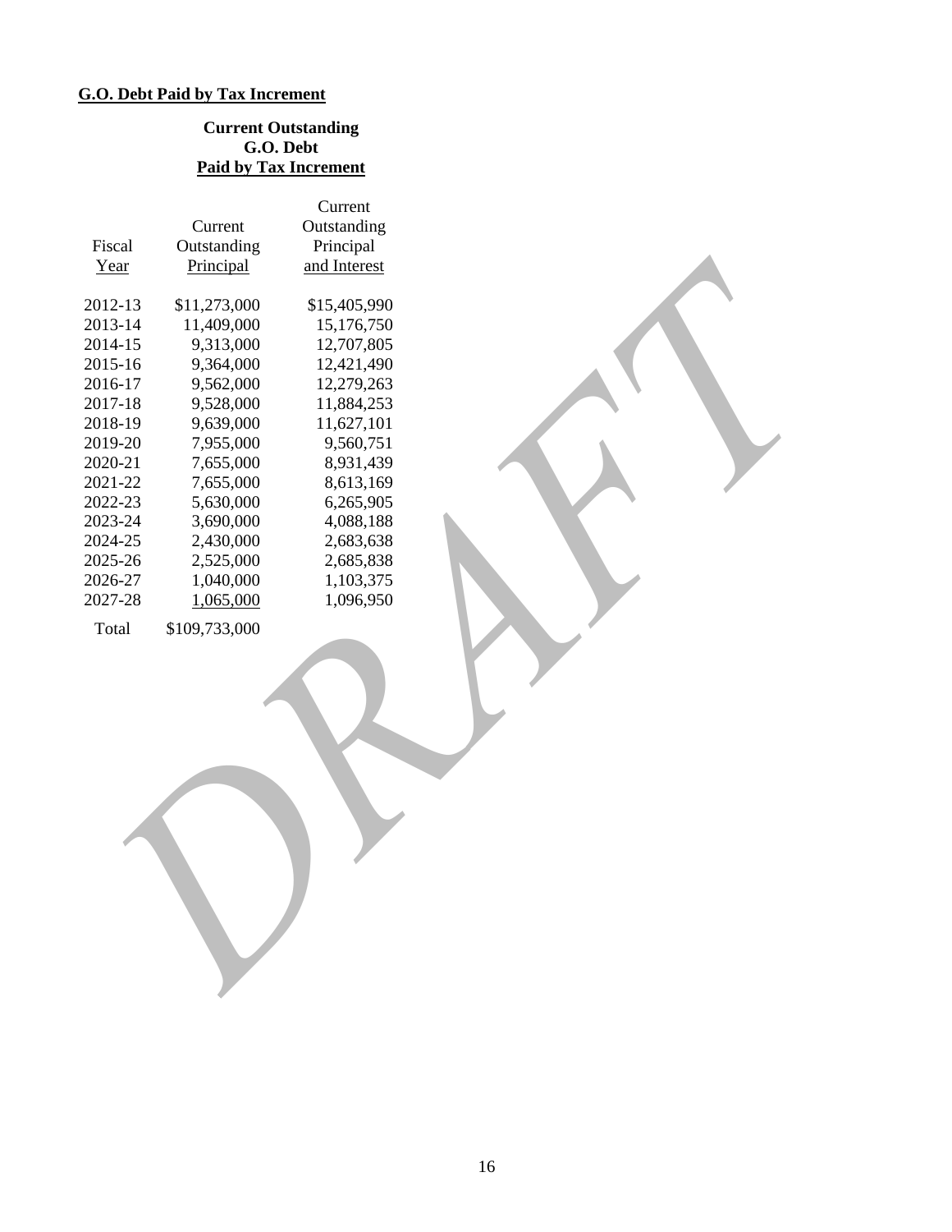**G.O. Debt Paid by Tax Increment**

**Current Outstanding**
**G.O. Debt**
**Paid by Tax Increment**

| Fiscal Year | Current Outstanding Principal | Current Outstanding Principal and Interest |
|---|---|---|
| 2012-13 | $11,273,000 | $15,405,990 |
| 2013-14 | 11,409,000 | 15,176,750 |
| 2014-15 | 9,313,000 | 12,707,805 |
| 2015-16 | 9,364,000 | 12,421,490 |
| 2016-17 | 9,562,000 | 12,279,263 |
| 2017-18 | 9,528,000 | 11,884,253 |
| 2018-19 | 9,639,000 | 11,627,101 |
| 2019-20 | 7,955,000 | 9,560,751 |
| 2020-21 | 7,655,000 | 8,931,439 |
| 2021-22 | 7,655,000 | 8,613,169 |
| 2022-23 | 5,630,000 | 6,265,905 |
| 2023-24 | 3,690,000 | 4,088,188 |
| 2024-25 | 2,430,000 | 2,683,638 |
| 2025-26 | 2,525,000 | 2,685,838 |
| 2026-27 | 1,040,000 | 1,103,375 |
| 2027-28 | 1,065,000 | 1,096,950 |
| Total | $109,733,000 | |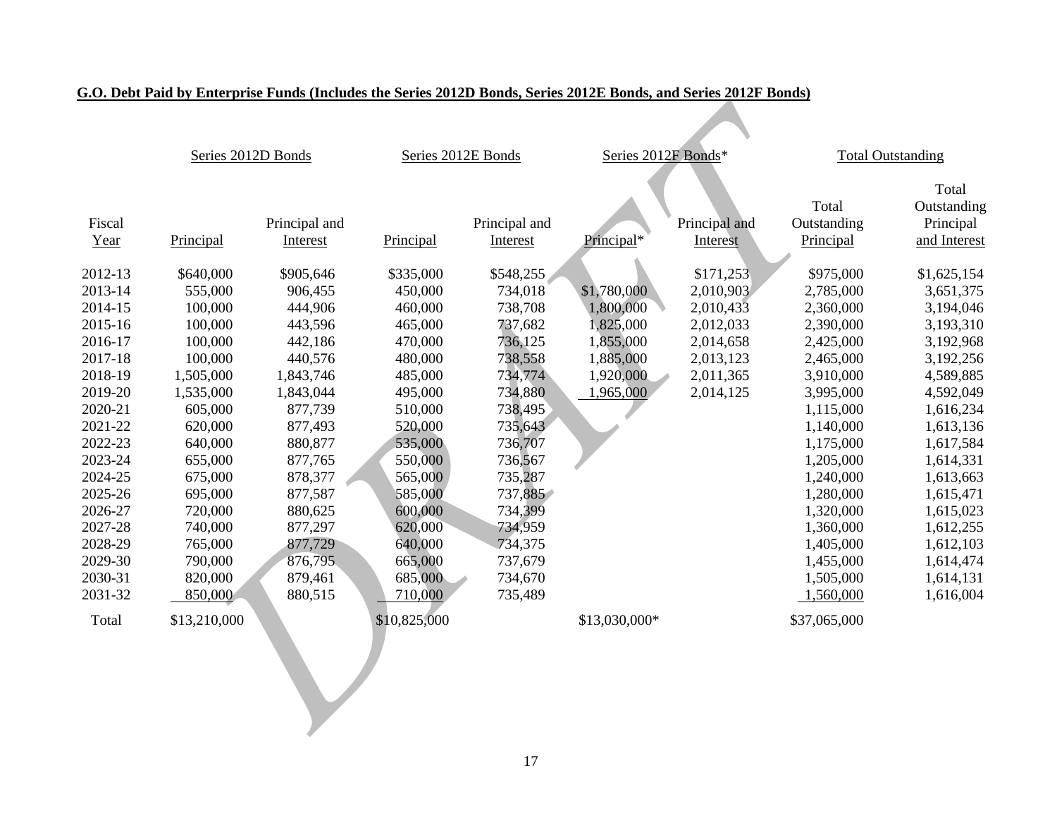**G.O. Debt Paid by Enterprise Funds (Includes the Series 2012D Bonds, Series 2012E Bonds, and Series 2012F Bonds)**

| | Series 2012D Bonds | | Series 2012E Bonds | | Series 2012F Bonds* | | Total Outstanding | |
|---|---|---|---|---|---|---|---|---|
| Fiscal Year | Principal | Principal and Interest | Principal | Principal and Interest | Principal* | Principal and Interest | Total Outstanding Principal | Total Outstanding Principal and Interest |
| 2012-13 | $640,000 | $905,646 | $335,000 | $548,255 | | $171,253 | $975,000 | $1,625,154 |
| 2013-14 | 555,000 | 906,455 | 450,000 | 734,018 | $1,780,000 | 2,010,903 | 2,785,000 | 3,651,375 |
| 2014-15 | 100,000 | 444,906 | 460,000 | 738,708 | 1,800,000 | 2,010,433 | 2,360,000 | 3,194,046 |
| 2015-16 | 100,000 | 443,596 | 465,000 | 737,682 | 1,825,000 | 2,012,033 | 2,390,000 | 3,193,310 |
| 2016-17 | 100,000 | 442,186 | 470,000 | 736,125 | 1,855,000 | 2,014,658 | 2,425,000 | 3,192,968 |
| 2017-18 | 100,000 | 440,576 | 480,000 | 738,558 | 1,885,000 | 2,013,123 | 2,465,000 | 3,192,256 |
| 2018-19 | 1,505,000 | 1,843,746 | 485,000 | 734,774 | 1,920,000 | 2,011,365 | 3,910,000 | 4,589,885 |
| 2019-20 | 1,535,000 | 1,843,044 | 495,000 | 734,880 | 1,965,000 | 2,014,125 | 3,995,000 | 4,592,049 |
| 2020-21 | 605,000 | 877,739 | 510,000 | 738,495 | | | 1,115,000 | 1,616,234 |
| 2021-22 | 620,000 | 877,493 | 520,000 | 735,643 | | | 1,140,000 | 1,613,136 |
| 2022-23 | 640,000 | 880,877 | 535,000 | 736,707 | | | 1,175,000 | 1,617,584 |
| 2023-24 | 655,000 | 877,765 | 550,000 | 736,567 | | | 1,205,000 | 1,614,331 |
| 2024-25 | 675,000 | 878,377 | 565,000 | 735,287 | | | 1,240,000 | 1,613,663 |
| 2025-26 | 695,000 | 877,587 | 585,000 | 737,885 | | | 1,280,000 | 1,615,471 |
| 2026-27 | 720,000 | 880,625 | 600,000 | 734,399 | | | 1,320,000 | 1,615,023 |
| 2027-28 | 740,000 | 877,297 | 620,000 | 734,959 | | | 1,360,000 | 1,612,255 |
| 2028-29 | 765,000 | 877,729 | 640,000 | 734,375 | | | 1,405,000 | 1,612,103 |
| 2029-30 | 790,000 | 876,795 | 665,000 | 737,679 | | | 1,455,000 | 1,614,474 |
| 2030-31 | 820,000 | 879,461 | 685,000 | 734,670 | | | 1,505,000 | 1,614,131 |
| 2031-32 | 850,000 | 880,515 | 710,000 | 735,489 | | | 1,560,000 | 1,616,004 |
| Total | $13,210,000 | | $10,825,000 | | $13,030,000* | | $37,065,000 | |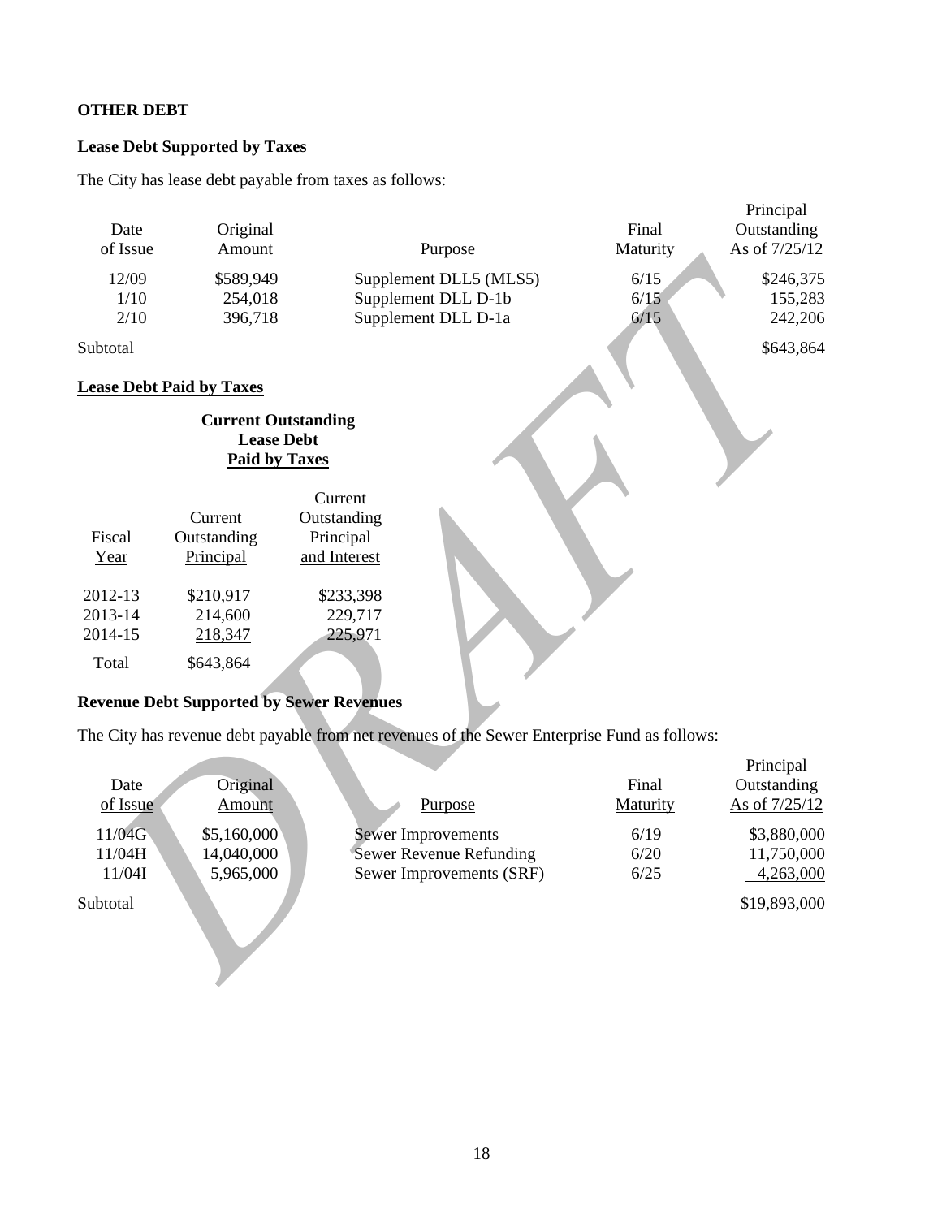**OTHER DEBT**

**Lease Debt Supported by Taxes**

The City has lease debt payable from taxes as follows:

| Date of Issue | Original Amount | Purpose | Final Maturity | Principal Outstanding As of 7/25/12 |
|---|---|---|---|---|
| 12/09 | $589,949 | Supplement DLL5 (MLS5) | 6/15 | $246,375 |
| 1/10 | 254,018 | Supplement DLL D-1b | 6/15 | 155,283 |
| 2/10 | 396,718 | Supplement DLL D-1a | 6/15 | 242,206 |
| Subtotal | | | | $643,864 |

**Lease Debt Paid by Taxes**

**Current Outstanding Lease Debt Paid by Taxes**

| Fiscal Year | Current Outstanding Principal | Current Outstanding Principal and Interest |
|---|---|---|
| 2012-13 | $210,917 | $233,398 |
| 2013-14 | 214,600 | 229,717 |
| 2014-15 | 218,347 | 225,971 |
| Total | $643,864 | |

**Revenue Debt Supported by Sewer Revenues**

The City has revenue debt payable from net revenues of the Sewer Enterprise Fund as follows:

| Date of Issue | Original Amount | Purpose | Final Maturity | Principal Outstanding As of 7/25/12 |
|---|---|---|---|---|
| 11/04G | $5,160,000 | Sewer Improvements | 6/19 | $3,880,000 |
| 11/04H | 14,040,000 | Sewer Revenue Refunding | 6/20 | 11,750,000 |
| 11/04I | 5,965,000 | Sewer Improvements (SRF) | 6/25 | 4,263,000 |
| Subtotal | | | | $19,893,000 |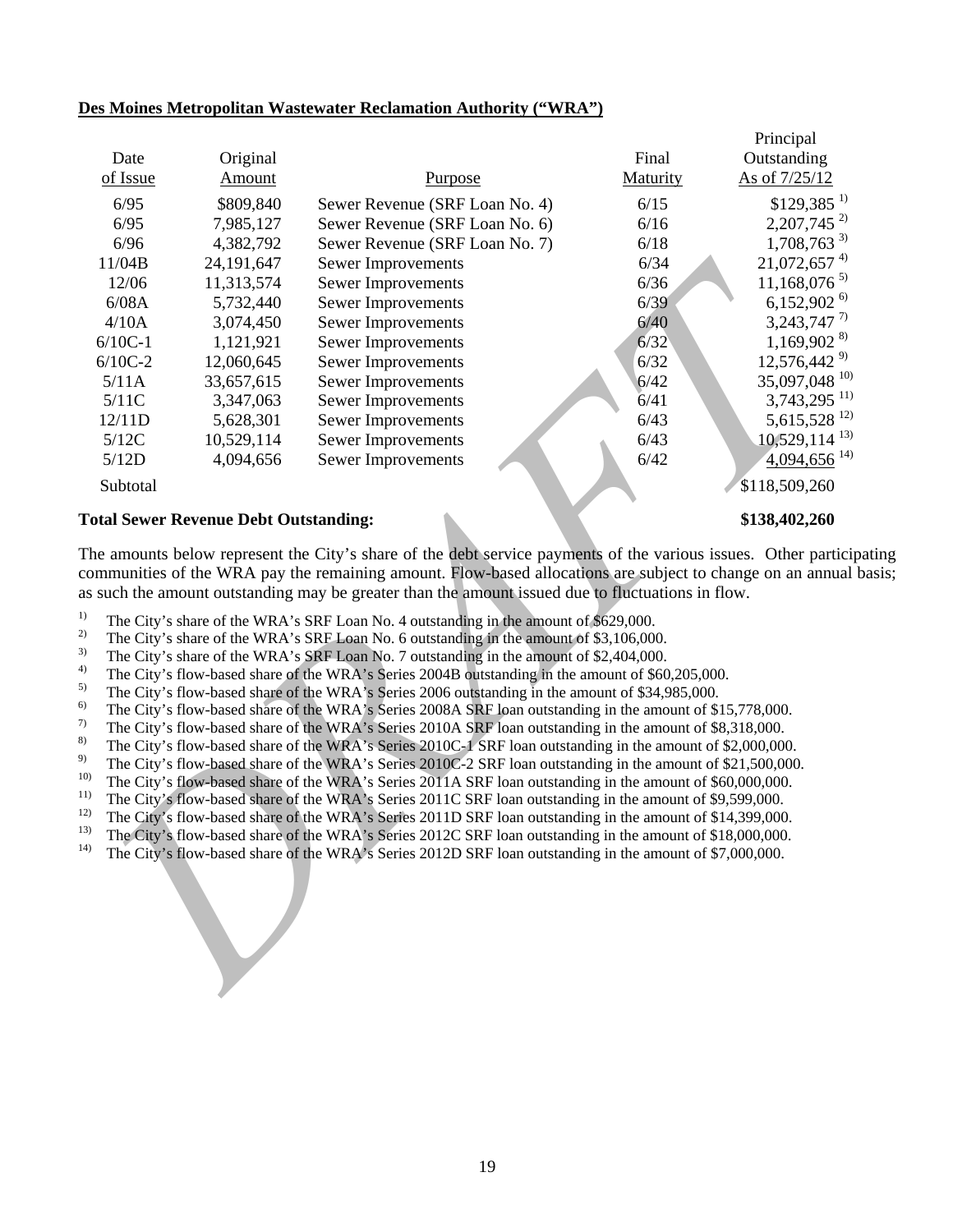**Des Moines Metropolitan Wastewater Reclamation Authority ("WRA")**

| Date of Issue | Original Amount | Purpose | Final Maturity | Principal Outstanding As of 7/25/12 |
|---|---|---|---|---|
| 6/95 | \$809,840 | Sewer Revenue (SRF Loan No. 4) | 6/15 | \$129,385 [1] |
| 6/95 | 7,985,127 | Sewer Revenue (SRF Loan No. 6) | 6/16 | 2,207,745 [2] |
| 6/96 | 4,382,792 | Sewer Revenue (SRF Loan No. 7) | 6/18 | 1,708,763 [3] |
| 11/04B | 24,191,647 | Sewer Improvements | 6/34 | 21,072,657 [4] |
| 12/06 | 11,313,574 | Sewer Improvements | 6/36 | 11,168,076 [5] |
| 6/08A | 5,732,440 | Sewer Improvements | 6/39 | 6,152,902 [6] |
| 4/10A | 3,074,450 | Sewer Improvements | 6/40 | 3,243,747 [7] |
| 6/10C-1 | 1,121,921 | Sewer Improvements | 6/32 | 1,169,902 [8] |
| 6/10C-2 | 12,060,645 | Sewer Improvements | 6/32 | 12,576,442 [9] |
| 5/11A | 33,657,615 | Sewer Improvements | 6/42 | 35,097,048 [10] |
| 5/11C | 3,347,063 | Sewer Improvements | 6/41 | 3,743,295 [11] |
| 12/11D | 5,628,301 | Sewer Improvements | 6/43 | 5,615,528 [12] |
| 5/12C | 10,529,114 | Sewer Improvements | 6/43 | 10,529,114 [13] |
| 5/12D | 4,094,656 | Sewer Improvements | 6/42 | 4,094,656 [14] |
| Subtotal | | | | \$118,509,260 |

**Total Sewer Revenue Debt Outstanding: \$138,402,260**

The amounts below represent the City's share of the debt service payments of the various issues. Other participating communities of the WRA pay the remaining amount. Flow-based allocations are subject to change on an annual basis; as such the amount outstanding may be greater than the amount issued due to fluctuations in flow.

1) The City's share of the WRA's SRF Loan No. 4 outstanding in the amount of \$629,000.
2) The City's share of the WRA's SRF Loan No. 6 outstanding in the amount of \$3,106,000.
3) The City's share of the WRA's SRF Loan No. 7 outstanding in the amount of \$2,404,000.
4) The City's flow-based share of the WRA's Series 2004B outstanding in the amount of \$60,205,000.
5) The City's flow-based share of the WRA's Series 2006 outstanding in the amount of \$34,985,000.
6) The City's flow-based share of the WRA's Series 2008A SRF loan outstanding in the amount of \$15,778,000.
7) The City's flow-based share of the WRA's Series 2010A SRF loan outstanding in the amount of \$8,318,000.
8) The City's flow-based share of the WRA's Series 2010C-1 SRF loan outstanding in the amount of \$2,000,000.
9) The City's flow-based share of the WRA's Series 2010C-2 SRF loan outstanding in the amount of \$21,500,000.
10) The City's flow-based share of the WRA's Series 2011A SRF loan outstanding in the amount of \$60,000,000.
11) The City's flow-based share of the WRA's Series 2011C SRF loan outstanding in the amount of \$9,599,000.
12) The City's flow-based share of the WRA's Series 2011D SRF loan outstanding in the amount of \$14,399,000.
13) The City's flow-based share of the WRA's Series 2012C SRF loan outstanding in the amount of \$18,000,000.
14) The City's flow-based share of the WRA's Series 2012D SRF loan outstanding in the amount of \$7,000,000.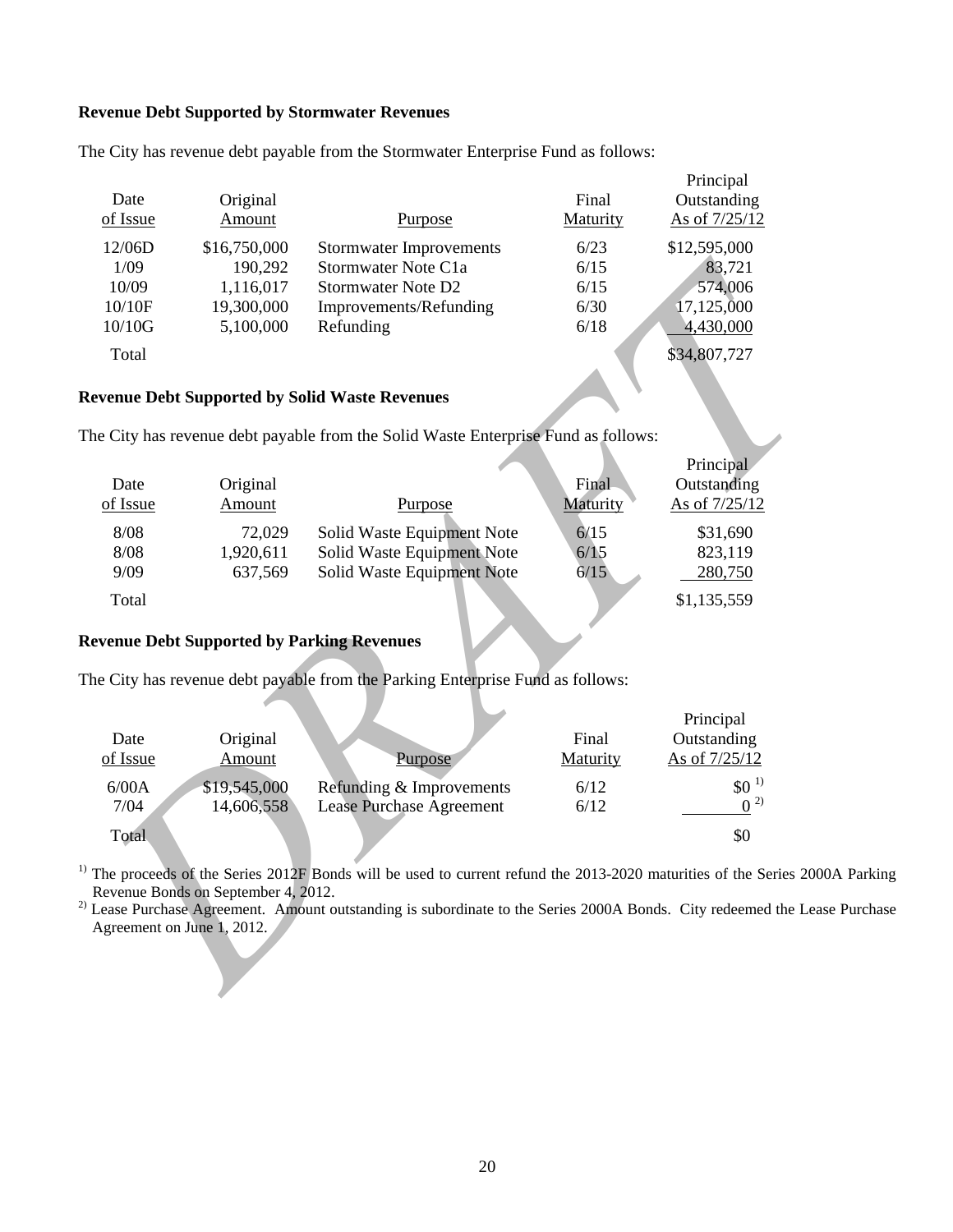**Revenue Debt Supported by Stormwater Revenues**

The City has revenue debt payable from the Stormwater Enterprise Fund as follows:

| Date of Issue | Original Amount | Purpose | Final Maturity | Principal Outstanding As of 7/25/12 |
|---|---|---|---|---|
| 12/06D | $16,750,000 | Stormwater Improvements | 6/23 | $12,595,000 |
| 1/09 | 190,292 | Stormwater Note C1a | 6/15 | 83,721 |
| 10/09 | 1,116,017 | Stormwater Note D2 | 6/15 | 574,006 |
| 10/10F | 19,300,000 | Improvements/Refunding | 6/30 | 17,125,000 |
| 10/10G | 5,100,000 | Refunding | 6/18 | 4,430,000 |
| Total | | | | $34,807,727 |

**Revenue Debt Supported by Solid Waste Revenues**

The City has revenue debt payable from the Solid Waste Enterprise Fund as follows:

| Date of Issue | Original Amount | Purpose | Final Maturity | Principal Outstanding As of 7/25/12 |
|---|---|---|---|---|
| 8/08 | 72,029 | Solid Waste Equipment Note | 6/15 | $31,690 |
| 8/08 | 1,920,611 | Solid Waste Equipment Note | 6/15 | 823,119 |
| 9/09 | 637,569 | Solid Waste Equipment Note | 6/15 | 280,750 |
| Total | | | | $1,135,559 |

**Revenue Debt Supported by Parking Revenues**

The City has revenue debt payable from the Parking Enterprise Fund as follows:

| Date of Issue | Original Amount | Purpose | Final Maturity | Principal Outstanding As of 7/25/12 |
|---|---|---|---|---|
| 6/00A | $19,545,000 | Refunding & Improvements | 6/12 | $0 [1] |
| 7/04 | 14,606,558 | Lease Purchase Agreement | 6/12 | 0 [2] |
| Total | | | | $0 |

[1] The proceeds of the Series 2012F Bonds will be used to current refund the 2013-2020 maturities of the Series 2000A Parking Revenue Bonds on September 4, 2012.

[2] Lease Purchase Agreement. Amount outstanding is subordinate to the Series 2000A Bonds. City redeemed the Lease Purchase Agreement on June 1, 2012.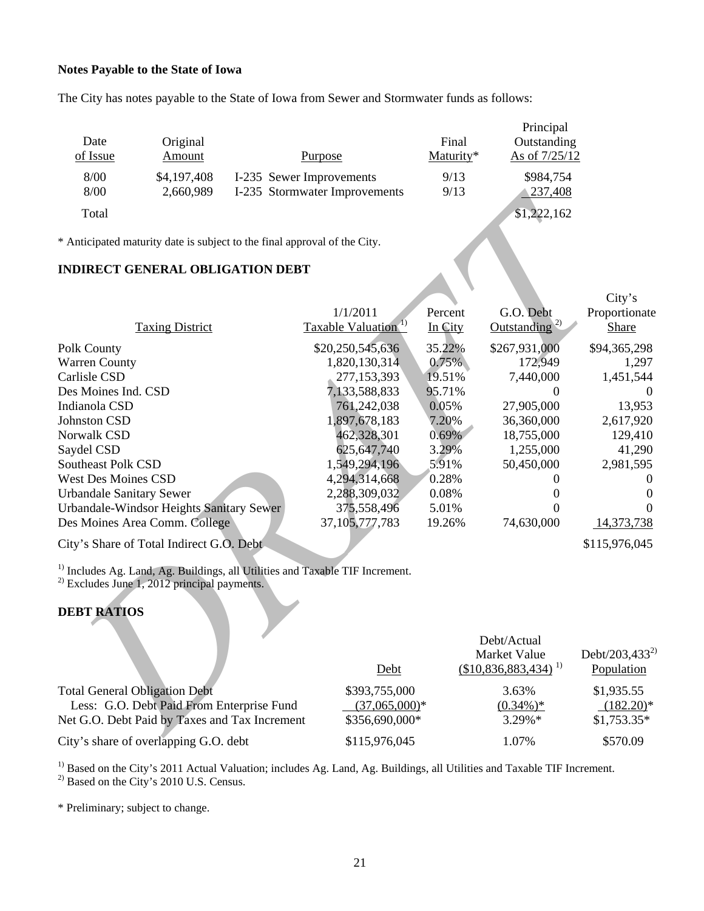**Notes Payable to the State of Iowa**

The City has notes payable to the State of Iowa from Sewer and Stormwater funds as follows:

| Date of Issue | Original Amount | Purpose | Final Maturity* | Principal Outstanding As of 7/25/12 |
|---|---|---|---|---|
| 8/00 | $4,197,408 | I-235 Sewer Improvements | 9/13 | $984,754 |
| 8/00 | 2,660,989 | I-235 Stormwater Improvements | 9/13 | 237,408 |
| Total | | | | $1,222,162 |

* Anticipated maturity date is subject to the final approval of the City.

## INDIRECT GENERAL OBLIGATION DEBT

| Taxing District | 1/1/2011 Taxable Valuation [1] | Percent In City | G.O. Debt Outstanding [2] | City's Proportionate Share |
|---|---|---|---|---|
| Polk County | $20,250,545,636 | 35.22% | $267,931,000 | $94,365,298 |
| Warren County | 1,820,130,314 | 0.75% | 172,949 | 1,297 |
| Carlisle CSD | 277,153,393 | 19.51% | 7,440,000 | 1,451,544 |
| Des Moines Ind. CSD | 7,133,588,833 | 95.71% | 0 | 0 |
| Indianola CSD | 761,242,038 | 0.05% | 27,905,000 | 13,953 |
| Johnston CSD | 1,897,678,183 | 7.20% | 36,360,000 | 2,617,920 |
| Norwalk CSD | 462,328,301 | 0.69% | 18,755,000 | 129,410 |
| Saydel CSD | 625,647,740 | 3.29% | 1,255,000 | 41,290 |
| Southeast Polk CSD | 1,549,294,196 | 5.91% | 50,450,000 | 2,981,595 |
| West Des Moines CSD | 4,294,314,668 | 0.28% | 0 | 0 |
| Urbandale Sanitary Sewer | 2,288,309,032 | 0.08% | 0 | 0 |
| Urbandale-Windsor Heights Sanitary Sewer | 375,558,496 | 5.01% | 0 | 0 |
| Des Moines Area Comm. College | 37,105,777,783 | 19.26% | 74,630,000 | 14,373,738 |
| City's Share of Total Indirect G.O. Debt | | | | $115,976,045 |

[1] Includes Ag. Land, Ag. Buildings, all Utilities and Taxable TIF Increment.
[2] Excludes June 1, 2012 principal payments.

## DEBT RATIOS

| | Debt | Debt/Actual Market Value ($10,836,883,434) [1] | Debt/203,433[2] Population |
|---|---|---|---|
| Total General Obligation Debt | $393,755,000 | 3.63% | $1,935.55 |
| Less: G.O. Debt Paid From Enterprise Fund | (37,065,000)* | (0.34%)* | (182.20)* |
| Net G.O. Debt Paid by Taxes and Tax Increment | $356,690,000* | 3.29%* | $1,753.35* |
| City's share of overlapping G.O. debt | $115,976,045 | 1.07% | $570.09 |

[1] Based on the City's 2011 Actual Valuation; includes Ag. Land, Ag. Buildings, all Utilities and Taxable TIF Increment.
[2] Based on the City's 2010 U.S. Census.

* Preliminary; subject to change.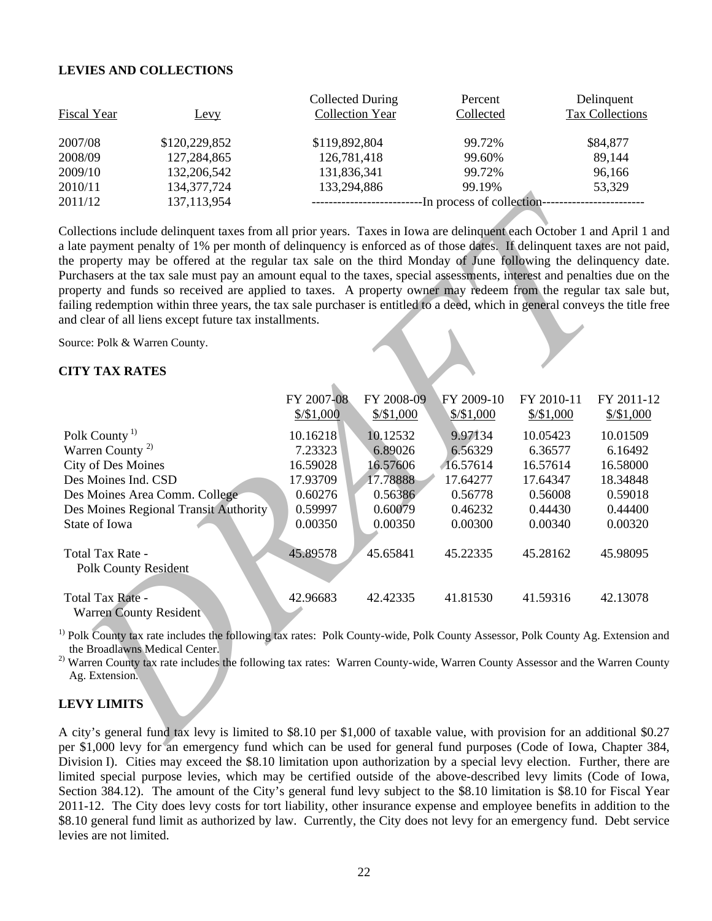**LEVIES AND COLLECTIONS**

| Fiscal Year | Levy | Collected During Collection Year | Percent Collected | Delinquent Tax Collections |
|---|---|---|---|---|
| 2007/08 | $120,229,852 | $119,892,804 | 99.72% | $84,877 |
| 2008/09 | 127,284,865 | 126,781,418 | 99.60% | 89,144 |
| 2009/10 | 132,206,542 | 131,836,341 | 99.72% | 96,166 |
| 2010/11 | 134,377,724 | 133,294,886 | 99.19% | 53,329 |
| 2011/12 | 137,113,954 | -------------------------In process of collection----------------------- | | |

Collections include delinquent taxes from all prior years. Taxes in Iowa are delinquent each October 1 and April 1 and a late payment penalty of 1% per month of delinquency is enforced as of those dates. If delinquent taxes are not paid, the property may be offered at the regular tax sale on the third Monday of June following the delinquency date. Purchasers at the tax sale must pay an amount equal to the taxes, special assessments, interest and penalties due on the property and funds so received are applied to taxes. A property owner may redeem from the regular tax sale but, failing redemption within three years, the tax sale purchaser is entitled to a deed, which in general conveys the title free and clear of all liens except future tax installments.

Source: Polk & Warren County.

**CITY TAX RATES**

| | FY 2007-08 $/$1,000 | FY 2008-09 $/$1,000 | FY 2009-10 $/$1,000 | FY 2010-11 $/$1,000 | FY 2011-12 $/$1,000 |
|---|---|---|---|---|---|
| Polk County [1] | 10.16218 | 10.12532 | 9.97134 | 10.05423 | 10.01509 |
| Warren County [2] | 7.23323 | 6.89026 | 6.56329 | 6.36577 | 6.16492 |
| City of Des Moines | 16.59028 | 16.57606 | 16.57614 | 16.57614 | 16.58000 |
| Des Moines Ind. CSD | 17.93709 | 17.78888 | 17.64277 | 17.64347 | 18.34848 |
| Des Moines Area Comm. College | 0.60276 | 0.56386 | 0.56778 | 0.56008 | 0.59018 |
| Des Moines Regional Transit Authority | 0.59997 | 0.60079 | 0.46232 | 0.44430 | 0.44400 |
| State of Iowa | 0.00350 | 0.00350 | 0.00300 | 0.00340 | 0.00320 |
| Total Tax Rate - Polk County Resident | 45.89578 | 45.65841 | 45.22335 | 45.28162 | 45.98095 |
| Total Tax Rate - Warren County Resident | 42.96683 | 42.42335 | 41.81530 | 41.59316 | 42.13078 |

[1] Polk County tax rate includes the following tax rates: Polk County-wide, Polk County Assessor, Polk County Ag. Extension and the Broadlawns Medical Center.

[2] Warren County tax rate includes the following tax rates: Warren County-wide, Warren County Assessor and the Warren County Ag. Extension.

**LEVY LIMITS**

A city's general fund tax levy is limited to $8.10 per $1,000 of taxable value, with provision for an additional $0.27 per $1,000 levy for an emergency fund which can be used for general fund purposes (Code of Iowa, Chapter 384, Division I). Cities may exceed the $8.10 limitation upon authorization by a special levy election. Further, there are limited special purpose levies, which may be certified outside of the above-described levy limits (Code of Iowa, Section 384.12). The amount of the City's general fund levy subject to the $8.10 limitation is $8.10 for Fiscal Year 2011-12. The City does levy costs for tort liability, other insurance expense and employee benefits in addition to the $8.10 general fund limit as authorized by law. Currently, the City does not levy for an emergency fund. Debt service levies are not limited.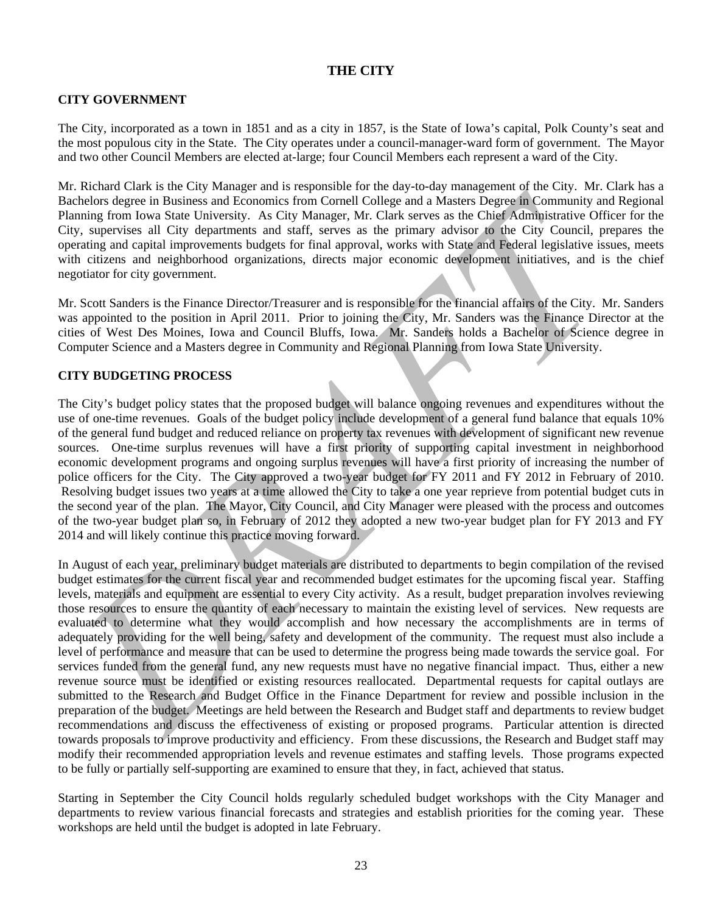# THE CITY

## CITY GOVERNMENT

The City, incorporated as a town in 1851 and as a city in 1857, is the State of Iowa's capital, Polk County's seat and the most populous city in the State. The City operates under a council-manager-ward form of government. The Mayor and two other Council Members are elected at-large; four Council Members each represent a ward of the City.

Mr. Richard Clark is the City Manager and is responsible for the day-to-day management of the City. Mr. Clark has a Bachelors degree in Business and Economics from Cornell College and a Masters Degree in Community and Regional Planning from Iowa State University. As City Manager, Mr. Clark serves as the Chief Administrative Officer for the City, supervises all City departments and staff, serves as the primary advisor to the City Council, prepares the operating and capital improvements budgets for final approval, works with State and Federal legislative issues, meets with citizens and neighborhood organizations, directs major economic development initiatives, and is the chief negotiator for city government.

Mr. Scott Sanders is the Finance Director/Treasurer and is responsible for the financial affairs of the City. Mr. Sanders was appointed to the position in April 2011. Prior to joining the City, Mr. Sanders was the Finance Director at the cities of West Des Moines, Iowa and Council Bluffs, Iowa. Mr. Sanders holds a Bachelor of Science degree in Computer Science and a Masters degree in Community and Regional Planning from Iowa State University.

## CITY BUDGETING PROCESS

The City's budget policy states that the proposed budget will balance ongoing revenues and expenditures without the use of one-time revenues. Goals of the budget policy include development of a general fund balance that equals 10% of the general fund budget and reduced reliance on property tax revenues with development of significant new revenue sources. One-time surplus revenues will have a first priority of supporting capital investment in neighborhood economic development programs and ongoing surplus revenues will have a first priority of increasing the number of police officers for the City. The City approved a two-year budget for FY 2011 and FY 2012 in February of 2010. Resolving budget issues two years at a time allowed the City to take a one year reprieve from potential budget cuts in the second year of the plan. The Mayor, City Council, and City Manager were pleased with the process and outcomes of the two-year budget plan so, in February of 2012 they adopted a new two-year budget plan for FY 2013 and FY 2014 and will likely continue this practice moving forward.

In August of each year, preliminary budget materials are distributed to departments to begin compilation of the revised budget estimates for the current fiscal year and recommended budget estimates for the upcoming fiscal year. Staffing levels, materials and equipment are essential to every City activity. As a result, budget preparation involves reviewing those resources to ensure the quantity of each necessary to maintain the existing level of services. New requests are evaluated to determine what they would accomplish and how necessary the accomplishments are in terms of adequately providing for the well being, safety and development of the community. The request must also include a level of performance and measure that can be used to determine the progress being made towards the service goal. For services funded from the general fund, any new requests must have no negative financial impact. Thus, either a new revenue source must be identified or existing resources reallocated. Departmental requests for capital outlays are submitted to the Research and Budget Office in the Finance Department for review and possible inclusion in the preparation of the budget. Meetings are held between the Research and Budget staff and departments to review budget recommendations and discuss the effectiveness of existing or proposed programs. Particular attention is directed towards proposals to improve productivity and efficiency. From these discussions, the Research and Budget staff may modify their recommended appropriation levels and revenue estimates and staffing levels. Those programs expected to be fully or partially self-supporting are examined to ensure that they, in fact, achieved that status.

Starting in September the City Council holds regularly scheduled budget workshops with the City Manager and departments to review various financial forecasts and strategies and establish priorities for the coming year. These workshops are held until the budget is adopted in late February.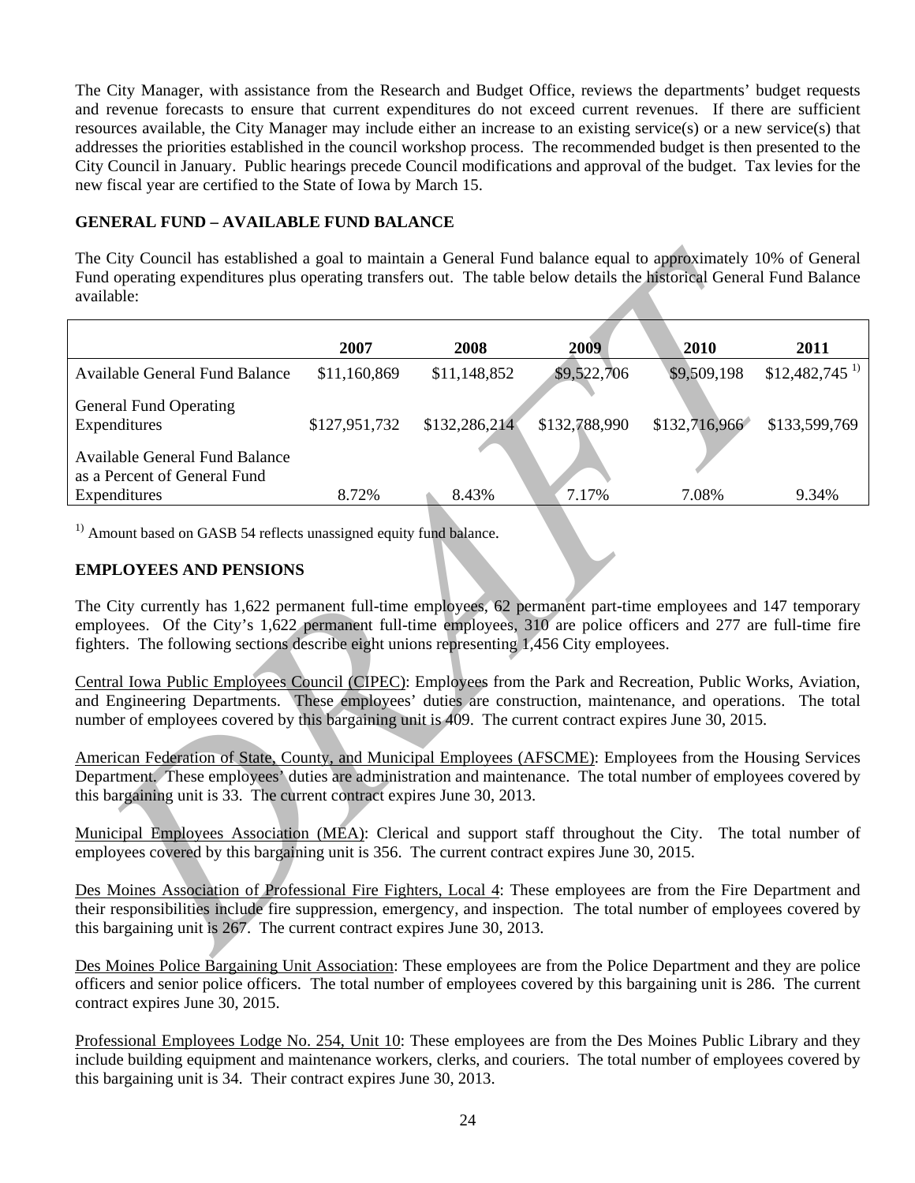The City Manager, with assistance from the Research and Budget Office, reviews the departments' budget requests and revenue forecasts to ensure that current expenditures do not exceed current revenues. If there are sufficient resources available, the City Manager may include either an increase to an existing service(s) or a new service(s) that addresses the priorities established in the council workshop process. The recommended budget is then presented to the City Council in January. Public hearings precede Council modifications and approval of the budget. Tax levies for the new fiscal year are certified to the State of Iowa by March 15.

## GENERAL FUND – AVAILABLE FUND BALANCE

The City Council has established a goal to maintain a General Fund balance equal to approximately 10% of General Fund operating expenditures plus operating transfers out. The table below details the historical General Fund Balance available:

| | 2007 | 2008 | 2009 | 2010 | 2011 |
|---|---|---|---|---|---|
| Available General Fund Balance | $11,160,869 | $11,148,852 | $9,522,706 | $9,509,198 | $12,482,745 [1)] |
| General Fund Operating Expenditures | $127,951,732 | $132,286,214 | $132,788,990 | $132,716,966 | $133,599,769 |
| Available General Fund Balance as a Percent of General Fund Expenditures | 8.72% | 8.43% | 7.17% | 7.08% | 9.34% |

[1)] Amount based on GASB 54 reflects unassigned equity fund balance.

## EMPLOYEES AND PENSIONS

The City currently has 1,622 permanent full-time employees, 62 permanent part-time employees and 147 temporary employees. Of the City's 1,622 permanent full-time employees, 310 are police officers and 277 are full-time fire fighters. The following sections describe eight unions representing 1,456 City employees.

Central Iowa Public Employees Council (CIPEC): Employees from the Park and Recreation, Public Works, Aviation, and Engineering Departments. These employees' duties are construction, maintenance, and operations. The total number of employees covered by this bargaining unit is 409. The current contract expires June 30, 2015.

American Federation of State, County, and Municipal Employees (AFSCME): Employees from the Housing Services Department. These employees' duties are administration and maintenance. The total number of employees covered by this bargaining unit is 33. The current contract expires June 30, 2013.

Municipal Employees Association (MEA): Clerical and support staff throughout the City. The total number of employees covered by this bargaining unit is 356. The current contract expires June 30, 2015.

Des Moines Association of Professional Fire Fighters, Local 4: These employees are from the Fire Department and their responsibilities include fire suppression, emergency, and inspection. The total number of employees covered by this bargaining unit is 267. The current contract expires June 30, 2013.

Des Moines Police Bargaining Unit Association: These employees are from the Police Department and they are police officers and senior police officers. The total number of employees covered by this bargaining unit is 286. The current contract expires June 30, 2015.

Professional Employees Lodge No. 254, Unit 10: These employees are from the Des Moines Public Library and they include building equipment and maintenance workers, clerks, and couriers. The total number of employees covered by this bargaining unit is 34. Their contract expires June 30, 2013.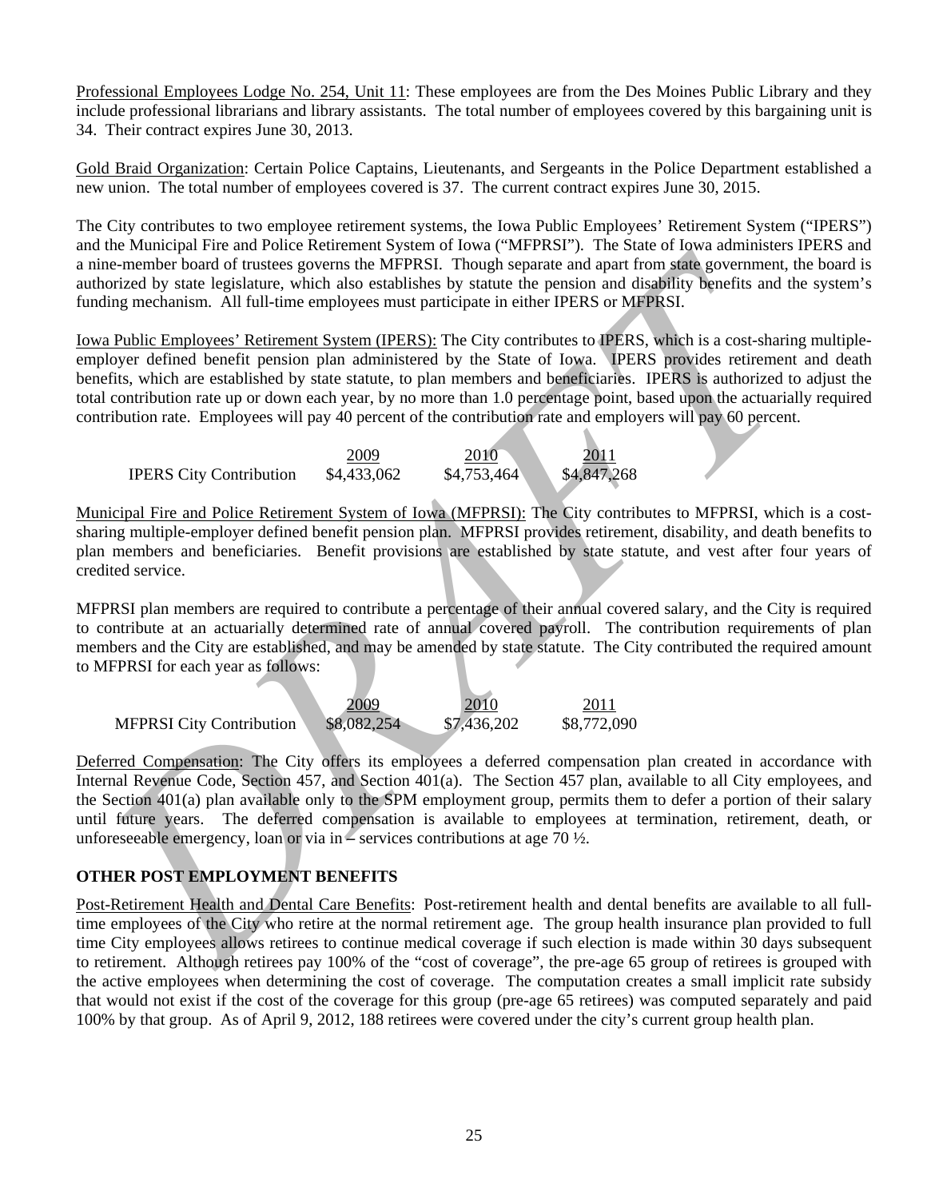Professional Employees Lodge No. 254, Unit 11: These employees are from the Des Moines Public Library and they include professional librarians and library assistants. The total number of employees covered by this bargaining unit is 34. Their contract expires June 30, 2013.

Gold Braid Organization: Certain Police Captains, Lieutenants, and Sergeants in the Police Department established a new union. The total number of employees covered is 37. The current contract expires June 30, 2015.

The City contributes to two employee retirement systems, the Iowa Public Employees' Retirement System ("IPERS") and the Municipal Fire and Police Retirement System of Iowa ("MFPRSI"). The State of Iowa administers IPERS and a nine-member board of trustees governs the MFPRSI. Though separate and apart from state government, the board is authorized by state legislature, which also establishes by statute the pension and disability benefits and the system's funding mechanism. All full-time employees must participate in either IPERS or MFPRSI.

Iowa Public Employees' Retirement System (IPERS): The City contributes to IPERS, which is a cost-sharing multiple-employer defined benefit pension plan administered by the State of Iowa. IPERS provides retirement and death benefits, which are established by state statute, to plan members and beneficiaries. IPERS is authorized to adjust the total contribution rate up or down each year, by no more than 1.0 percentage point, based upon the actuarially required contribution rate. Employees will pay 40 percent of the contribution rate and employers will pay 60 percent.

| | 2009 | 2010 | 2011 |
|---|---|---|---|
| IPERS City Contribution | $4,433,062 | $4,753,464 | $4,847,268 |

Municipal Fire and Police Retirement System of Iowa (MFPRSI): The City contributes to MFPRSI, which is a cost-sharing multiple-employer defined benefit pension plan. MFPRSI provides retirement, disability, and death benefits to plan members and beneficiaries. Benefit provisions are established by state statute, and vest after four years of credited service.

MFPRSI plan members are required to contribute a percentage of their annual covered salary, and the City is required to contribute at an actuarially determined rate of annual covered payroll. The contribution requirements of plan members and the City are established, and may be amended by state statute. The City contributed the required amount to MFPRSI for each year as follows:

| | 2009 | 2010 | 2011 |
|---|---|---|---|
| MFPRSI City Contribution | $8,082,254 | $7,436,202 | $8,772,090 |

Deferred Compensation: The City offers its employees a deferred compensation plan created in accordance with Internal Revenue Code, Section 457, and Section 401(a). The Section 457 plan, available to all City employees, and the Section 401(a) plan available only to the SPM employment group, permits them to defer a portion of their salary until future years. The deferred compensation is available to employees at termination, retirement, death, or unforeseeable emergency, loan or via in – services contributions at age 70 ½.

**OTHER POST EMPLOYMENT BENEFITS**

Post-Retirement Health and Dental Care Benefits: Post-retirement health and dental benefits are available to all full-time employees of the City who retire at the normal retirement age. The group health insurance plan provided to full time City employees allows retirees to continue medical coverage if such election is made within 30 days subsequent to retirement. Although retirees pay 100% of the "cost of coverage", the pre-age 65 group of retirees is grouped with the active employees when determining the cost of coverage. The computation creates a small implicit rate subsidy that would not exist if the cost of the coverage for this group (pre-age 65 retirees) was computed separately and paid 100% by that group. As of April 9, 2012, 188 retirees were covered under the city's current group health plan.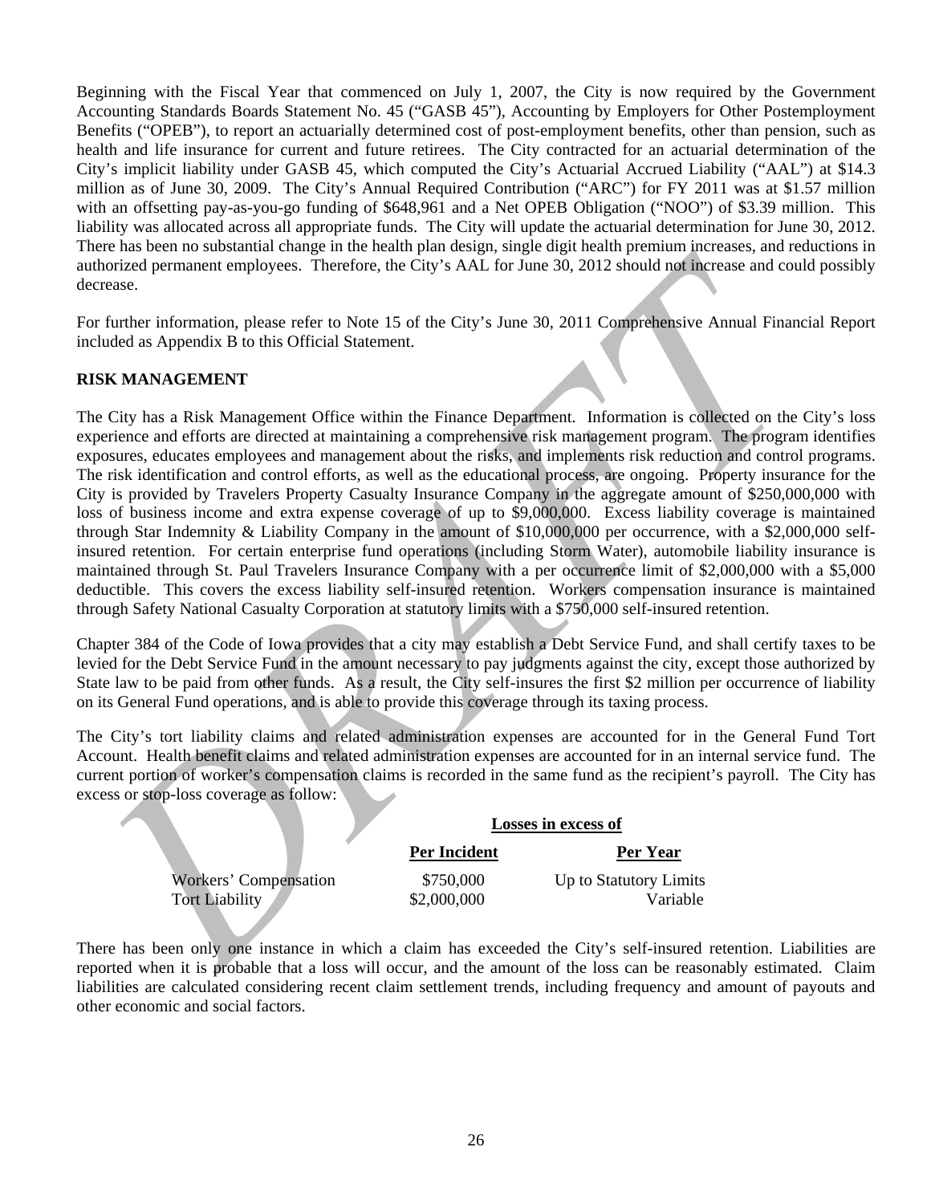Beginning with the Fiscal Year that commenced on July 1, 2007, the City is now required by the Government Accounting Standards Boards Statement No. 45 ("GASB 45"), Accounting by Employers for Other Postemployment Benefits ("OPEB"), to report an actuarially determined cost of post-employment benefits, other than pension, such as health and life insurance for current and future retirees. The City contracted for an actuarial determination of the City's implicit liability under GASB 45, which computed the City's Actuarial Accrued Liability ("AAL") at $14.3 million as of June 30, 2009. The City's Annual Required Contribution ("ARC") for FY 2011 was at $1.57 million with an offsetting pay-as-you-go funding of $648,961 and a Net OPEB Obligation ("NOO") of $3.39 million. This liability was allocated across all appropriate funds. The City will update the actuarial determination for June 30, 2012. There has been no substantial change in the health plan design, single digit health premium increases, and reductions in authorized permanent employees. Therefore, the City's AAL for June 30, 2012 should not increase and could possibly decrease.

For further information, please refer to Note 15 of the City's June 30, 2011 Comprehensive Annual Financial Report included as Appendix B to this Official Statement.

**RISK MANAGEMENT**

The City has a Risk Management Office within the Finance Department. Information is collected on the City's loss experience and efforts are directed at maintaining a comprehensive risk management program. The program identifies exposures, educates employees and management about the risks, and implements risk reduction and control programs. The risk identification and control efforts, as well as the educational process, are ongoing. Property insurance for the City is provided by Travelers Property Casualty Insurance Company in the aggregate amount of $250,000,000 with loss of business income and extra expense coverage of up to $9,000,000. Excess liability coverage is maintained through Star Indemnity & Liability Company in the amount of $10,000,000 per occurrence, with a $2,000,000 self-insured retention. For certain enterprise fund operations (including Storm Water), automobile liability insurance is maintained through St. Paul Travelers Insurance Company with a per occurrence limit of $2,000,000 with a $5,000 deductible. This covers the excess liability self-insured retention. Workers compensation insurance is maintained through Safety National Casualty Corporation at statutory limits with a $750,000 self-insured retention.

Chapter 384 of the Code of Iowa provides that a city may establish a Debt Service Fund, and shall certify taxes to be levied for the Debt Service Fund in the amount necessary to pay judgments against the city, except those authorized by State law to be paid from other funds. As a result, the City self-insures the first $2 million per occurrence of liability on its General Fund operations, and is able to provide this coverage through its taxing process.

The City's tort liability claims and related administration expenses are accounted for in the General Fund Tort Account. Health benefit claims and related administration expenses are accounted for in an internal service fund. The current portion of worker's compensation claims is recorded in the same fund as the recipient's payroll. The City has excess or stop-loss coverage as follow:

| | Losses in excess of | |
|---|---|---|
| | **Per Incident** | **Per Year** |
| Workers' Compensation | $750,000 | Up to Statutory Limits |
| Tort Liability | $2,000,000 | Variable |

There has been only one instance in which a claim has exceeded the City's self-insured retention. Liabilities are reported when it is probable that a loss will occur, and the amount of the loss can be reasonably estimated. Claim liabilities are calculated considering recent claim settlement trends, including frequency and amount of payouts and other economic and social factors.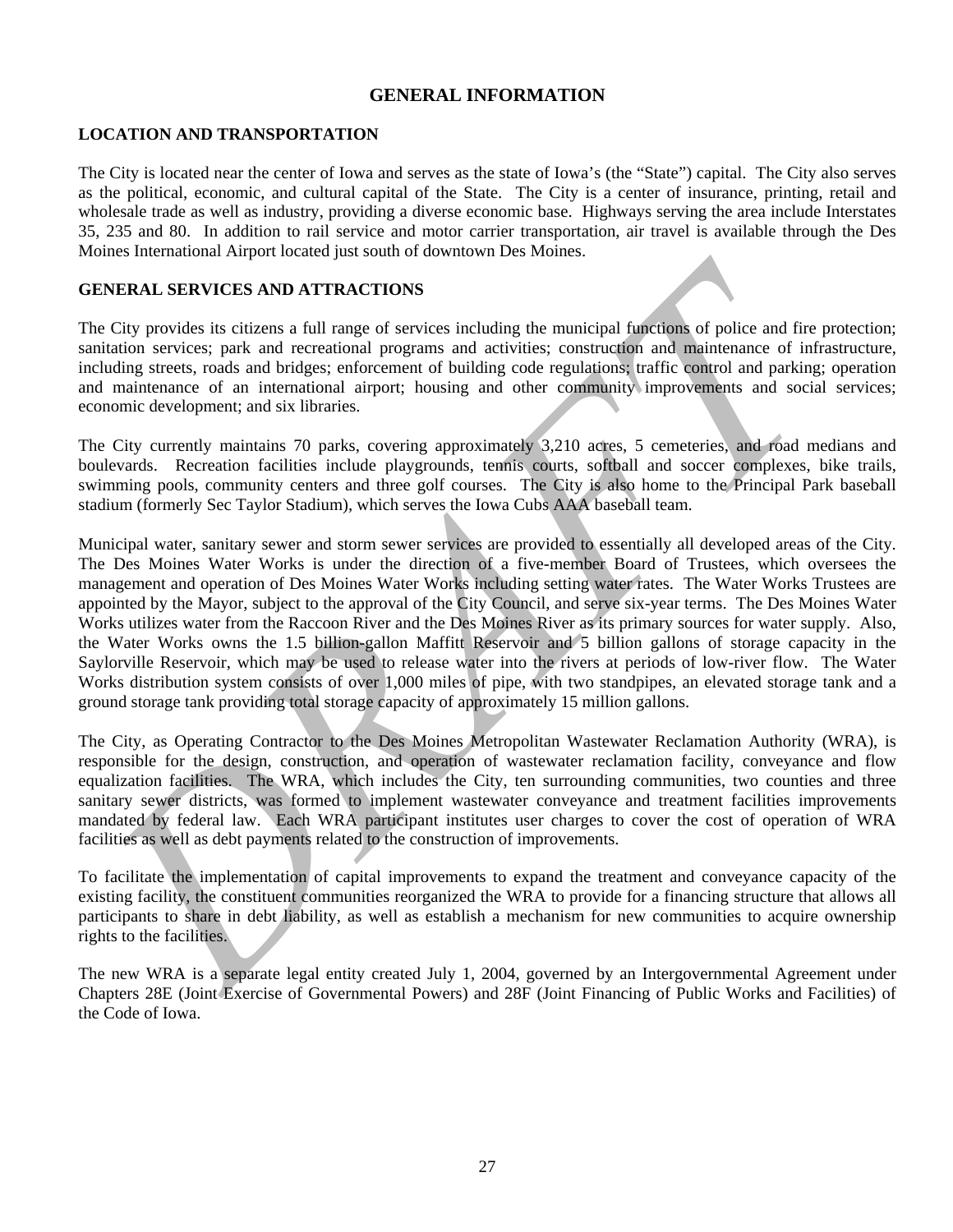# GENERAL INFORMATION

## LOCATION AND TRANSPORTATION

The City is located near the center of Iowa and serves as the state of Iowa's (the "State") capital. The City also serves as the political, economic, and cultural capital of the State. The City is a center of insurance, printing, retail and wholesale trade as well as industry, providing a diverse economic base. Highways serving the area include Interstates 35, 235 and 80. In addition to rail service and motor carrier transportation, air travel is available through the Des Moines International Airport located just south of downtown Des Moines.

## GENERAL SERVICES AND ATTRACTIONS

The City provides its citizens a full range of services including the municipal functions of police and fire protection; sanitation services; park and recreational programs and activities; construction and maintenance of infrastructure, including streets, roads and bridges; enforcement of building code regulations; traffic control and parking; operation and maintenance of an international airport; housing and other community improvements and social services; economic development; and six libraries.

The City currently maintains 70 parks, covering approximately 3,210 acres, 5 cemeteries, and road medians and boulevards. Recreation facilities include playgrounds, tennis courts, softball and soccer complexes, bike trails, swimming pools, community centers and three golf courses. The City is also home to the Principal Park baseball stadium (formerly Sec Taylor Stadium), which serves the Iowa Cubs AAA baseball team.

Municipal water, sanitary sewer and storm sewer services are provided to essentially all developed areas of the City. The Des Moines Water Works is under the direction of a five-member Board of Trustees, which oversees the management and operation of Des Moines Water Works including setting water rates. The Water Works Trustees are appointed by the Mayor, subject to the approval of the City Council, and serve six-year terms. The Des Moines Water Works utilizes water from the Raccoon River and the Des Moines River as its primary sources for water supply. Also, the Water Works owns the 1.5 billion-gallon Maffitt Reservoir and 5 billion gallons of storage capacity in the Saylorville Reservoir, which may be used to release water into the rivers at periods of low-river flow. The Water Works distribution system consists of over 1,000 miles of pipe, with two standpipes, an elevated storage tank and a ground storage tank providing total storage capacity of approximately 15 million gallons.

The City, as Operating Contractor to the Des Moines Metropolitan Wastewater Reclamation Authority (WRA), is responsible for the design, construction, and operation of wastewater reclamation facility, conveyance and flow equalization facilities. The WRA, which includes the City, ten surrounding communities, two counties and three sanitary sewer districts, was formed to implement wastewater conveyance and treatment facilities improvements mandated by federal law. Each WRA participant institutes user charges to cover the cost of operation of WRA facilities as well as debt payments related to the construction of improvements.

To facilitate the implementation of capital improvements to expand the treatment and conveyance capacity of the existing facility, the constituent communities reorganized the WRA to provide for a financing structure that allows all participants to share in debt liability, as well as establish a mechanism for new communities to acquire ownership rights to the facilities.

The new WRA is a separate legal entity created July 1, 2004, governed by an Intergovernmental Agreement under Chapters 28E (Joint Exercise of Governmental Powers) and 28F (Joint Financing of Public Works and Facilities) of the Code of Iowa.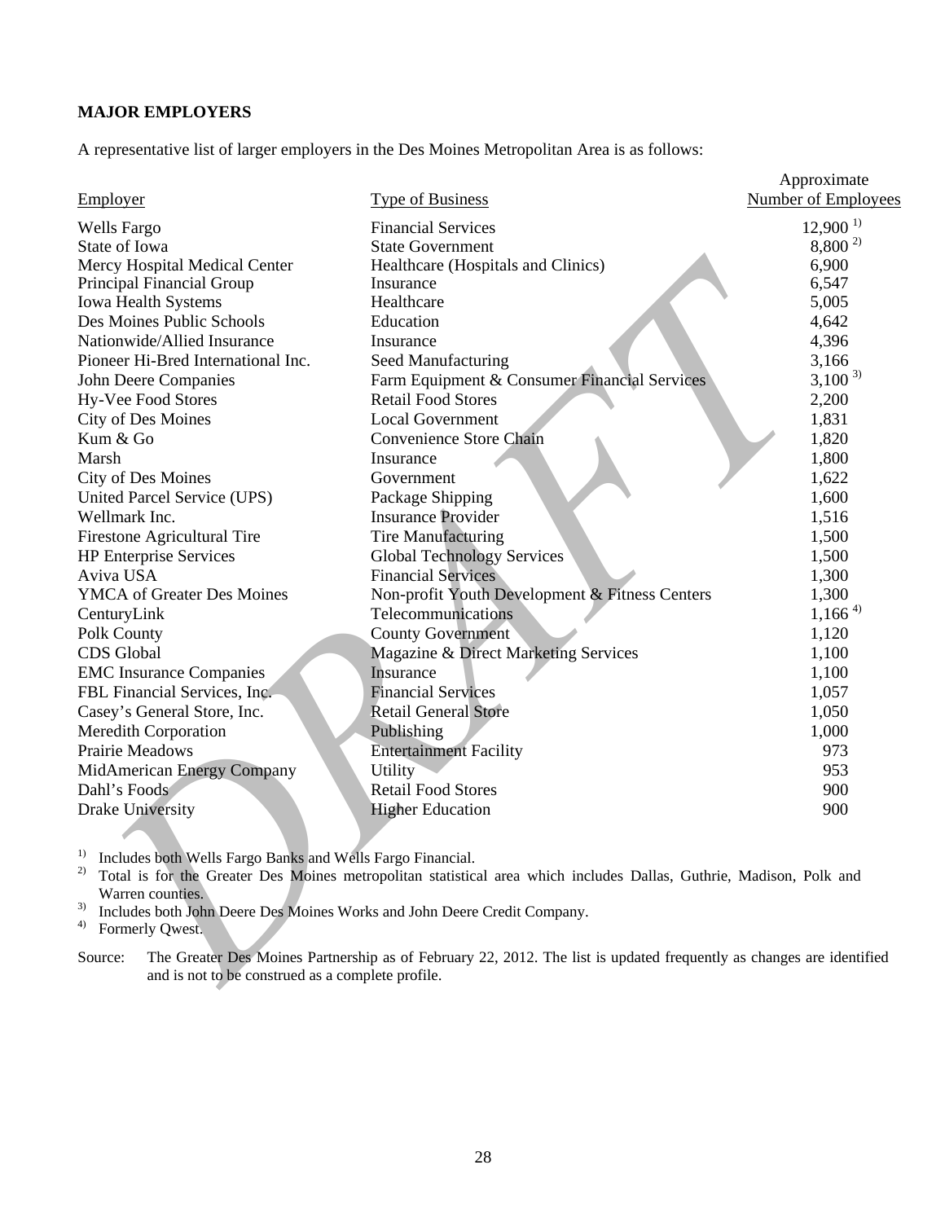**MAJOR EMPLOYERS**

A representative list of larger employers in the Des Moines Metropolitan Area is as follows:

| Employer | Type of Business | Approximate Number of Employees |
|---|---|---|
| Wells Fargo | Financial Services | 12,900 [1] |
| State of Iowa | State Government | 8,800 [2] |
| Mercy Hospital Medical Center | Healthcare (Hospitals and Clinics) | 6,900 |
| Principal Financial Group | Insurance | 6,547 |
| Iowa Health Systems | Healthcare | 5,005 |
| Des Moines Public Schools | Education | 4,642 |
| Nationwide/Allied Insurance | Insurance | 4,396 |
| Pioneer Hi-Bred International Inc. | Seed Manufacturing | 3,166 |
| John Deere Companies | Farm Equipment & Consumer Financial Services | 3,100 [3] |
| Hy-Vee Food Stores | Retail Food Stores | 2,200 |
| City of Des Moines | Local Government | 1,831 |
| Kum & Go | Convenience Store Chain | 1,820 |
| Marsh | Insurance | 1,800 |
| City of Des Moines | Government | 1,622 |
| United Parcel Service (UPS) | Package Shipping | 1,600 |
| Wellmark Inc. | Insurance Provider | 1,516 |
| Firestone Agricultural Tire | Tire Manufacturing | 1,500 |
| HP Enterprise Services | Global Technology Services | 1,500 |
| Aviva USA | Financial Services | 1,300 |
| YMCA of Greater Des Moines | Non-profit Youth Development & Fitness Centers | 1,300 |
| CenturyLink | Telecommunications | 1,166 [4] |
| Polk County | County Government | 1,120 |
| CDS Global | Magazine & Direct Marketing Services | 1,100 |
| EMC Insurance Companies | Insurance | 1,100 |
| FBL Financial Services, Inc. | Financial Services | 1,057 |
| Casey's General Store, Inc. | Retail General Store | 1,050 |
| Meredith Corporation | Publishing | 1,000 |
| Prairie Meadows | Entertainment Facility | 973 |
| MidAmerican Energy Company | Utility | 953 |
| Dahl's Foods | Retail Food Stores | 900 |
| Drake University | Higher Education | 900 |

1) Includes both Wells Fargo Banks and Wells Fargo Financial.
2) Total is for the Greater Des Moines metropolitan statistical area which includes Dallas, Guthrie, Madison, Polk and Warren counties.
3) Includes both John Deere Des Moines Works and John Deere Credit Company.
4) Formerly Qwest.

Source: The Greater Des Moines Partnership as of February 22, 2012. The list is updated frequently as changes are identified and is not to be construed as a complete profile.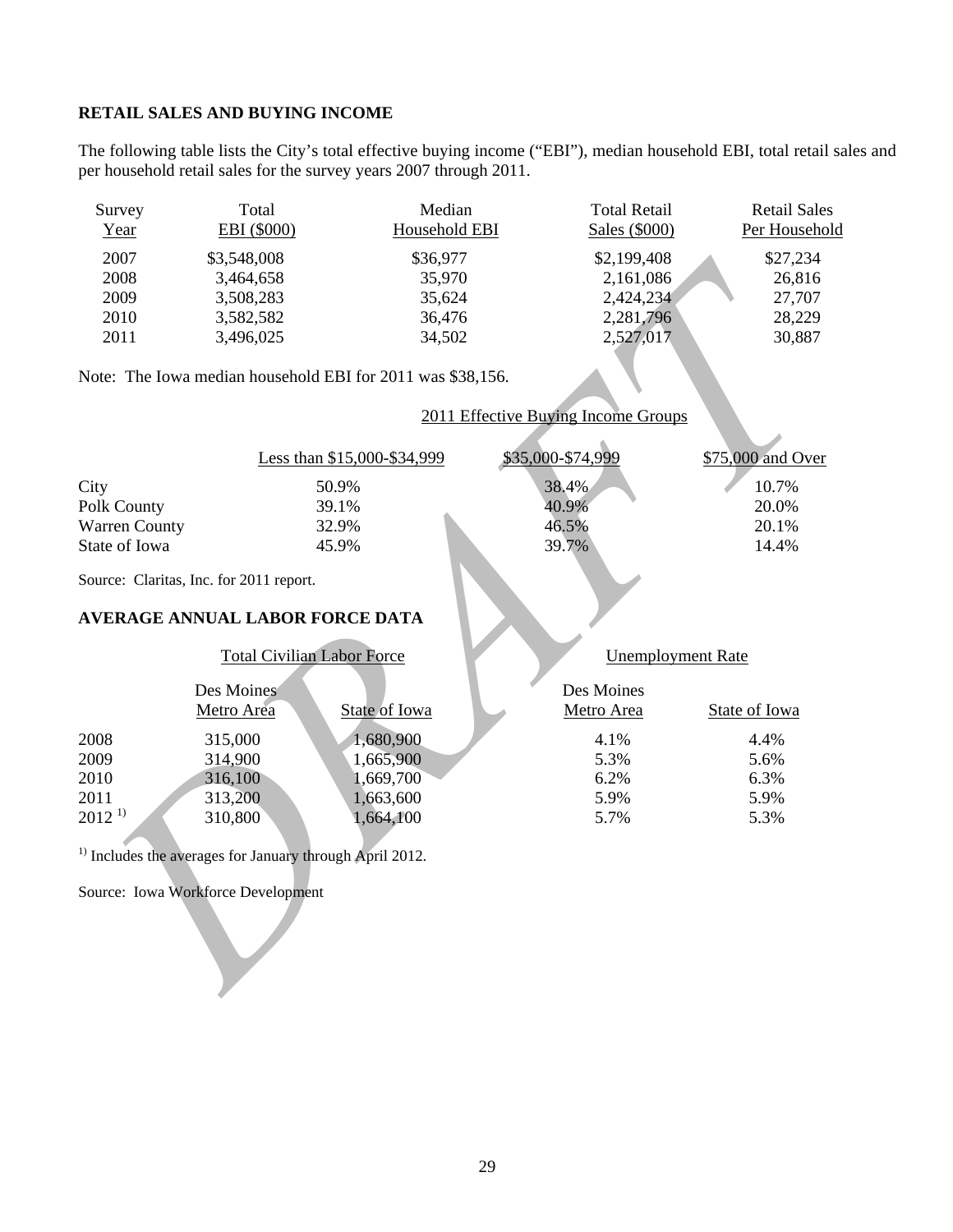## RETAIL SALES AND BUYING INCOME

The following table lists the City's total effective buying income ("EBI"), median household EBI, total retail sales and per household retail sales for the survey years 2007 through 2011.

| Survey Year | Total EBI ($000) | Median Household EBI | Total Retail Sales ($000) | Retail Sales Per Household |
|---|---|---|---|---|
| 2007 | $3,548,008 | $36,977 | $2,199,408 | $27,234 |
| 2008 | 3,464,658 | 35,970 | 2,161,086 | 26,816 |
| 2009 | 3,508,283 | 35,624 | 2,424,234 | 27,707 |
| 2010 | 3,582,582 | 36,476 | 2,281,796 | 28,229 |
| 2011 | 3,496,025 | 34,502 | 2,527,017 | 30,887 |

Note: The Iowa median household EBI for 2011 was $38,156.

| | 2011 Effective Buying Income Groups | | |
|---|---|---|---|
| | Less than $15,000-$34,999 | $35,000-$74,999 | $75,000 and Over |
| City | 50.9% | 38.4% | 10.7% |
| Polk County | 39.1% | 40.9% | 20.0% |
| Warren County | 32.9% | 46.5% | 20.1% |
| State of Iowa | 45.9% | 39.7% | 14.4% |

Source: Claritas, Inc. for 2011 report.

## AVERAGE ANNUAL LABOR FORCE DATA

| | Total Civilian Labor Force | | Unemployment Rate | |
|---|---|---|---|---|
| | Des Moines Metro Area | State of Iowa | Des Moines Metro Area | State of Iowa |
| 2008 | 315,000 | 1,680,900 | 4.1% | 4.4% |
| 2009 | 314,900 | 1,665,900 | 5.3% | 5.6% |
| 2010 | 316,100 | 1,669,700 | 6.2% | 6.3% |
| 2011 | 313,200 | 1,663,600 | 5.9% | 5.9% |
| 2012 [1)] | 310,800 | 1,664,100 | 5.7% | 5.3% |

[1)] Includes the averages for January through April 2012.

Source: Iowa Workforce Development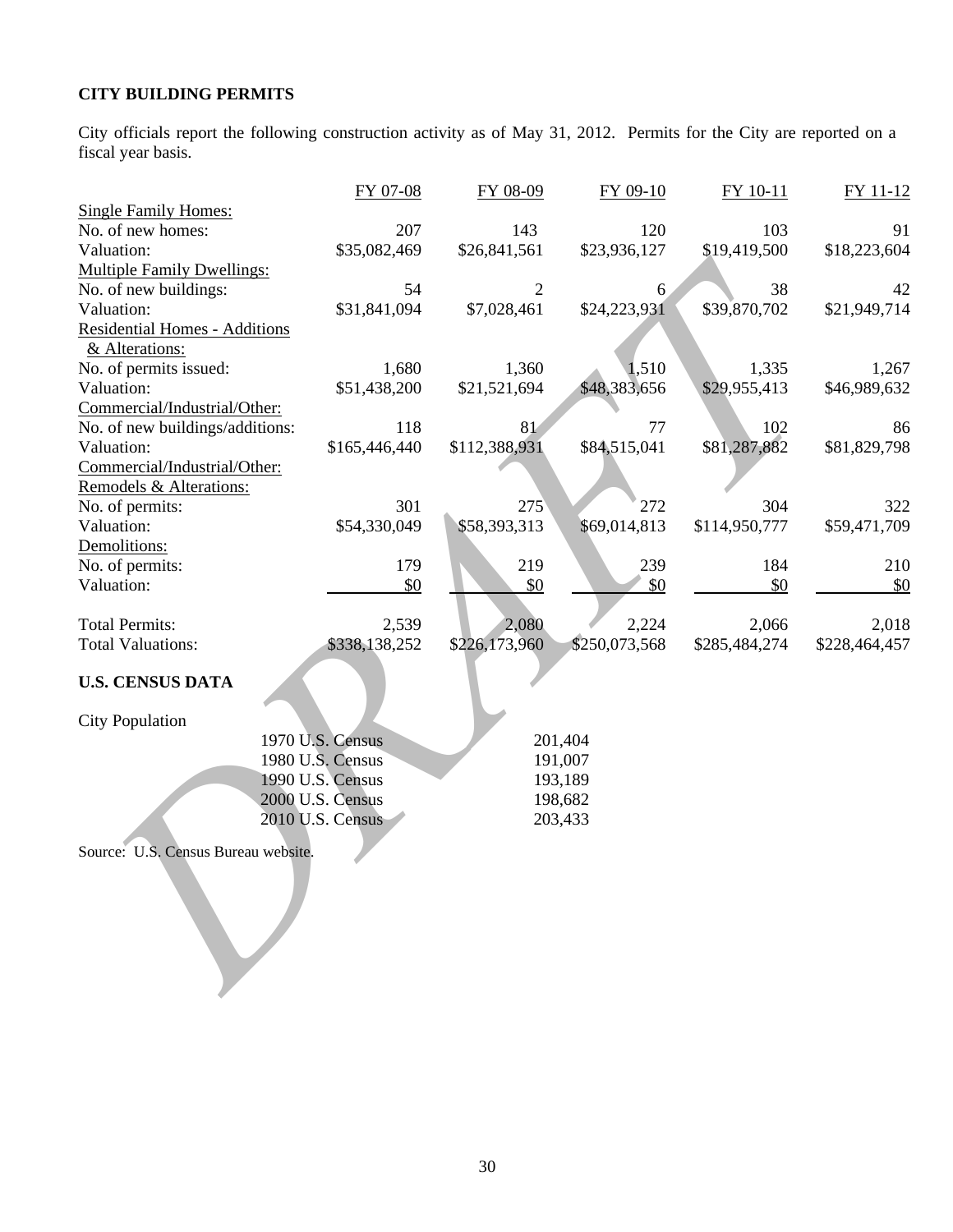**CITY BUILDING PERMITS**

City officials report the following construction activity as of May 31, 2012. Permits for the City are reported on a fiscal year basis.

| | FY 07-08 | FY 08-09 | FY 09-10 | FY 10-11 | FY 11-12 |
|---|---|---|---|---|---|
| Single Family Homes: | | | | | |
| No. of new homes: | 207 | 143 | 120 | 103 | 91 |
| Valuation: | $35,082,469 | $26,841,561 | $23,936,127 | $19,419,500 | $18,223,604 |
| Multiple Family Dwellings: | | | | | |
| No. of new buildings: | 54 | 2 | 6 | 38 | 42 |
| Valuation: | $31,841,094 | $7,028,461 | $24,223,931 | $39,870,702 | $21,949,714 |
| Residential Homes - Additions & Alterations: | | | | | |
| No. of permits issued: | 1,680 | 1,360 | 1,510 | 1,335 | 1,267 |
| Valuation: | $51,438,200 | $21,521,694 | $48,383,656 | $29,955,413 | $46,989,632 |
| Commercial/Industrial/Other: | | | | | |
| No. of new buildings/additions: | 118 | 81 | 77 | 102 | 86 |
| Valuation: | $165,446,440 | $112,388,931 | $84,515,041 | $81,287,882 | $81,829,798 |
| Commercial/Industrial/Other: Remodels & Alterations: | | | | | |
| No. of permits: | 301 | 275 | 272 | 304 | 322 |
| Valuation: | $54,330,049 | $58,393,313 | $69,014,813 | $114,950,777 | $59,471,709 |
| Demolitions: | | | | | |
| No. of permits: | 179 | 219 | 239 | 184 | 210 |
| Valuation: | $0 | $0 | $0 | $0 | $0 |
| Total Permits: | 2,539 | 2,080 | 2,224 | 2,066 | 2,018 |
| Total Valuations: | $338,138,252 | $226,173,960 | $250,073,568 | $285,484,274 | $228,464,457 |

**U.S. CENSUS DATA**

City Population

| | |
|---|---|
| 1970 U.S. Census | 201,404 |
| 1980 U.S. Census | 191,007 |
| 1990 U.S. Census | 193,189 |
| 2000 U.S. Census | 198,682 |
| 2010 U.S. Census | 203,433 |

Source: U.S. Census Bureau website.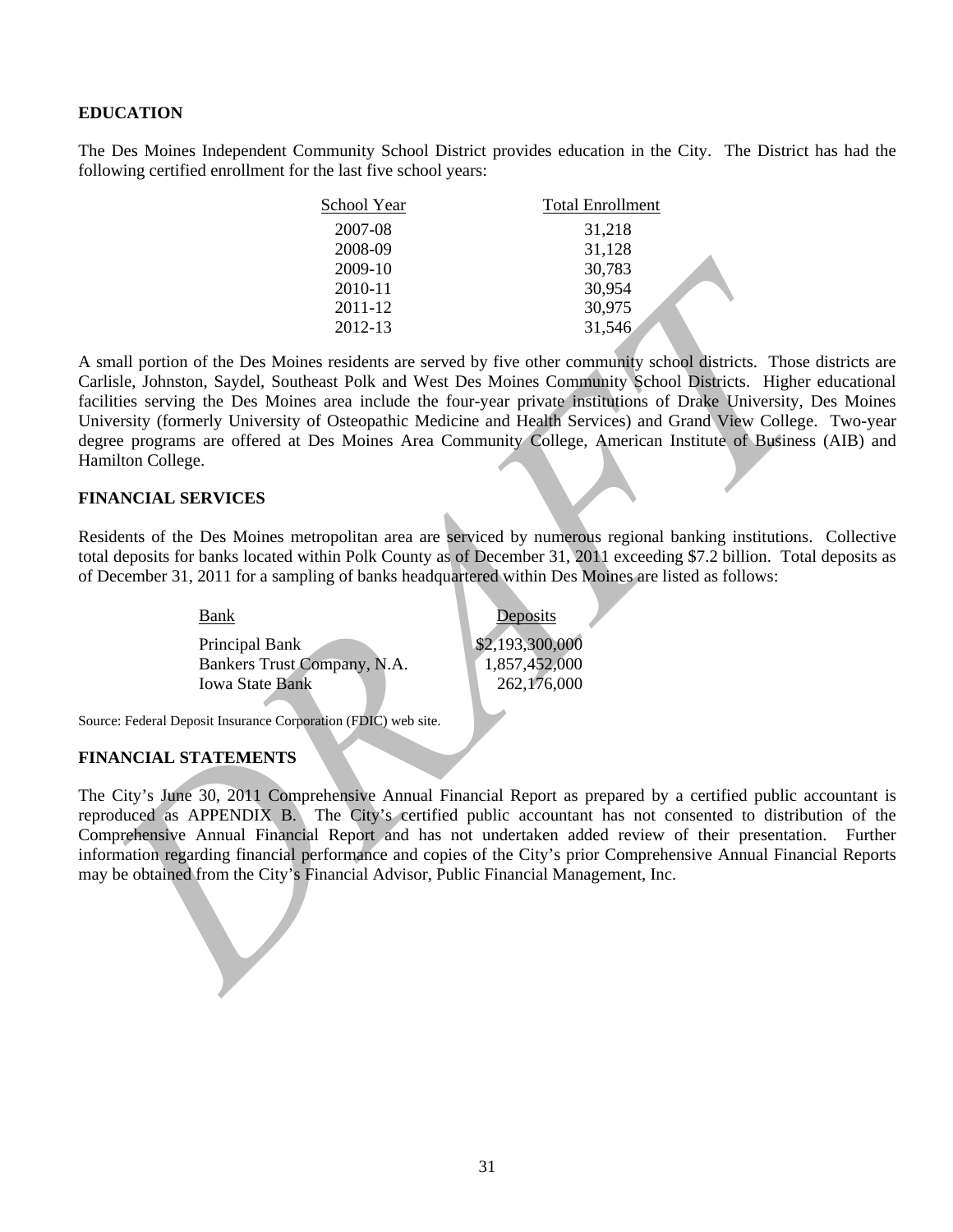## EDUCATION

The Des Moines Independent Community School District provides education in the City. The District has had the following certified enrollment for the last five school years:

| School Year | Total Enrollment |
|---|---|
| 2007-08 | 31,218 |
| 2008-09 | 31,128 |
| 2009-10 | 30,783 |
| 2010-11 | 30,954 |
| 2011-12 | 30,975 |
| 2012-13 | 31,546 |

A small portion of the Des Moines residents are served by five other community school districts. Those districts are Carlisle, Johnston, Saydel, Southeast Polk and West Des Moines Community School Districts. Higher educational facilities serving the Des Moines area include the four-year private institutions of Drake University, Des Moines University (formerly University of Osteopathic Medicine and Health Services) and Grand View College. Two-year degree programs are offered at Des Moines Area Community College, American Institute of Business (AIB) and Hamilton College.

## FINANCIAL SERVICES

Residents of the Des Moines metropolitan area are serviced by numerous regional banking institutions. Collective total deposits for banks located within Polk County as of December 31, 2011 exceeding $7.2 billion. Total deposits as of December 31, 2011 for a sampling of banks headquartered within Des Moines are listed as follows:

| Bank | Deposits |
|---|---|
| Principal Bank | $2,193,300,000 |
| Bankers Trust Company, N.A. | 1,857,452,000 |
| Iowa State Bank | 262,176,000 |

Source: Federal Deposit Insurance Corporation (FDIC) web site.

## FINANCIAL STATEMENTS

The City's June 30, 2011 Comprehensive Annual Financial Report as prepared by a certified public accountant is reproduced as APPENDIX B. The City's certified public accountant has not consented to distribution of the Comprehensive Annual Financial Report and has not undertaken added review of their presentation. Further information regarding financial performance and copies of the City's prior Comprehensive Annual Financial Reports may be obtained from the City's Financial Advisor, Public Financial Management, Inc.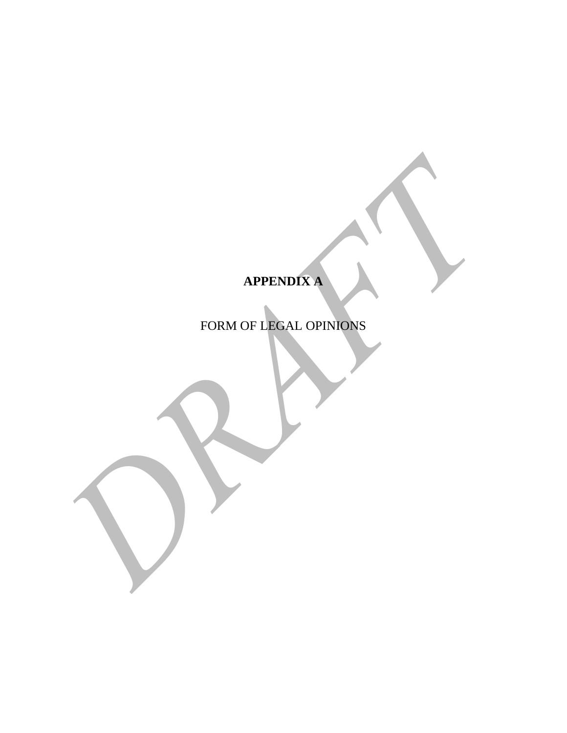**APPENDIX A**

FORM OF LEGAL OPINIONS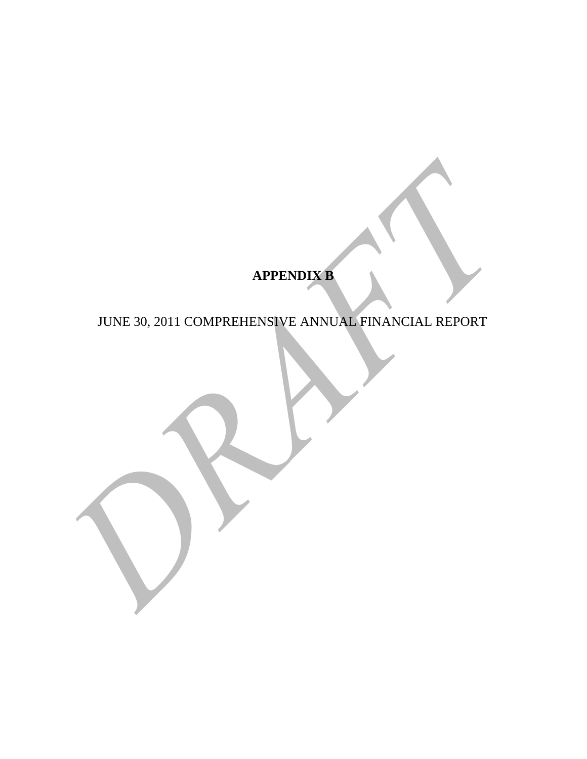**APPENDIX B**

JUNE 30, 2011 COMPREHENSIVE ANNUAL FINANCIAL REPORT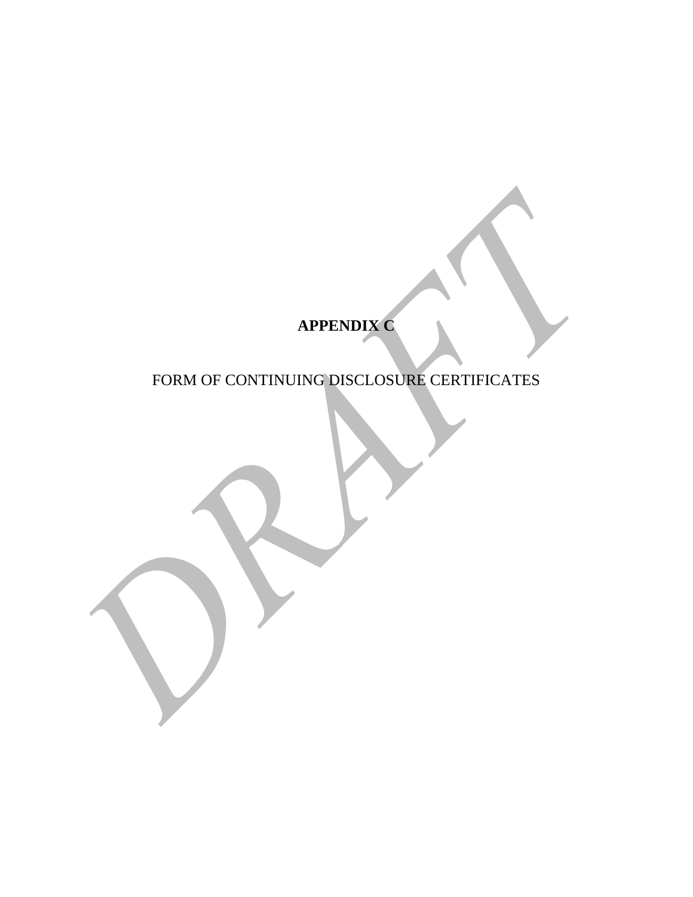**APPENDIX C**

FORM OF CONTINUING DISCLOSURE CERTIFICATES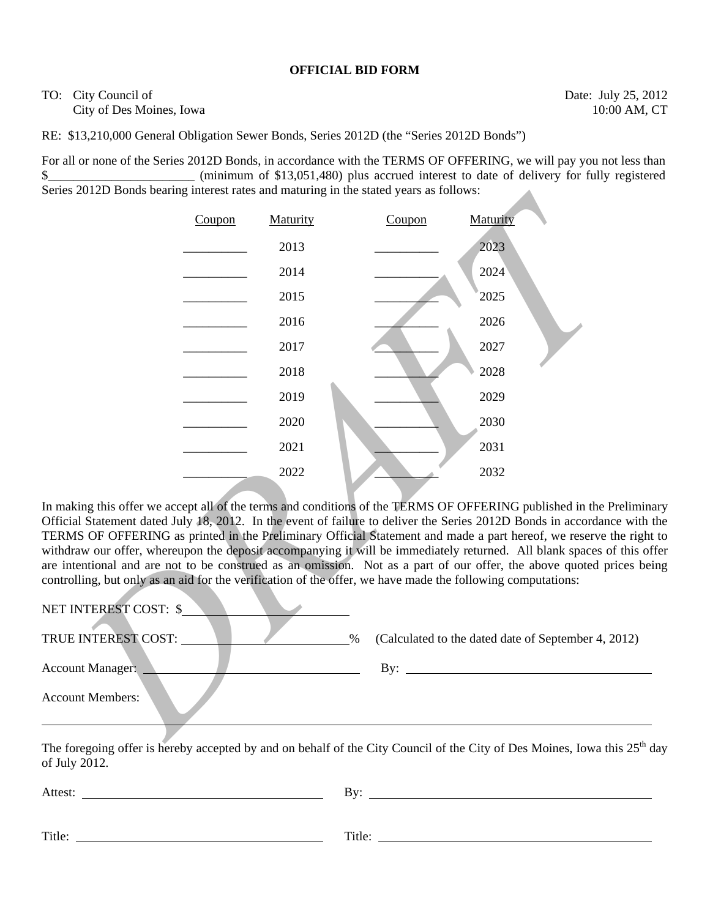**OFFICIAL BID FORM**

TO: City Council of
City of Des Moines, Iowa

Date: July 25, 2012
10:00 AM, CT

RE: $13,210,000 General Obligation Sewer Bonds, Series 2012D (the "Series 2012D Bonds")

For all or none of the Series 2012D Bonds, in accordance with the TERMS OF OFFERING, we will pay you not less than $________________________ (minimum of $13,051,480) plus accrued interest to date of delivery for fully registered Series 2012D Bonds bearing interest rates and maturing in the stated years as follows:

| Coupon | Maturity | Coupon | Maturity |
|---|---|---|---|
| __________ | 2013 | __________ | 2023 |
| __________ | 2014 | __________ | 2024 |
| __________ | 2015 | __________ | 2025 |
| __________ | 2016 | __________ | 2026 |
| __________ | 2017 | __________ | 2027 |
| __________ | 2018 | __________ | 2028 |
| __________ | 2019 | __________ | 2029 |
| __________ | 2020 | __________ | 2030 |
| __________ | 2021 | __________ | 2031 |
| __________ | 2022 | __________ | 2032 |

In making this offer we accept all of the terms and conditions of the TERMS OF OFFERING published in the Preliminary Official Statement dated July 18, 2012. In the event of failure to deliver the Series 2012D Bonds in accordance with the TERMS OF OFFERING as printed in the Preliminary Official Statement and made a part hereof, we reserve the right to withdraw our offer, whereupon the deposit accompanying it will be immediately returned. All blank spaces of this offer are intentional and are not to be construed as an omission. Not as a part of our offer, the above quoted prices being controlling, but only as an aid for the verification of the offer, we have made the following computations:

NET INTEREST COST: $___________________________

TRUE INTEREST COST: ___________________________% (Calculated to the dated date of September 4, 2012)

Account Manager: ___________________________ By: ___________________________

Account Members:

___________________________________________________________________________

The foregoing offer is hereby accepted by and on behalf of the City Council of the City of Des Moines, Iowa this 25th day of July 2012.

Attest: ___________________________ By: ___________________________

Title: ___________________________ Title: ___________________________

DRAFT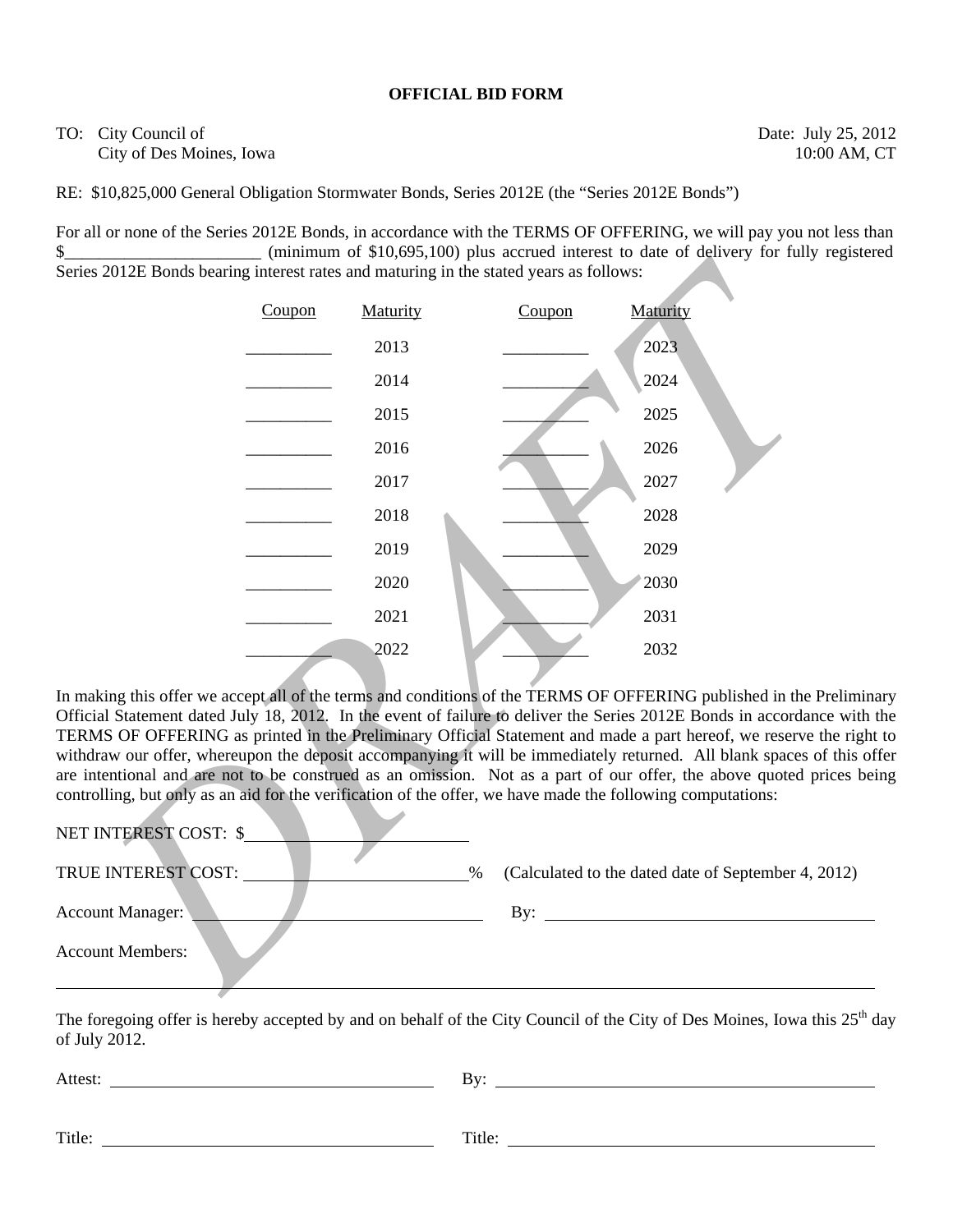**OFFICIAL BID FORM**

TO: City Council of
City of Des Moines, Iowa

Date: July 25, 2012
10:00 AM, CT

RE: $10,825,000 General Obligation Stormwater Bonds, Series 2012E (the "Series 2012E Bonds")

For all or none of the Series 2012E Bonds, in accordance with the TERMS OF OFFERING, we will pay you not less than $_______________________ (minimum of $10,695,100) plus accrued interest to date of delivery for fully registered Series 2012E Bonds bearing interest rates and maturing in the stated years as follows:

| Coupon | Maturity | Coupon | Maturity |
|---|---|---|---|
| __________ | 2013 | __________ | 2023 |
| __________ | 2014 | __________ | 2024 |
| __________ | 2015 | __________ | 2025 |
| __________ | 2016 | __________ | 2026 |
| __________ | 2017 | __________ | 2027 |
| __________ | 2018 | __________ | 2028 |
| __________ | 2019 | __________ | 2029 |
| __________ | 2020 | __________ | 2030 |
| __________ | 2021 | __________ | 2031 |
| __________ | 2022 | __________ | 2032 |

In making this offer we accept all of the terms and conditions of the TERMS OF OFFERING published in the Preliminary Official Statement dated July 18, 2012. In the event of failure to deliver the Series 2012E Bonds in accordance with the TERMS OF OFFERING as printed in the Preliminary Official Statement and made a part hereof, we reserve the right to withdraw our offer, whereupon the deposit accompanying it will be immediately returned. All blank spaces of this offer are intentional and are not to be construed as an omission. Not as a part of our offer, the above quoted prices being controlling, but only as an aid for the verification of the offer, we have made the following computations:

NET INTEREST COST: $__________________________

TRUE INTEREST COST: __________________________% (Calculated to the dated date of September 4, 2012)

Account Manager: __________________________________ By: ________________________________________

Account Members:

______________________________________________________________________________________________

The foregoing offer is hereby accepted by and on behalf of the City Council of the City of Des Moines, Iowa this 25th day of July 2012.

Attest: ______________________________________ By: ______________________________________________

Title: _______________________________________ Title: ____________________________________________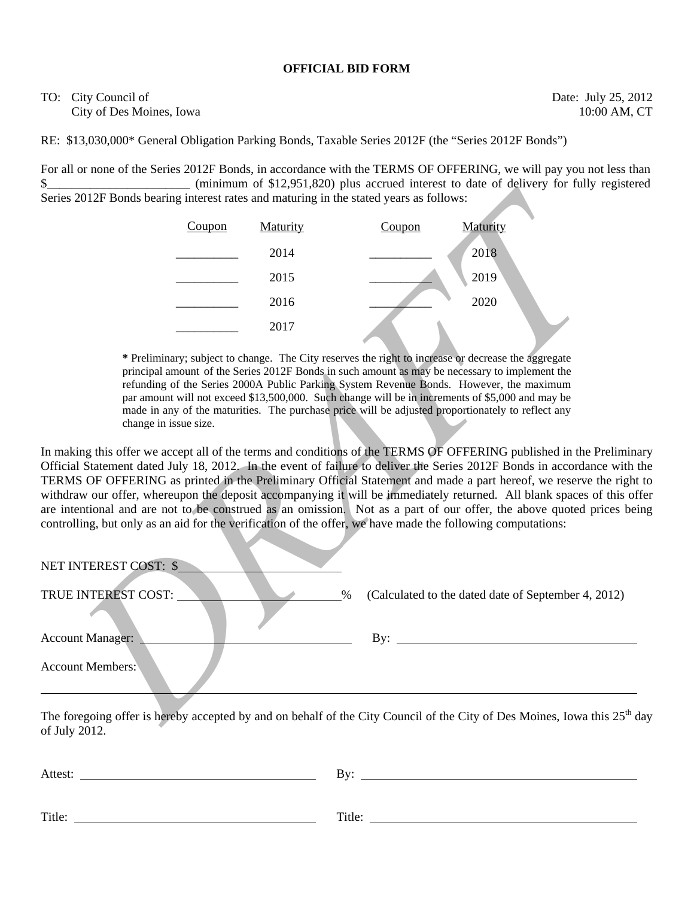# OFFICIAL BID FORM

TO: City Council of
City of Des Moines, Iowa

Date: July 25, 2012
10:00 AM, CT

RE: $13,030,000* General Obligation Parking Bonds, Taxable Series 2012F (the "Series 2012F Bonds")

For all or none of the Series 2012F Bonds, in accordance with the TERMS OF OFFERING, we will pay you not less than $_______________________ (minimum of $12,951,820) plus accrued interest to date of delivery for fully registered Series 2012F Bonds bearing interest rates and maturing in the stated years as follows:

| Coupon | Maturity | Coupon | Maturity |
|---|---|---|---|
| __________ | 2014 | __________ | 2018 |
| __________ | 2015 | __________ | 2019 |
| __________ | 2016 | __________ | 2020 |
| __________ | 2017 | | |

**\*** Preliminary; subject to change. The City reserves the right to increase or decrease the aggregate principal amount of the Series 2012F Bonds in such amount as may be necessary to implement the refunding of the Series 2000A Public Parking System Revenue Bonds. However, the maximum par amount will not exceed $13,500,000. Such change will be in increments of $5,000 and may be made in any of the maturities. The purchase price will be adjusted proportionately to reflect any change in issue size.

In making this offer we accept all of the terms and conditions of the TERMS OF OFFERING published in the Preliminary Official Statement dated July 18, 2012. In the event of failure to deliver the Series 2012F Bonds in accordance with the TERMS OF OFFERING as printed in the Preliminary Official Statement and made a part hereof, we reserve the right to withdraw our offer, whereupon the deposit accompanying it will be immediately returned. All blank spaces of this offer are intentional and are not to be construed as an omission. Not as a part of our offer, the above quoted prices being controlling, but only as an aid for the verification of the offer, we have made the following computations:

NET INTEREST COST: $__________________________

TRUE INTEREST COST: __________________________% (Calculated to the dated date of September 4, 2012)

Account Manager: __________________________ By: __________________________

Account Members: __________________________

The foregoing offer is hereby accepted by and on behalf of the City Council of the City of Des Moines, Iowa this 25th day of July 2012.

Attest: __________________________ By: __________________________

Title: __________________________ Title: __________________________